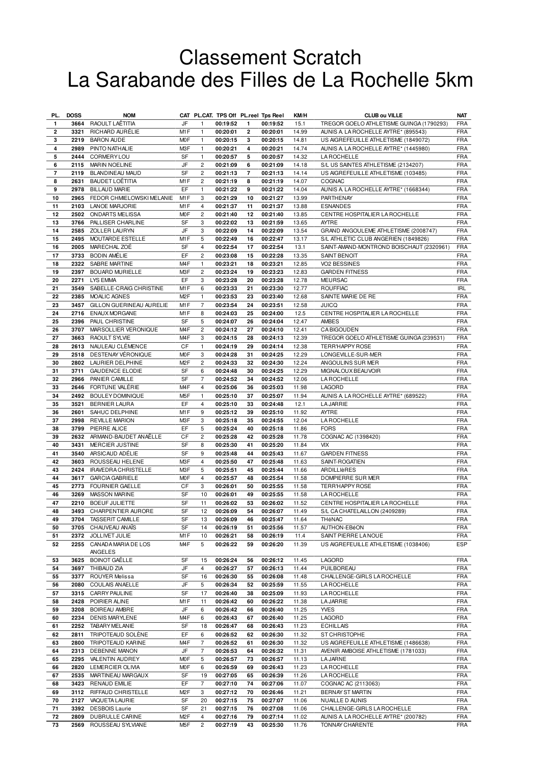# Classement Scratch
# La Sarabande des Filles de La Rochelle 5km

| PL. | DOSS | NOM | CAT | PL.CAT. | TPS Off | PL.reel | Tps Reel | KM/H | CLUB ou VILLE | NAT |
|---|---|---|---|---|---|---|---|---|---|---|
| **1** | **3664** | RAOULT LAËTITIA | JF | 1 | **00:19:52** | **1** | **00:19:52** | 15.1 | TREGOR GOELO ATHLETISME GUINGA (1790293) | FRA |
| **2** | **3321** | RICHARD AURÉLIE | M1F | 1 | **00:20:01** | **2** | **00:20:01** | 14.99 | AUNIS A. LA ROCHELLE AYTRE* (895543) | FRA |
| **3** | **2219** | BARON AUDE | M0F | 1 | **00:20:15** | **3** | **00:20:15** | 14.81 | US AIGREFEUILLE ATHLETISME (1849072) | FRA |
| **4** | **2989** | PINTO NATHALIE | M3F | 1 | **00:20:21** | **4** | **00:20:21** | 14.74 | AUNIS A. LA ROCHELLE AYTRE* (1445980) | FRA |
| **5** | **2444** | CORMERY LOU | SF | 1 | **00:20:57** | **5** | **00:20:57** | 14.32 | LA ROCHELLE | FRA |
| **6** | **2115** | MARIN NOELINE | JF | 2 | **00:21:09** | **6** | **00:21:09** | 14.18 | S/L US SAINTES ATHLETISME (2134207) | FRA |
| **7** | **2119** | BLANDINEAU MAUD | SF | 2 | **00:21:13** | **7** | **00:21:13** | 14.14 | US AIGREFEUILLE ATHLETISME (103485) | FRA |
| **8** | **2631** | BAUDET LOÉTITIA | M1F | 2 | **00:21:19** | **8** | **00:21:19** | 14.07 | COGNAC | FRA |
| **9** | **2978** | BILLAUD MARIE | EF | 1 | **00:21:22** | **9** | **00:21:22** | 14.04 | AUNIS A. LA ROCHELLE AYTRE* (1668344) | FRA |
| **10** | **2965** | FEDOR CHMIELOWSKI MELANIE | M1F | 3 | **00:21:29** | **10** | **00:21:27** | 13.99 | PARTHENAY | FRA |
| **11** | **2103** | LANOE MARJORIE | M1F | 4 | **00:21:37** | **11** | **00:21:37** | 13.88 | ESNANDES | FRA |
| **12** | **2502** | ONDARTS MELISSA | M0F | 2 | **00:21:40** | **12** | **00:21:40** | 13.85 | CENTRE HOSPITALIER LA ROCHELLE | FRA |
| **13** | **3766** | PALLISER CHARLINE | SF | 3 | **00:22:02** | **13** | **00:21:59** | 13.65 | AYTRE | FRA |
| **14** | **2585** | ZOLLER LAURYN | JF | 3 | **00:22:09** | **14** | **00:22:09** | 13.54 | GRAND ANGOULEME ATHLETISME (2008747) | FRA |
| **15** | **2495** | MOUTARDE ESTELLE | M1F | 5 | **00:22:49** | **16** | **00:22:47** | 13.17 | S/L ATHLETIC CLUB ANGERIEN (1849826) | FRA |
| **16** | **2005** | MARECHAL ZOÉ | SF | 4 | **00:22:54** | **17** | **00:22:54** | 13.1 | SAINT-AMAND-MONTROND BOISCHAUT (2320961) | FRA |
| **17** | **3733** | BODIN AMÉLIE | EF | 2 | **00:23:08** | **15** | **00:22:28** | 13.35 | SAINT BENOIT | FRA |
| **18** | **2322** | SABRE MARTINE | M4F | 1 | **00:23:21** | **18** | **00:23:21** | 12.85 | VO2 BESSINES | FRA |
| **19** | **2397** | BOUARD MURIELLE | M3F | 2 | **00:23:24** | **19** | **00:23:23** | 12.83 | GARDEN FITNESS | FRA |
| **20** | **2271** | LYS EMMA | EF | 3 | **00:23:28** | **20** | **00:23:28** | 12.78 | MEURSAC | FRA |
| **21** | **3549** | SABELLE-CRAIG CHRISTINE | M1F | 6 | **00:23:33** | **21** | **00:23:30** | 12.77 | ROUFFIAC | IRL |
| **22** | **2385** | MOALIC AGNES | M2F | 1 | **00:23:53** | **23** | **00:23:40** | 12.68 | SAINTE MARIE DE RE | FRA |
| **23** | **3457** | GILLON GUERINEAU AURELIE | M1F | 7 | **00:23:54** | **24** | **00:23:51** | 12.58 | JUICQ | FRA |
| **24** | **2716** | ENAUX MORGANE | M1F | 8 | **00:24:03** | **25** | **00:24:00** | 12.5 | CENTRE HOSPITALIER LA ROCHELLE | FRA |
| **25** | **2396** | PAUL CHRISTINE | SF | 5 | **00:24:07** | **26** | **00:24:04** | 12.47 | AMBES | FRA |
| **26** | **3707** | MARSOLLIER VERONIQUE | M4F | 2 | **00:24:12** | **27** | **00:24:10** | 12.41 | CA BIGOUDEN | FRA |
| **27** | **3663** | RAOULT SYLVIE | M4F | 3 | **00:24:15** | **28** | **00:24:13** | 12.39 | TREGOR GOELO ATHLETISME GUINGA (239531) | FRA |
| **28** | **2613** | NAULEAU CLÉMENCE | CF | 1 | **00:24:19** | **29** | **00:24:14** | 12.38 | TERR'HAPPY ROSE | FRA |
| **29** | **2518** | DESTENAY VÉRONIQUE | M0F | 3 | **00:24:28** | **31** | **00:24:25** | 12.29 | LONGEVILLE-SUR-MER | FRA |
| **30** | **2802** | LAURIER DELPHINE | M2F | 2 | **00:24:33** | **32** | **00:24:30** | 12.24 | ANGOULINS SUR MER | FRA |
| **31** | **3711** | GAUDENCE ELODIE | SF | 6 | **00:24:48** | **30** | **00:24:25** | 12.29 | MIGNALOUX BEAUVOIR | FRA |
| **32** | **2966** | PANIER CAMILLE | SF | 7 | **00:24:52** | **34** | **00:24:52** | 12.06 | LA ROCHELLE | FRA |
| **33** | **2646** | FORTUNE VALÉRIE | M4F | 4 | **00:25:06** | **36** | **00:25:03** | 11.98 | LAGORD | FRA |
| **34** | **2492** | BOULEY DOMINIQUE | M5F | 1 | **00:25:10** | **37** | **00:25:07** | 11.94 | AUNIS A. LA ROCHELLE AYTRE* (689522) | FRA |
| **35** | **3521** | BERNIER LAURA | EF | 4 | **00:25:10** | **33** | **00:24:48** | 12.1 | LA JARRIE | FRA |
| **36** | **2601** | SAHUC DELPHINE | M1F | 9 | **00:25:12** | **39** | **00:25:10** | 11.92 | AYTRE | FRA |
| **37** | **2998** | REVILLE MARION | M3F | 3 | **00:25:18** | **35** | **00:24:55** | 12.04 | LA ROCHELLE | FRA |
| **38** | **3799** | PIERRE ALICE | EF | 5 | **00:25:24** | **40** | **00:25:18** | 11.86 | FORS | FRA |
| **39** | **2632** | ARMAND-BAUDET ANAËLLE | CF | 2 | **00:25:28** | **42** | **00:25:28** | 11.78 | COGNAC AC (1398420) | FRA |
| **40** | **3431** | MERCIER JUSTINE | SF | 8 | **00:25:30** | **41** | **00:25:20** | 11.84 | VIX | FRA |
| **41** | **3540** | ARSICAUD ADÉLIE | SF | 9 | **00:25:48** | **44** | **00:25:43** | 11.67 | GARDEN FITNESS | FRA |
| **42** | **3603** | ROUSSEAU HELENE | M3F | 4 | **00:25:50** | **47** | **00:25:48** | 11.63 | SAINT-ROGATIEN | FRA |
| **43** | **2424** | IRAVEDRA CHRISTELLE | M3F | 5 | **00:25:51** | **45** | **00:25:44** | 11.66 | ARDILLIèRES | FRA |
| **44** | **3617** | GARCIA GABRIELE | M0F | 4 | **00:25:57** | **48** | **00:25:54** | 11.58 | DOMPIERRE SUR MER | FRA |
| **45** | **2773** | FOURNIER GAELLE | CF | 3 | **00:26:01** | **50** | **00:25:55** | 11.58 | TERR'HAPPY ROSE | FRA |
| **46** | **3269** | MASSON MARINE | SF | 10 | **00:26:01** | **49** | **00:25:55** | 11.58 | LA ROCHELLE | FRA |
| **47** | **2210** | BOEUF JULIETTE | SF | 11 | **00:26:02** | **53** | **00:26:02** | 11.52 | CENTRE HOSPITALIER LA ROCHELLE | FRA |
| **48** | **3493** | CHARPENTIER AURORE | SF | 12 | **00:26:09** | **54** | **00:26:07** | 11.49 | S/L CA CHATELAILLON (2409289) | FRA |
| **49** | **3704** | TASSERIT CAMILLE | SF | 13 | **00:26:09** | **46** | **00:25:47** | 11.64 | THéNAC | FRA |
| **50** | **3705** | CHAUVEAU ANAÏS | SF | 14 | **00:26:19** | **51** | **00:25:56** | 11.57 | AUTHON-EBéON | FRA |
| **51** | **2372** | JOLLIVET JULIE | M1F | 10 | **00:26:21** | **58** | **00:26:19** | 11.4 | SAINT PIERRE LA NOUE | FRA |
| **52** | **2255** | CANADA MARIA DE LOS ANGELES | M4F | 5 | **00:26:22** | **59** | **00:26:20** | 11.39 | US AIGREFEUILLE ATHLETISME (1038406) | ESP |
| **53** | **3625** | BOINOT GAËLLE | SF | 15 | **00:26:24** | **56** | **00:26:12** | 11.45 | LAGORD | FRA |
| **54** | **3697** | THIBAUD ZIA | JF | 4 | **00:26:27** | **57** | **00:26:13** | 11.44 | PUILBOREAU | FRA |
| **55** | **3377** | ROUYER Melissa | SF | 16 | **00:26:30** | **55** | **00:26:08** | 11.48 | CHALLENGE-GIRLS LA ROCHELLE | FRA |
| **56** | **2080** | COULAIS ANAELLE | JF | 5 | **00:26:34** | **52** | **00:25:59** | 11.55 | LA ROCHELLE | FRA |
| **57** | **3315** | CARRY PAULINE | SF | 17 | **00:26:40** | **38** | **00:25:09** | 11.93 | LA ROCHELLE | FRA |
| **58** | **2428** | POIRIER ALINE | M1F | 11 | **00:26:42** | **60** | **00:26:22** | 11.38 | LA JARRIE | FRA |
| **59** | **3208** | BOIREAU AMBRE | JF | 6 | **00:26:42** | **66** | **00:26:40** | 11.25 | YVES | FRA |
| **60** | **2234** | DENIS MARYLENE | M4F | 6 | **00:26:43** | **67** | **00:26:40** | 11.25 | LAGORD | FRA |
| **61** | **2252** | TABARY MELANIE | SF | 18 | **00:26:47** | **68** | **00:26:43** | 11.23 | ECHILLAIS | FRA |
| **62** | **2811** | TRIPOTEAUD SOLÈNE | EF | 6 | **00:26:52** | **62** | **00:26:30** | 11.32 | ST CHRISTOPHE | FRA |
| **63** | **2800** | TRIPOTEAUD KARINE | M4F | 7 | **00:26:52** | **61** | **00:26:30** | 11.32 | US AIGREFEUILLE ATHLETISME (1486638) | FRA |
| **64** | **2313** | DEBENNE MANON | JF | 7 | **00:26:53** | **64** | **00:26:32** | 11.31 | AVENIR AMBOISE ATHLETISME (1781033) | FRA |
| **65** | **2295** | VALENTIN AUDREY | M0F | 5 | **00:26:57** | **73** | **00:26:57** | 11.13 | LA JARNE | FRA |
| **66** | **2820** | LEMERCIER OLIVIA | M0F | 6 | **00:26:59** | **69** | **00:26:43** | 11.23 | LA ROCHELLE | FRA |
| **67** | **2535** | MARTINEAU MARGAUX | SF | 19 | **00:27:05** | **65** | **00:26:39** | 11.26 | LA ROCHELLE | FRA |
| **68** | **3423** | RENAUD EMILIE | EF | 7 | **00:27:10** | **74** | **00:27:06** | 11.07 | COGNAC AC (2113063) | FRA |
| **69** | **3112** | RIFFAUD CHRISTELLE | M2F | 3 | **00:27:12** | **70** | **00:26:46** | 11.21 | BERNAY ST MARTIN | FRA |
| **70** | **2127** | VAQUETA LAURIE | SF | 20 | **00:27:15** | **75** | **00:27:07** | 11.06 | NUAILLE D AUNIS | FRA |
| **71** | **3392** | DESBOIS Laurie | SF | 21 | **00:27:15** | **76** | **00:27:08** | 11.06 | CHALLENGE-GIRLS LA ROCHELLE | FRA |
| **72** | **2809** | DUBRULLE CARINE | M2F | 4 | **00:27:16** | **79** | **00:27:14** | 11.02 | AUNIS A. LA ROCHELLE AYTRE* (200782) | FRA |
| **73** | **2569** | ROUSSEAU SYLVIANE | M5F | 2 | **00:27:19** | **43** | **00:25:30** | 11.76 | TONNAY CHARENTE | FRA |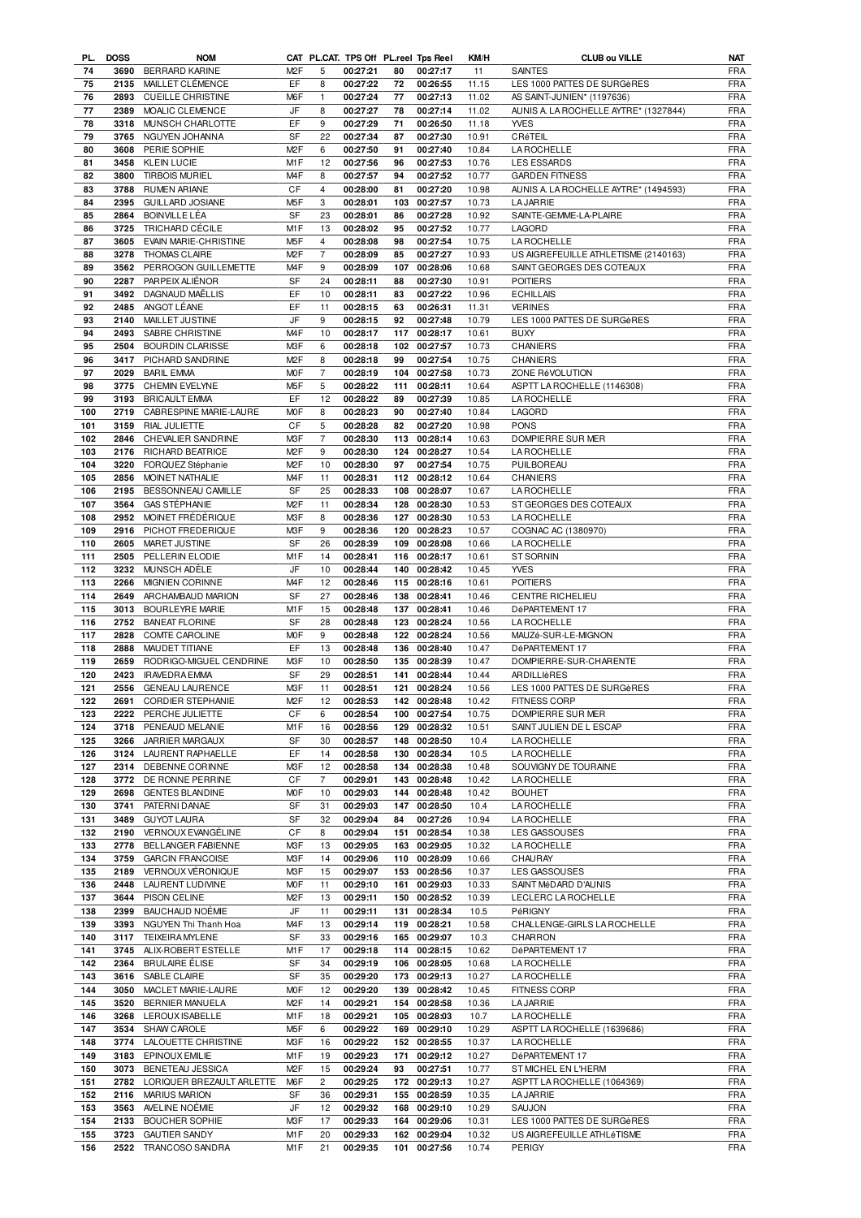| PL. | DOSS | NOM | CAT | PL.CAT. | TPS Off | PL.reel | Tps Reel | KM/H | CLUB ou VILLE | NAT |
|---|---|---|---|---|---|---|---|---|---|---|
| 74 | 3690 | BERRARD KARINE | M2F | 5 | 00:27:21 | 80 | 00:27:17 | 11 | SAINTES | FRA |
| 75 | 2135 | MAILLET CLÉMENCE | EF | 8 | 00:27:22 | 72 | 00:26:55 | 11.15 | LES 1000 PATTES DE SURGèRES | FRA |
| 76 | 2893 | CUEILLE CHRISTINE | M6F | 1 | 00:27:24 | 77 | 00:27:13 | 11.02 | AS SAINT-JUNIEN* (1197636) | FRA |
| 77 | 2389 | MOALIC CLEMENCE | JF | 8 | 00:27:27 | 78 | 00:27:14 | 11.02 | AUNIS A. LA ROCHELLE AYTRE* (1327844) | FRA |
| 78 | 3318 | MUNSCH CHARLOTTE | EF | 9 | 00:27:29 | 71 | 00:26:50 | 11.18 | YVES | FRA |
| 79 | 3765 | NGUYEN JOHANNA | SF | 22 | 00:27:34 | 87 | 00:27:30 | 10.91 | CRéTEIL | FRA |
| 80 | 3608 | PERIE SOPHIE | M2F | 6 | 00:27:50 | 91 | 00:27:40 | 10.84 | LA ROCHELLE | FRA |
| 81 | 3458 | KLEIN LUCIE | M1F | 12 | 00:27:56 | 96 | 00:27:53 | 10.76 | LES ESSARDS | FRA |
| 82 | 3800 | TIRBOIS MURIEL | M4F | 8 | 00:27:57 | 94 | 00:27:52 | 10.77 | GARDEN FITNESS | FRA |
| 83 | 3788 | RUMEN ARIANE | CF | 4 | 00:28:00 | 81 | 00:27:20 | 10.98 | AUNIS A. LA ROCHELLE AYTRE* (1494593) | FRA |
| 84 | 2395 | GUILLARD JOSIANE | M5F | 3 | 00:28:01 | 103 | 00:27:57 | 10.73 | LA JARRIE | FRA |
| 85 | 2864 | BOINVILLE LÉA | SF | 23 | 00:28:01 | 86 | 00:27:28 | 10.92 | SAINTE-GEMME-LA-PLAIRE | FRA |
| 86 | 3725 | TRICHARD CÉCILE | M1F | 13 | 00:28:02 | 95 | 00:27:52 | 10.77 | LAGORD | FRA |
| 87 | 3605 | EVAIN MARIE-CHRISTINE | M5F | 4 | 00:28:08 | 98 | 00:27:54 | 10.75 | LA ROCHELLE | FRA |
| 88 | 3278 | THOMAS CLAIRE | M2F | 7 | 00:28:09 | 85 | 00:27:27 | 10.93 | US AIGREFEUILLE ATHLETISME (2140163) | FRA |
| 89 | 3562 | PERROGON GUILLEMETTE | M4F | 9 | 00:28:09 | 107 | 00:28:06 | 10.68 | SAINT GEORGES DES COTEAUX | FRA |
| 90 | 2287 | PARPEIX ALIÉNOR | SF | 24 | 00:28:11 | 88 | 00:27:30 | 10.91 | POITIERS | FRA |
| 91 | 3492 | DAGNAUD MAËLLIS | EF | 10 | 00:28:11 | 83 | 00:27:22 | 10.96 | ECHILLAIS | FRA |
| 92 | 2485 | ANGOT LÉANE | EF | 11 | 00:28:15 | 63 | 00:26:31 | 11.31 | VERINES | FRA |
| 93 | 2140 | MAILLET JUSTINE | JF | 9 | 00:28:15 | 92 | 00:27:48 | 10.79 | LES 1000 PATTES DE SURGèRES | FRA |
| 94 | 2493 | SABRE CHRISTINE | M4F | 10 | 00:28:17 | 117 | 00:28:17 | 10.61 | BUXY | FRA |
| 95 | 2504 | BOURDIN CLARISSE | M3F | 6 | 00:28:18 | 102 | 00:27:57 | 10.73 | CHANIERS | FRA |
| 96 | 3417 | PICHARD SANDRINE | M2F | 8 | 00:28:18 | 99 | 00:27:54 | 10.75 | CHANIERS | FRA |
| 97 | 2029 | BARIL EMMA | M0F | 7 | 00:28:19 | 104 | 00:27:58 | 10.73 | ZONE RéVOLUTION | FRA |
| 98 | 3775 | CHEMIN EVELYNE | M5F | 5 | 00:28:22 | 111 | 00:28:11 | 10.64 | ASPTT LA ROCHELLE (1146308) | FRA |
| 99 | 3193 | BRICAULT EMMA | EF | 12 | 00:28:22 | 89 | 00:27:39 | 10.85 | LA ROCHELLE | FRA |
| 100 | 2719 | CABRESPINE MARIE-LAURE | M0F | 8 | 00:28:23 | 90 | 00:27:40 | 10.84 | LAGORD | FRA |
| 101 | 3159 | RIAL JULIETTE | CF | 5 | 00:28:28 | 82 | 00:27:20 | 10.98 | PONS | FRA |
| 102 | 2846 | CHEVALIER SANDRINE | M3F | 7 | 00:28:30 | 113 | 00:28:14 | 10.63 | DOMPIERRE SUR MER | FRA |
| 103 | 2176 | RICHARD BEATRICE | M2F | 9 | 00:28:30 | 124 | 00:28:27 | 10.54 | LA ROCHELLE | FRA |
| 104 | 3220 | FORQUEZ Stéphanie | M2F | 10 | 00:28:30 | 97 | 00:27:54 | 10.75 | PUILBOREAU | FRA |
| 105 | 2856 | MOINET NATHALIE | M4F | 11 | 00:28:31 | 112 | 00:28:12 | 10.64 | CHANIERS | FRA |
| 106 | 2195 | BESSONNEAU CAMILLE | SF | 25 | 00:28:33 | 108 | 00:28:07 | 10.67 | LA ROCHELLE | FRA |
| 107 | 3564 | GAS STÉPHANIE | M2F | 11 | 00:28:34 | 128 | 00:28:30 | 10.53 | ST GEORGES DES COTEAUX | FRA |
| 108 | 2952 | MOINET FRÉDÉRIQUE | M3F | 8 | 00:28:36 | 127 | 00:28:30 | 10.53 | LA ROCHELLE | FRA |
| 109 | 2916 | PICHOT FREDERIQUE | M3F | 9 | 00:28:36 | 120 | 00:28:23 | 10.57 | COGNAC AC (1380970) | FRA |
| 110 | 2605 | MARET JUSTINE | SF | 26 | 00:28:39 | 109 | 00:28:08 | 10.66 | LA ROCHELLE | FRA |
| 111 | 2505 | PELLERIN ELODIE | M1F | 14 | 00:28:41 | 116 | 00:28:17 | 10.61 | ST SORNIN | FRA |
| 112 | 3232 | MUNSCH ADÈLE | JF | 10 | 00:28:44 | 140 | 00:28:42 | 10.45 | YVES | FRA |
| 113 | 2266 | MIGNIEN CORINNE | M4F | 12 | 00:28:46 | 115 | 00:28:16 | 10.61 | POITIERS | FRA |
| 114 | 2649 | ARCHAMBAUD MARION | SF | 27 | 00:28:46 | 138 | 00:28:41 | 10.46 | CENTRE RICHELIEU | FRA |
| 115 | 3013 | BOURLEYRE MARIE | M1F | 15 | 00:28:48 | 137 | 00:28:41 | 10.46 | DéPARTEMENT 17 | FRA |
| 116 | 2752 | BANEAT FLORINE | SF | 28 | 00:28:48 | 123 | 00:28:24 | 10.56 | LA ROCHELLE | FRA |
| 117 | 2828 | COMTE CAROLINE | M0F | 9 | 00:28:48 | 122 | 00:28:24 | 10.56 | MAUZé-SUR-LE-MIGNON | FRA |
| 118 | 2888 | MAUDET TITIANE | EF | 13 | 00:28:48 | 136 | 00:28:40 | 10.47 | DéPARTEMENT 17 | FRA |
| 119 | 2659 | RODRIGO-MIGUEL CENDRINE | M3F | 10 | 00:28:50 | 135 | 00:28:39 | 10.47 | DOMPIERRE-SUR-CHARENTE | FRA |
| 120 | 2423 | IRAVEDRA EMMA | SF | 29 | 00:28:51 | 141 | 00:28:44 | 10.44 | ARDILLIèRES | FRA |
| 121 | 2556 | GENEAU LAURENCE | M3F | 11 | 00:28:51 | 121 | 00:28:24 | 10.56 | LES 1000 PATTES DE SURGèRES | FRA |
| 122 | 2691 | CORDIER STEPHANIE | M2F | 12 | 00:28:53 | 142 | 00:28:48 | 10.42 | FITNESS CORP | FRA |
| 123 | 2222 | PERCHE JULIETTE | CF | 6 | 00:28:54 | 100 | 00:27:54 | 10.75 | DOMPIERRE SUR MER | FRA |
| 124 | 3718 | PENEAUD MELANIE | M1F | 16 | 00:28:56 | 129 | 00:28:32 | 10.51 | SAINT JULIEN DE L ESCAP | FRA |
| 125 | 3266 | JARRIER MARGAUX | SF | 30 | 00:28:57 | 148 | 00:28:50 | 10.4 | LA ROCHELLE | FRA |
| 126 | 3124 | LAURENT RAPHAELLE | EF | 14 | 00:28:58 | 130 | 00:28:34 | 10.5 | LA ROCHELLE | FRA |
| 127 | 2314 | DEBENNE CORINNE | M3F | 12 | 00:28:58 | 134 | 00:28:38 | 10.48 | SOUVIGNY DE TOURAINE | FRA |
| 128 | 3772 | DE RONNE PERRINE | CF | 7 | 00:29:01 | 143 | 00:28:48 | 10.42 | LA ROCHELLE | FRA |
| 129 | 2698 | GENTES BLANDINE | M0F | 10 | 00:29:03 | 144 | 00:28:48 | 10.42 | BOUHET | FRA |
| 130 | 3741 | PATERNI DANAE | SF | 31 | 00:29:03 | 147 | 00:28:50 | 10.4 | LA ROCHELLE | FRA |
| 131 | 3489 | GUYOT LAURA | SF | 32 | 00:29:04 | 84 | 00:27:26 | 10.94 | LA ROCHELLE | FRA |
| 132 | 2190 | VERNOUX EVANGÉLINE | CF | 8 | 00:29:04 | 151 | 00:28:54 | 10.38 | LES GASSOUSES | FRA |
| 133 | 2778 | BELLANGER FABIENNE | M3F | 13 | 00:29:05 | 163 | 00:29:05 | 10.32 | LA ROCHELLE | FRA |
| 134 | 3759 | GARCIN FRANCOISE | M3F | 14 | 00:29:06 | 110 | 00:28:09 | 10.66 | CHAURAY | FRA |
| 135 | 2189 | VERNOUX VÉRONIQUE | M3F | 15 | 00:29:07 | 153 | 00:28:56 | 10.37 | LES GASSOUSES | FRA |
| 136 | 2448 | LAURENT LUDIVINE | M0F | 11 | 00:29:10 | 161 | 00:29:03 | 10.33 | SAINT MéDARD D'AUNIS | FRA |
| 137 | 3644 | PISON CELINE | M2F | 13 | 00:29:11 | 150 | 00:28:52 | 10.39 | LECLERC LA ROCHELLE | FRA |
| 138 | 2399 | BAUCHAUD NOÉMIE | JF | 11 | 00:29:11 | 131 | 00:28:34 | 10.5 | PéRIGNY | FRA |
| 139 | 3393 | NGUYEN Thi Thanh Hoa | M4F | 13 | 00:29:14 | 119 | 00:28:21 | 10.58 | CHALLENGE-GIRLS LA ROCHELLE | FRA |
| 140 | 3117 | TEIXEIRA MYLENE | SF | 33 | 00:29:16 | 165 | 00:29:07 | 10.3 | CHARRON | FRA |
| 141 | 3745 | ALIX-ROBERT ESTELLE | M1F | 17 | 00:29:18 | 114 | 00:28:15 | 10.62 | DéPARTEMENT 17 | FRA |
| 142 | 2364 | BRULAIRE ÉLISE | SF | 34 | 00:29:19 | 106 | 00:28:05 | 10.68 | LA ROCHELLE | FRA |
| 143 | 3616 | SABLE CLAIRE | SF | 35 | 00:29:20 | 173 | 00:29:13 | 10.27 | LA ROCHELLE | FRA |
| 144 | 3050 | MACLET MARIE-LAURE | M0F | 12 | 00:29:20 | 139 | 00:28:42 | 10.45 | FITNESS CORP | FRA |
| 145 | 3520 | BERNIER MANUELA | M2F | 14 | 00:29:21 | 154 | 00:28:58 | 10.36 | LA JARRIE | FRA |
| 146 | 3268 | LEROUX ISABELLE | M1F | 18 | 00:29:21 | 105 | 00:28:03 | 10.7 | LA ROCHELLE | FRA |
| 147 | 3534 | SHAW CAROLE | M5F | 6 | 00:29:22 | 169 | 00:29:10 | 10.29 | ASPTT LA ROCHELLE (1639686) | FRA |
| 148 | 3774 | LALOUETTE CHRISTINE | M3F | 16 | 00:29:22 | 152 | 00:28:55 | 10.37 | LA ROCHELLE | FRA |
| 149 | 3183 | EPINOUX EMILIE | M1F | 19 | 00:29:23 | 171 | 00:29:12 | 10.27 | DéPARTEMENT 17 | FRA |
| 150 | 3073 | BENETEAU JESSICA | M2F | 15 | 00:29:24 | 93 | 00:27:51 | 10.77 | ST MICHEL EN L'HERM | FRA |
| 151 | 2782 | LORIQUER BREZAULT ARLETTE | M6F | 2 | 00:29:25 | 172 | 00:29:13 | 10.27 | ASPTT LA ROCHELLE (1064369) | FRA |
| 152 | 2116 | MARIUS MARION | SF | 36 | 00:29:31 | 155 | 00:28:59 | 10.35 | LA JARRIE | FRA |
| 153 | 3563 | AVELINE NOÉMIE | JF | 12 | 00:29:32 | 168 | 00:29:10 | 10.29 | SAUJON | FRA |
| 154 | 2133 | BOUCHER SOPHIE | M3F | 17 | 00:29:33 | 164 | 00:29:06 | 10.31 | LES 1000 PATTES DE SURGèRES | FRA |
| 155 | 3723 | GAUTIER SANDY | M1F | 20 | 00:29:33 | 162 | 00:29:04 | 10.32 | US AIGREFEUILLE ATHLéTISME | FRA |
| 156 | 2522 | TRANCOSO SANDRA | M1F | 21 | 00:29:35 | 101 | 00:27:56 | 10.74 | PERIGY | FRA |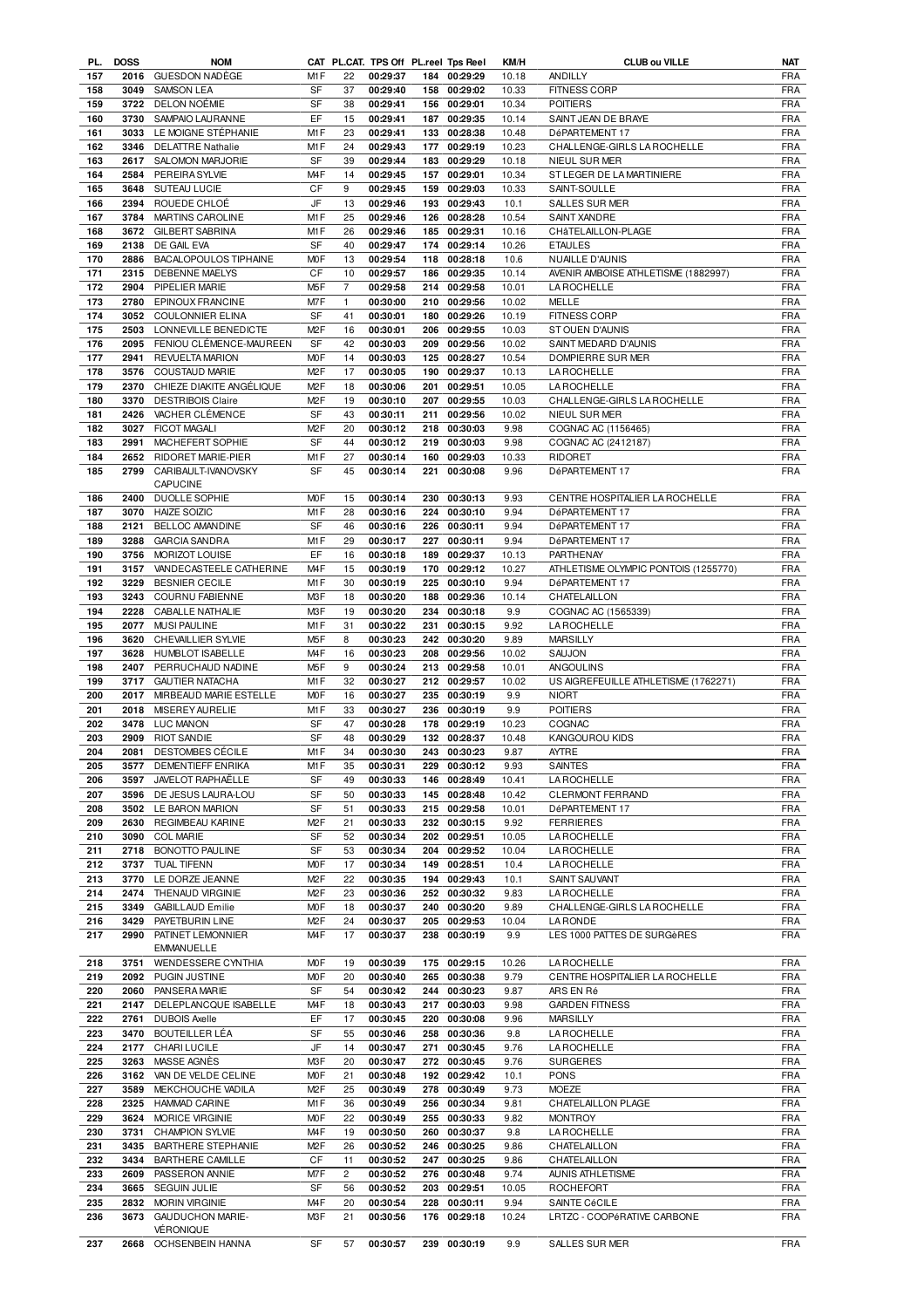| PL. | DOSS | NOM | CAT | PL.CAT. | TPS Off | PL.reel | Tps Reel | KM/H | CLUB ou VILLE | NAT |
|---|---|---|---|---|---|---|---|---|---|---|
| 157 | 2016 | GUESDON NADÈGE | M1F | 22 | 00:29:37 | 184 | 00:29:29 | 10.18 | ANDILLY | FRA |
| 158 | 3049 | SAMSON LEA | SF | 37 | 00:29:40 | 158 | 00:29:02 | 10.33 | FITNESS CORP | FRA |
| 159 | 3722 | DELON NOÉMIE | SF | 38 | 00:29:41 | 156 | 00:29:01 | 10.34 | POITIERS | FRA |
| 160 | 3730 | SAMPAIO LAURANNE | EF | 15 | 00:29:41 | 187 | 00:29:35 | 10.14 | SAINT JEAN DE BRAYE | FRA |
| 161 | 3033 | LE MOIGNE STÉPHANIE | M1F | 23 | 00:29:41 | 133 | 00:28:38 | 10.48 | DéPARTEMENT 17 | FRA |
| 162 | 3346 | DELATTRE Nathalie | M1F | 24 | 00:29:43 | 177 | 00:29:19 | 10.23 | CHALLENGE-GIRLS LA ROCHELLE | FRA |
| 163 | 2617 | SALOMON MARJORIE | SF | 39 | 00:29:44 | 183 | 00:29:29 | 10.18 | NIEUL SUR MER | FRA |
| 164 | 2584 | PEREIRA SYLVIE | M4F | 14 | 00:29:45 | 157 | 00:29:01 | 10.34 | ST LEGER DE LA MARTINIERE | FRA |
| 165 | 3648 | SUTEAU LUCIE | CF | 9 | 00:29:45 | 159 | 00:29:03 | 10.33 | SAINT-SOULLE | FRA |
| 166 | 2394 | ROUEDE CHLOÉ | JF | 13 | 00:29:46 | 193 | 00:29:43 | 10.1 | SALLES SUR MER | FRA |
| 167 | 3784 | MARTINS CAROLINE | M1F | 25 | 00:29:46 | 126 | 00:28:28 | 10.54 | SAINT XANDRE | FRA |
| 168 | 3672 | GILBERT SABRINA | M1F | 26 | 00:29:46 | 185 | 00:29:31 | 10.16 | CHâTELAILLON-PLAGE | FRA |
| 169 | 2138 | DE GAIL EVA | SF | 40 | 00:29:47 | 174 | 00:29:14 | 10.26 | ETAULES | FRA |
| 170 | 2886 | BACALOPOULOS TIPHAINE | M0F | 13 | 00:29:54 | 118 | 00:28:18 | 10.6 | NUAILLE D'AUNIS | FRA |
| 171 | 2315 | DEBENNE MAELYS | CF | 10 | 00:29:57 | 186 | 00:29:35 | 10.14 | AVENIR AMBOISE ATHLETISME (1882997) | FRA |
| 172 | 2904 | PIPELIER MARIE | M5F | 7 | 00:29:58 | 214 | 00:29:58 | 10.01 | LA ROCHELLE | FRA |
| 173 | 2780 | EPINOUX FRANCINE | M7F | 1 | 00:30:00 | 210 | 00:29:56 | 10.02 | MELLE | FRA |
| 174 | 3052 | COULONNIER ELINA | SF | 41 | 00:30:01 | 180 | 00:29:26 | 10.19 | FITNESS CORP | FRA |
| 175 | 2503 | LONNEVILLE BENEDICTE | M2F | 16 | 00:30:01 | 206 | 00:29:55 | 10.03 | ST OUEN D'AUNIS | FRA |
| 176 | 2095 | FENIOU CLÉMENCE-MAUREEN | SF | 42 | 00:30:03 | 209 | 00:29:56 | 10.02 | SAINT MEDARD D'AUNIS | FRA |
| 177 | 2941 | REVUELTA MARION | M0F | 14 | 00:30:03 | 125 | 00:28:27 | 10.54 | DOMPIERRE SUR MER | FRA |
| 178 | 3576 | COUSTAUD MARIE | M2F | 17 | 00:30:05 | 190 | 00:29:37 | 10.13 | LA ROCHELLE | FRA |
| 179 | 2370 | CHIEZE DIAKITE ANGÉLIQUE | M2F | 18 | 00:30:06 | 201 | 00:29:51 | 10.05 | LA ROCHELLE | FRA |
| 180 | 3370 | DESTRIBOIS Claire | M2F | 19 | 00:30:10 | 207 | 00:29:55 | 10.03 | CHALLENGE-GIRLS LA ROCHELLE | FRA |
| 181 | 2426 | VACHER CLÉMENCE | SF | 43 | 00:30:11 | 211 | 00:29:56 | 10.02 | NIEUL SUR MER | FRA |
| 182 | 3027 | FICOT MAGALI | M2F | 20 | 00:30:12 | 218 | 00:30:03 | 9.98 | COGNAC AC (1156465) | FRA |
| 183 | 2991 | MACHEFERT SOPHIE | SF | 44 | 00:30:12 | 219 | 00:30:03 | 9.98 | COGNAC AC (2412187) | FRA |
| 184 | 2652 | RIDORET MARIE-PIER | M1F | 27 | 00:30:14 | 160 | 00:29:03 | 10.33 | RIDORET | FRA |
| 185 | 2799 | CARIBAULT-IVANOVSKY CAPUCINE | SF | 45 | 00:30:14 | 221 | 00:30:08 | 9.96 | DéPARTEMENT 17 | FRA |
| 186 | 2400 | DUOLLE SOPHIE | M0F | 15 | 00:30:14 | 230 | 00:30:13 | 9.93 | CENTRE HOSPITALIER LA ROCHELLE | FRA |
| 187 | 3070 | HAIZE SOIZIC | M1F | 28 | 00:30:16 | 224 | 00:30:10 | 9.94 | DéPARTEMENT 17 | FRA |
| 188 | 2121 | BELLOC AMANDINE | SF | 46 | 00:30:16 | 226 | 00:30:11 | 9.94 | DéPARTEMENT 17 | FRA |
| 189 | 3288 | GARCIA SANDRA | M1F | 29 | 00:30:17 | 227 | 00:30:11 | 9.94 | DéPARTEMENT 17 | FRA |
| 190 | 3756 | MORIZOT LOUISE | EF | 16 | 00:30:18 | 189 | 00:29:37 | 10.13 | PARTHENAY | FRA |
| 191 | 3157 | VANDECASTEELE CATHERINE | M4F | 15 | 00:30:19 | 170 | 00:29:12 | 10.27 | ATHLETISME OLYMPIC PONTOIS (1255770) | FRA |
| 192 | 3229 | BESNIER CECILE | M1F | 30 | 00:30:19 | 225 | 00:30:10 | 9.94 | DéPARTEMENT 17 | FRA |
| 193 | 3243 | COURNU FABIENNE | M3F | 18 | 00:30:20 | 188 | 00:29:36 | 10.14 | CHATELAILLON | FRA |
| 194 | 2228 | CABALLE NATHALIE | M3F | 19 | 00:30:20 | 234 | 00:30:18 | 9.9 | COGNAC AC (1565339) | FRA |
| 195 | 2077 | MUSI PAULINE | M1F | 31 | 00:30:22 | 231 | 00:30:15 | 9.92 | LA ROCHELLE | FRA |
| 196 | 3620 | CHEVAILLIER SYLVIE | M5F | 8 | 00:30:23 | 242 | 00:30:20 | 9.89 | MARSILLY | FRA |
| 197 | 3628 | HUMBLOT ISABELLE | M4F | 16 | 00:30:23 | 208 | 00:29:56 | 10.02 | SAUJON | FRA |
| 198 | 2407 | PERRUCHAUD NADINE | M5F | 9 | 00:30:24 | 213 | 00:29:58 | 10.01 | ANGOULINS | FRA |
| 199 | 3717 | GAUTIER NATACHA | M1F | 32 | 00:30:27 | 212 | 00:29:57 | 10.02 | US AIGREFEUILLE ATHLETISME (1762271) | FRA |
| 200 | 2017 | MIRBEAUD MARIE ESTELLE | M0F | 16 | 00:30:27 | 235 | 00:30:19 | 9.9 | NIORT | FRA |
| 201 | 2018 | MISEREY AURELIE | M1F | 33 | 00:30:27 | 236 | 00:30:19 | 9.9 | POITIERS | FRA |
| 202 | 3478 | LUC MANON | SF | 47 | 00:30:28 | 178 | 00:29:19 | 10.23 | COGNAC | FRA |
| 203 | 2909 | RIOT SANDIE | SF | 48 | 00:30:29 | 132 | 00:28:37 | 10.48 | KANGOUROU KIDS | FRA |
| 204 | 2081 | DESTOMBES CÉCILE | M1F | 34 | 00:30:30 | 243 | 00:30:23 | 9.87 | AYTRE | FRA |
| 205 | 3577 | DEMENTIEFF ENRIKA | M1F | 35 | 00:30:31 | 229 | 00:30:12 | 9.93 | SAINTES | FRA |
| 206 | 3597 | JAVELOT RAPHAËLLE | SF | 49 | 00:30:33 | 146 | 00:28:49 | 10.41 | LA ROCHELLE | FRA |
| 207 | 3596 | DE JESUS LAURA-LOU | SF | 50 | 00:30:33 | 145 | 00:28:48 | 10.42 | CLERMONT FERRAND | FRA |
| 208 | 3502 | LE BARON MARION | SF | 51 | 00:30:33 | 215 | 00:29:58 | 10.01 | DéPARTEMENT 17 | FRA |
| 209 | 2630 | REGIMBEAU KARINE | M2F | 21 | 00:30:33 | 232 | 00:30:15 | 9.92 | FERRIERES | FRA |
| 210 | 3090 | COL MARIE | SF | 52 | 00:30:34 | 202 | 00:29:51 | 10.05 | LA ROCHELLE | FRA |
| 211 | 2718 | BONOTTO PAULINE | SF | 53 | 00:30:34 | 204 | 00:29:52 | 10.04 | LA ROCHELLE | FRA |
| 212 | 3737 | TUAL TIFENN | M0F | 17 | 00:30:34 | 149 | 00:28:51 | 10.4 | LA ROCHELLE | FRA |
| 213 | 3770 | LE DORZE JEANNE | M2F | 22 | 00:30:35 | 194 | 00:29:43 | 10.1 | SAINT SAUVANT | FRA |
| 214 | 2474 | THENAUD VIRGINIE | M2F | 23 | 00:30:36 | 252 | 00:30:32 | 9.83 | LA ROCHELLE | FRA |
| 215 | 3349 | GABILLAUD Emilie | M0F | 18 | 00:30:37 | 240 | 00:30:20 | 9.89 | CHALLENGE-GIRLS LA ROCHELLE | FRA |
| 216 | 3429 | PAYETBURIN LINE | M2F | 24 | 00:30:37 | 205 | 00:29:53 | 10.04 | LA RONDE | FRA |
| 217 | 2990 | PATINET LEMONNIER EMMANUELLE | M4F | 17 | 00:30:37 | 238 | 00:30:19 | 9.9 | LES 1000 PATTES DE SURGèRES | FRA |
| 218 | 3751 | WENDESSERE CYNTHIA | M0F | 19 | 00:30:39 | 175 | 00:29:15 | 10.26 | LA ROCHELLE | FRA |
| 219 | 2092 | PUGIN JUSTINE | M0F | 20 | 00:30:40 | 265 | 00:30:38 | 9.79 | CENTRE HOSPITALIER LA ROCHELLE | FRA |
| 220 | 2060 | PANSERA MARIE | SF | 54 | 00:30:42 | 244 | 00:30:23 | 9.87 | ARS EN Ré | FRA |
| 221 | 2147 | DELEPLANCQUE ISABELLE | M4F | 18 | 00:30:43 | 217 | 00:30:03 | 9.98 | GARDEN FITNESS | FRA |
| 222 | 2761 | DUBOIS Axelle | EF | 17 | 00:30:45 | 220 | 00:30:08 | 9.96 | MARSILLY | FRA |
| 223 | 3470 | BOUTEILLER LÉA | SF | 55 | 00:30:46 | 258 | 00:30:36 | 9.8 | LA ROCHELLE | FRA |
| 224 | 2177 | CHARI LUCILE | JF | 14 | 00:30:47 | 271 | 00:30:45 | 9.76 | LA ROCHELLE | FRA |
| 225 | 3263 | MASSE AGNÈS | M3F | 20 | 00:30:47 | 272 | 00:30:45 | 9.76 | SURGERES | FRA |
| 226 | 3162 | VAN DE VELDE CELINE | M0F | 21 | 00:30:48 | 192 | 00:29:42 | 10.1 | PONS | FRA |
| 227 | 3589 | MEKCHOUCHE VADILA | M2F | 25 | 00:30:49 | 278 | 00:30:49 | 9.73 | MOEZE | FRA |
| 228 | 2325 | HAMMAD CARINE | M1F | 36 | 00:30:49 | 256 | 00:30:34 | 9.81 | CHATELAILLON PLAGE | FRA |
| 229 | 3624 | MORICE VIRGINIE | M0F | 22 | 00:30:49 | 255 | 00:30:33 | 9.82 | MONTROY | FRA |
| 230 | 3731 | CHAMPION SYLVIE | M4F | 19 | 00:30:50 | 260 | 00:30:37 | 9.8 | LA ROCHELLE | FRA |
| 231 | 3435 | BARTHERE STEPHANIE | M2F | 26 | 00:30:52 | 246 | 00:30:25 | 9.86 | CHATELAILLON | FRA |
| 232 | 3434 | BARTHERE CAMILLE | CF | 11 | 00:30:52 | 247 | 00:30:25 | 9.86 | CHATELAILLON | FRA |
| 233 | 2609 | PASSERON ANNIE | M7F | 2 | 00:30:52 | 276 | 00:30:48 | 9.74 | AUNIS ATHLETISME | FRA |
| 234 | 3665 | SEGUIN JULIE | SF | 56 | 00:30:52 | 203 | 00:29:51 | 10.05 | ROCHEFORT | FRA |
| 235 | 2832 | MORIN VIRGINIE | M4F | 20 | 00:30:54 | 228 | 00:30:11 | 9.94 | SAINTE CéCILE | FRA |
| 236 | 3673 | GAUDUCHON MARIE-VÉRONIQUE | M3F | 21 | 00:30:56 | 176 | 00:29:18 | 10.24 | LRTZC - COOPéRATIVE CARBONE | FRA |
| 237 | 2668 | OCHSENBEIN HANNA | SF | 57 | 00:30:57 | 239 | 00:30:19 | 9.9 | SALLES SUR MER | FRA |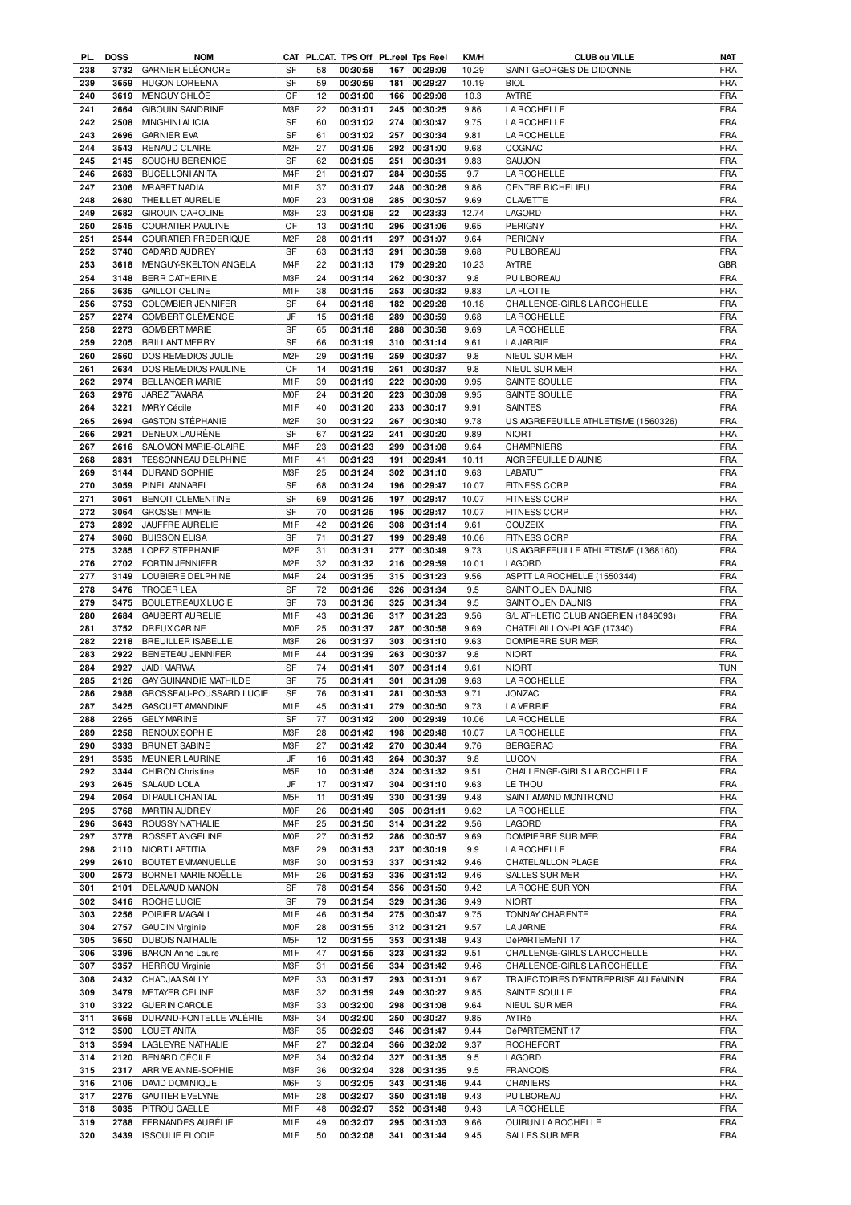| PL. | DOSS | NOM | CAT | PL.CAT. | TPS Off | PL.reel | Tps Reel | KM/H | CLUB ou VILLE | NAT |
|---|---|---|---|---|---|---|---|---|---|---|
| 238 | 3732 | GARNIER ELÉONORE | SF | 58 | 00:30:58 | 167 | 00:29:09 | 10.29 | SAINT GEORGES DE DIDONNE | FRA |
| 239 | 3659 | HUGON LOREENA | SF | 59 | 00:30:59 | 181 | 00:29:27 | 10.19 | BIOL | FRA |
| 240 | 3619 | MENGUY CHLÖE | CF | 12 | 00:31:00 | 166 | 00:29:08 | 10.3 | AYTRE | FRA |
| 241 | 2664 | GIBOUIN SANDRINE | M3F | 22 | 00:31:01 | 245 | 00:30:25 | 9.86 | LA ROCHELLE | FRA |
| 242 | 2508 | MINGHINI ALICIA | SF | 60 | 00:31:02 | 274 | 00:30:47 | 9.75 | LA ROCHELLE | FRA |
| 243 | 2696 | GARNIER EVA | SF | 61 | 00:31:02 | 257 | 00:30:34 | 9.81 | LA ROCHELLE | FRA |
| 244 | 3543 | RENAUD CLAIRE | M2F | 27 | 00:31:05 | 292 | 00:31:00 | 9.68 | COGNAC | FRA |
| 245 | 2145 | SOUCHU BERENICE | SF | 62 | 00:31:05 | 251 | 00:30:31 | 9.83 | SAUJON | FRA |
| 246 | 2683 | BUCELLONI ANITA | M4F | 21 | 00:31:07 | 284 | 00:30:55 | 9.7 | LA ROCHELLE | FRA |
| 247 | 2306 | MRABET NADIA | M1F | 37 | 00:31:07 | 248 | 00:30:26 | 9.86 | CENTRE RICHELIEU | FRA |
| 248 | 2680 | THEILLET AURELIE | M0F | 23 | 00:31:08 | 285 | 00:30:57 | 9.69 | CLAVETTE | FRA |
| 249 | 2682 | GIROUIN CAROLINE | M3F | 23 | 00:31:08 | 22 | 00:23:33 | 12.74 | LAGORD | FRA |
| 250 | 2545 | COURATIER PAULINE | CF | 13 | 00:31:10 | 296 | 00:31:06 | 9.65 | PERIGNY | FRA |
| 251 | 2544 | COURATIER FREDERIQUE | M2F | 28 | 00:31:11 | 297 | 00:31:07 | 9.64 | PERIGNY | FRA |
| 252 | 3740 | CADARD AUDREY | SF | 63 | 00:31:13 | 291 | 00:30:59 | 9.68 | PUILBOREAU | FRA |
| 253 | 3618 | MENGUY-SKELTON ANGELA | M4F | 22 | 00:31:13 | 179 | 00:29:20 | 10.23 | AYTRE | GBR |
| 254 | 3148 | BERR CATHERINE | M3F | 24 | 00:31:14 | 262 | 00:30:37 | 9.8 | PUILBOREAU | FRA |
| 255 | 3635 | GAILLOT CELINE | M1F | 38 | 00:31:15 | 253 | 00:30:32 | 9.83 | LA FLOTTE | FRA |
| 256 | 3753 | COLOMBIER JENNIFER | SF | 64 | 00:31:18 | 182 | 00:29:28 | 10.18 | CHALLENGE-GIRLS LA ROCHELLE | FRA |
| 257 | 2274 | GOMBERT CLÉMENCE | JF | 15 | 00:31:18 | 289 | 00:30:59 | 9.68 | LA ROCHELLE | FRA |
| 258 | 2273 | GOMBERT MARIE | SF | 65 | 00:31:18 | 288 | 00:30:58 | 9.69 | LA ROCHELLE | FRA |
| 259 | 2205 | BRILLANT MERRY | SF | 66 | 00:31:19 | 310 | 00:31:14 | 9.61 | LA JARRIE | FRA |
| 260 | 2560 | DOS REMEDIOS JULIE | M2F | 29 | 00:31:19 | 259 | 00:30:37 | 9.8 | NIEUL SUR MER | FRA |
| 261 | 2634 | DOS REMEDIOS PAULINE | CF | 14 | 00:31:19 | 261 | 00:30:37 | 9.8 | NIEUL SUR MER | FRA |
| 262 | 2974 | BELLANGER MARIE | M1F | 39 | 00:31:19 | 222 | 00:30:09 | 9.95 | SAINTE SOULLE | FRA |
| 263 | 2976 | JAREZ TAMARA | M0F | 24 | 00:31:20 | 223 | 00:30:09 | 9.95 | SAINTE SOULLE | FRA |
| 264 | 3221 | MARY Cécile | M1F | 40 | 00:31:20 | 233 | 00:30:17 | 9.91 | SAINTES | FRA |
| 265 | 2694 | GASTON STÉPHANIE | M2F | 30 | 00:31:22 | 267 | 00:30:40 | 9.78 | US AIGREFEUILLE ATHLETISME (1560326) | FRA |
| 266 | 2921 | DENEUX LAURÈNE | SF | 67 | 00:31:22 | 241 | 00:30:20 | 9.89 | NIORT | FRA |
| 267 | 2616 | SALOMON MARIE-CLAIRE | M4F | 23 | 00:31:23 | 299 | 00:31:08 | 9.64 | CHAMPNIERS | FRA |
| 268 | 2831 | TESSONNEAU DELPHINE | M1F | 41 | 00:31:23 | 191 | 00:29:41 | 10.11 | AIGREFEUILLE D'AUNIS | FRA |
| 269 | 3144 | DURAND SOPHIE | M3F | 25 | 00:31:24 | 302 | 00:31:10 | 9.63 | LABATUT | FRA |
| 270 | 3059 | PINEL ANNABEL | SF | 68 | 00:31:24 | 196 | 00:29:47 | 10.07 | FITNESS CORP | FRA |
| 271 | 3061 | BENOIT CLEMENTINE | SF | 69 | 00:31:25 | 197 | 00:29:47 | 10.07 | FITNESS CORP | FRA |
| 272 | 3064 | GROSSET MARIE | SF | 70 | 00:31:25 | 195 | 00:29:47 | 10.07 | FITNESS CORP | FRA |
| 273 | 2892 | JAUFFRE AURELIE | M1F | 42 | 00:31:26 | 308 | 00:31:14 | 9.61 | COUZEIX | FRA |
| 274 | 3060 | BUISSON ELISA | SF | 71 | 00:31:27 | 199 | 00:29:49 | 10.06 | FITNESS CORP | FRA |
| 275 | 3285 | LOPEZ STEPHANIE | M2F | 31 | 00:31:31 | 277 | 00:30:49 | 9.73 | US AIGREFEUILLE ATHLETISME (1368160) | FRA |
| 276 | 2702 | FORTIN JENNIFER | M2F | 32 | 00:31:32 | 216 | 00:29:59 | 10.01 | LAGORD | FRA |
| 277 | 3149 | LOUBIERE DELPHINE | M4F | 24 | 00:31:35 | 315 | 00:31:23 | 9.56 | ASPTT LA ROCHELLE (1550344) | FRA |
| 278 | 3476 | TROGER LEA | SF | 72 | 00:31:36 | 326 | 00:31:34 | 9.5 | SAINT OUEN DAUNIS | FRA |
| 279 | 3475 | BOULETREAUX LUCIE | SF | 73 | 00:31:36 | 325 | 00:31:34 | 9.5 | SAINT OUEN DAUNIS | FRA |
| 280 | 2684 | GAUBERT AURELIE | M1F | 43 | 00:31:36 | 317 | 00:31:23 | 9.56 | S/L ATHLETIC CLUB ANGERIEN (1846093) | FRA |
| 281 | 3752 | DREUX CARINE | M0F | 25 | 00:31:37 | 287 | 00:30:58 | 9.69 | CHâTELAILLON-PLAGE (17340) | FRA |
| 282 | 2218 | BREUILLER ISABELLE | M3F | 26 | 00:31:37 | 303 | 00:31:10 | 9.63 | DOMPIERRE SUR MER | FRA |
| 283 | 2922 | BENETEAU JENNIFER | M1F | 44 | 00:31:39 | 263 | 00:30:37 | 9.8 | NIORT | FRA |
| 284 | 2927 | JAIDI MARWA | SF | 74 | 00:31:41 | 307 | 00:31:14 | 9.61 | NIORT | TUN |
| 285 | 2126 | GAY GUINANDIE MATHILDE | SF | 75 | 00:31:41 | 301 | 00:31:09 | 9.63 | LA ROCHELLE | FRA |
| 286 | 2988 | GROSSEAU-POUSSARD LUCIE | SF | 76 | 00:31:41 | 281 | 00:30:53 | 9.71 | JONZAC | FRA |
| 287 | 3425 | GASQUET AMANDINE | M1F | 45 | 00:31:41 | 279 | 00:30:50 | 9.73 | LA VERRIE | FRA |
| 288 | 2265 | GELY MARINE | SF | 77 | 00:31:42 | 200 | 00:29:49 | 10.06 | LA ROCHELLE | FRA |
| 289 | 2258 | RENOUX SOPHIE | M3F | 28 | 00:31:42 | 198 | 00:29:48 | 10.07 | LA ROCHELLE | FRA |
| 290 | 3333 | BRUNET SABINE | M3F | 27 | 00:31:42 | 270 | 00:30:44 | 9.76 | BERGERAC | FRA |
| 291 | 3535 | MEUNIER LAURINE | JF | 16 | 00:31:43 | 264 | 00:30:37 | 9.8 | LUCON | FRA |
| 292 | 3344 | CHIRON Christine | M5F | 10 | 00:31:46 | 324 | 00:31:32 | 9.51 | CHALLENGE-GIRLS LA ROCHELLE | FRA |
| 293 | 2645 | SALAUD LOLA | JF | 17 | 00:31:47 | 304 | 00:31:10 | 9.63 | LE THOU | FRA |
| 294 | 2064 | DI PAULI CHANTAL | M5F | 11 | 00:31:49 | 330 | 00:31:39 | 9.48 | SAINT AMAND MONTROND | FRA |
| 295 | 3768 | MARTIN AUDREY | M0F | 26 | 00:31:49 | 305 | 00:31:11 | 9.62 | LA ROCHELLE | FRA |
| 296 | 3643 | ROUSSY NATHALIE | M4F | 25 | 00:31:50 | 314 | 00:31:22 | 9.56 | LAGORD | FRA |
| 297 | 3778 | ROSSET ANGELINE | M0F | 27 | 00:31:52 | 286 | 00:30:57 | 9.69 | DOMPIERRE SUR MER | FRA |
| 298 | 2110 | NIORT LAETITIA | M3F | 29 | 00:31:53 | 237 | 00:30:19 | 9.9 | LA ROCHELLE | FRA |
| 299 | 2610 | BOUTET EMMANUELLE | M3F | 30 | 00:31:53 | 337 | 00:31:42 | 9.46 | CHATELAILLON PLAGE | FRA |
| 300 | 2573 | BORNET MARIE NOËLLE | M4F | 26 | 00:31:53 | 336 | 00:31:42 | 9.46 | SALLES SUR MER | FRA |
| 301 | 2101 | DELAVAUD MANON | SF | 78 | 00:31:54 | 356 | 00:31:50 | 9.42 | LA ROCHE SUR YON | FRA |
| 302 | 3416 | ROCHE LUCIE | SF | 79 | 00:31:54 | 329 | 00:31:36 | 9.49 | NIORT | FRA |
| 303 | 2256 | POIRIER MAGALI | M1F | 46 | 00:31:54 | 275 | 00:30:47 | 9.75 | TONNAY CHARENTE | FRA |
| 304 | 2757 | GAUDIN Virginie | M0F | 28 | 00:31:55 | 312 | 00:31:21 | 9.57 | LA JARNE | FRA |
| 305 | 3650 | DUBOIS NATHALIE | M5F | 12 | 00:31:55 | 353 | 00:31:48 | 9.43 | DéPARTEMENT 17 | FRA |
| 306 | 3396 | BARON Anne Laure | M1F | 47 | 00:31:55 | 323 | 00:31:32 | 9.51 | CHALLENGE-GIRLS LA ROCHELLE | FRA |
| 307 | 3357 | HERROU Virginie | M3F | 31 | 00:31:56 | 334 | 00:31:42 | 9.46 | CHALLENGE-GIRLS LA ROCHELLE | FRA |
| 308 | 2432 | CHADJAA SALLY | M2F | 33 | 00:31:57 | 293 | 00:31:01 | 9.67 | TRAJECTOIRES D'ENTREPRISE AU FéMININ | FRA |
| 309 | 3479 | METAYER CELINE | M3F | 32 | 00:31:59 | 249 | 00:30:27 | 9.85 | SAINTE SOULLE | FRA |
| 310 | 3322 | GUERIN CAROLE | M3F | 33 | 00:32:00 | 298 | 00:31:08 | 9.64 | NIEUL SUR MER | FRA |
| 311 | 3668 | DURAND-FONTELLE VALÉRIE | M3F | 34 | 00:32:00 | 250 | 00:30:27 | 9.85 | AYTRé | FRA |
| 312 | 3500 | LOUET ANITA | M3F | 35 | 00:32:03 | 346 | 00:31:47 | 9.44 | DéPARTEMENT 17 | FRA |
| 313 | 3594 | LAGLEYRE NATHALIE | M4F | 27 | 00:32:04 | 366 | 00:32:02 | 9.37 | ROCHEFORT | FRA |
| 314 | 2120 | BENARD CÉCILE | M2F | 34 | 00:32:04 | 327 | 00:31:35 | 9.5 | LAGORD | FRA |
| 315 | 2317 | ARRIVE ANNE-SOPHIE | M3F | 36 | 00:32:04 | 328 | 00:31:35 | 9.5 | FRANCOIS | FRA |
| 316 | 2106 | DAVID DOMINIQUE | M6F | 3 | 00:32:05 | 343 | 00:31:46 | 9.44 | CHANIERS | FRA |
| 317 | 2276 | GAUTIER EVELYNE | M4F | 28 | 00:32:07 | 350 | 00:31:48 | 9.43 | PUILBOREAU | FRA |
| 318 | 3035 | PITROU GAELLE | M1F | 48 | 00:32:07 | 352 | 00:31:48 | 9.43 | LA ROCHELLE | FRA |
| 319 | 2788 | FERNANDES AURÉLIE | M1F | 49 | 00:32:07 | 295 | 00:31:03 | 9.66 | OUIRUN LA ROCHELLE | FRA |
| 320 | 3439 | ISSOULIE ELODIE | M1F | 50 | 00:32:08 | 341 | 00:31:44 | 9.45 | SALLES SUR MER | FRA |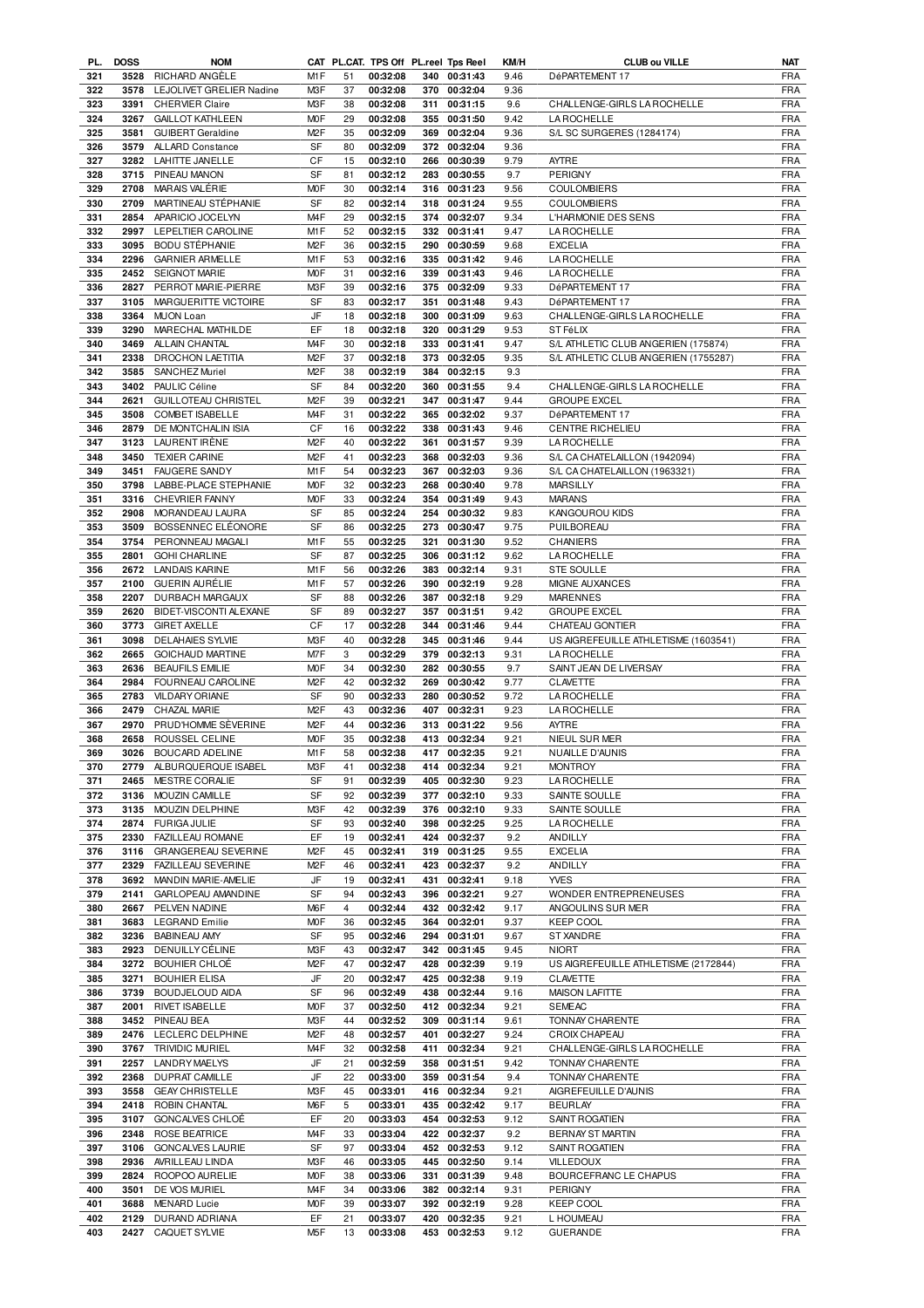| PL. | DOSS | NOM | CAT | PL.CAT. | TPS Off | PL.reel | Tps Reel | KM/H | CLUB ou VILLE | NAT |
|---|---|---|---|---|---|---|---|---|---|---|
| 321 | 3528 | RICHARD ANGÈLE | M1F | 51 | 00:32:08 | 340 | 00:31:43 | 9.46 | DéPARTEMENT 17 | FRA |
| 322 | 3578 | LEJOLIVET GRELIER Nadine | M3F | 37 | 00:32:08 | 370 | 00:32:04 | 9.36 | | FRA |
| 323 | 3391 | CHERVIER Claire | M3F | 38 | 00:32:08 | 311 | 00:31:15 | 9.6 | CHALLENGE-GIRLS LA ROCHELLE | FRA |
| 324 | 3267 | GAILLOT KATHLEEN | M0F | 29 | 00:32:08 | 355 | 00:31:50 | 9.42 | LA ROCHELLE | FRA |
| 325 | 3581 | GUIBERT Geraldine | M2F | 35 | 00:32:09 | 369 | 00:32:04 | 9.36 | S/L SC SURGERES (1284174) | FRA |
| 326 | 3579 | ALLARD Constance | SF | 80 | 00:32:09 | 372 | 00:32:04 | 9.36 | | FRA |
| 327 | 3282 | LAHITTE JANELLE | CF | 15 | 00:32:10 | 266 | 00:30:39 | 9.79 | AYTRE | FRA |
| 328 | 3715 | PINEAU MANON | SF | 81 | 00:32:12 | 283 | 00:30:55 | 9.7 | PERIGNY | FRA |
| 329 | 2708 | MARAIS VALÉRIE | M0F | 30 | 00:32:14 | 316 | 00:31:23 | 9.56 | COULOMBIERS | FRA |
| 330 | 2709 | MARTINEAU STÉPHANIE | SF | 82 | 00:32:14 | 318 | 00:31:24 | 9.55 | COULOMBIERS | FRA |
| 331 | 2854 | APARICIO JOCELYN | M4F | 29 | 00:32:15 | 374 | 00:32:07 | 9.34 | L'HARMONIE DES SENS | FRA |
| 332 | 2997 | LEPELTIER CAROLINE | M1F | 52 | 00:32:15 | 332 | 00:31:41 | 9.47 | LA ROCHELLE | FRA |
| 333 | 3095 | BODU STÉPHANIE | M2F | 36 | 00:32:15 | 290 | 00:30:59 | 9.68 | EXCELIA | FRA |
| 334 | 2296 | GARNIER ARMELLE | M1F | 53 | 00:32:16 | 335 | 00:31:42 | 9.46 | LA ROCHELLE | FRA |
| 335 | 2452 | SEIGNOT MARIE | M0F | 31 | 00:32:16 | 339 | 00:31:43 | 9.46 | LA ROCHELLE | FRA |
| 336 | 2827 | PERROT MARIE-PIERRE | M3F | 39 | 00:32:16 | 375 | 00:32:09 | 9.33 | DéPARTEMENT 17 | FRA |
| 337 | 3105 | MARGUERITTE VICTOIRE | SF | 83 | 00:32:17 | 351 | 00:31:48 | 9.43 | DéPARTEMENT 17 | FRA |
| 338 | 3364 | MUON Loan | JF | 18 | 00:32:18 | 300 | 00:31:09 | 9.63 | CHALLENGE-GIRLS LA ROCHELLE | FRA |
| 339 | 3290 | MARECHAL MATHILDE | EF | 18 | 00:32:18 | 320 | 00:31:29 | 9.53 | ST FéLIX | FRA |
| 340 | 3469 | ALLAIN CHANTAL | M4F | 30 | 00:32:18 | 333 | 00:31:41 | 9.47 | S/L ATHLETIC CLUB ANGERIEN (175874) | FRA |
| 341 | 2338 | DROCHON LAETITIA | M2F | 37 | 00:32:18 | 373 | 00:32:05 | 9.35 | S/L ATHLETIC CLUB ANGERIEN (1755287) | FRA |
| 342 | 3585 | SANCHEZ Muriel | M2F | 38 | 00:32:19 | 384 | 00:32:15 | 9.3 | | FRA |
| 343 | 3402 | PAULIC Céline | SF | 84 | 00:32:20 | 360 | 00:31:55 | 9.4 | CHALLENGE-GIRLS LA ROCHELLE | FRA |
| 344 | 2621 | GUILLOTEAU CHRISTEL | M2F | 39 | 00:32:21 | 347 | 00:31:47 | 9.44 | GROUPE EXCEL | FRA |
| 345 | 3508 | COMBET ISABELLE | M4F | 31 | 00:32:22 | 365 | 00:32:02 | 9.37 | DéPARTEMENT 17 | FRA |
| 346 | 2879 | DE MONTCHALIN ISIA | CF | 16 | 00:32:22 | 338 | 00:31:43 | 9.46 | CENTRE RICHELIEU | FRA |
| 347 | 3123 | LAURENT IRÈNE | M2F | 40 | 00:32:22 | 361 | 00:31:57 | 9.39 | LA ROCHELLE | FRA |
| 348 | 3450 | TEXIER CARINE | M2F | 41 | 00:32:23 | 368 | 00:32:03 | 9.36 | S/L CA CHATELAILLON (1942094) | FRA |
| 349 | 3451 | FAUGERE SANDY | M1F | 54 | 00:32:23 | 367 | 00:32:03 | 9.36 | S/L CA CHATELAILLON (1963321) | FRA |
| 350 | 3798 | LABBE-PLACE STEPHANIE | M0F | 32 | 00:32:23 | 268 | 00:30:40 | 9.78 | MARSILLY | FRA |
| 351 | 3316 | CHEVRIER FANNY | M0F | 33 | 00:32:24 | 354 | 00:31:49 | 9.43 | MARANS | FRA |
| 352 | 2908 | MORANDEAU LAURA | SF | 85 | 00:32:24 | 254 | 00:30:32 | 9.83 | KANGOUROU KIDS | FRA |
| 353 | 3509 | BOSSENNEC ELÉONORE | SF | 86 | 00:32:25 | 273 | 00:30:47 | 9.75 | PUILBOREAU | FRA |
| 354 | 3754 | PERONNEAU MAGALI | M1F | 55 | 00:32:25 | 321 | 00:31:30 | 9.52 | CHANIERS | FRA |
| 355 | 2801 | GOHI CHARLINE | SF | 87 | 00:32:25 | 306 | 00:31:12 | 9.62 | LA ROCHELLE | FRA |
| 356 | 2672 | LANDAIS KARINE | M1F | 56 | 00:32:26 | 383 | 00:32:14 | 9.31 | STE SOULLE | FRA |
| 357 | 2100 | GUERIN AURÉLIE | M1F | 57 | 00:32:26 | 390 | 00:32:19 | 9.28 | MIGNE AUXANCES | FRA |
| 358 | 2207 | DURBACH MARGAUX | SF | 88 | 00:32:26 | 387 | 00:32:18 | 9.29 | MARENNES | FRA |
| 359 | 2620 | BIDET-VISCONTI ALEXANE | SF | 89 | 00:32:27 | 357 | 00:31:51 | 9.42 | GROUPE EXCEL | FRA |
| 360 | 3773 | GIRET AXELLE | CF | 17 | 00:32:28 | 344 | 00:31:46 | 9.44 | CHATEAU GONTIER | FRA |
| 361 | 3098 | DELAHAIES SYLVIE | M3F | 40 | 00:32:28 | 345 | 00:31:46 | 9.44 | US AIGREFEUILLE ATHLETISME (1603541) | FRA |
| 362 | 2665 | GOICHAUD MARTINE | M7F | 3 | 00:32:29 | 379 | 00:32:13 | 9.31 | LA ROCHELLE | FRA |
| 363 | 2636 | BEAUFILS EMILIE | M0F | 34 | 00:32:30 | 282 | 00:30:55 | 9.7 | SAINT JEAN DE LIVERSAY | FRA |
| 364 | 2984 | FOURNEAU CAROLINE | M2F | 42 | 00:32:32 | 269 | 00:30:42 | 9.77 | CLAVETTE | FRA |
| 365 | 2783 | VILDARY ORIANE | SF | 90 | 00:32:33 | 280 | 00:30:52 | 9.72 | LA ROCHELLE | FRA |
| 366 | 2479 | CHAZAL MARIE | M2F | 43 | 00:32:36 | 407 | 00:32:31 | 9.23 | LA ROCHELLE | FRA |
| 367 | 2970 | PRUD'HOMME SÉVERINE | M2F | 44 | 00:32:36 | 313 | 00:31:22 | 9.56 | AYTRE | FRA |
| 368 | 2658 | ROUSSEL CELINE | M0F | 35 | 00:32:38 | 413 | 00:32:34 | 9.21 | NIEUL SUR MER | FRA |
| 369 | 3026 | BOUCARD ADELINE | M1F | 58 | 00:32:38 | 417 | 00:32:35 | 9.21 | NUAILLE D'AUNIS | FRA |
| 370 | 2779 | ALBURQUERQUE ISABEL | M3F | 41 | 00:32:38 | 414 | 00:32:34 | 9.21 | MONTROY | FRA |
| 371 | 2465 | MESTRE CORALIE | SF | 91 | 00:32:39 | 405 | 00:32:30 | 9.23 | LA ROCHELLE | FRA |
| 372 | 3136 | MOUZIN CAMILLE | SF | 92 | 00:32:39 | 377 | 00:32:10 | 9.33 | SAINTE SOULLE | FRA |
| 373 | 3135 | MOUZIN DELPHINE | M3F | 42 | 00:32:39 | 376 | 00:32:10 | 9.33 | SAINTE SOULLE | FRA |
| 374 | 2874 | FURIGA JULIE | SF | 93 | 00:32:40 | 398 | 00:32:25 | 9.25 | LA ROCHELLE | FRA |
| 375 | 2330 | FAZILLEAU ROMANE | EF | 19 | 00:32:41 | 424 | 00:32:37 | 9.2 | ANDILLY | FRA |
| 376 | 3116 | GRANGEREAU SEVERINE | M2F | 45 | 00:32:41 | 319 | 00:31:25 | 9.55 | EXCELIA | FRA |
| 377 | 2329 | FAZILLEAU SEVERINE | M2F | 46 | 00:32:41 | 423 | 00:32:37 | 9.2 | ANDILLY | FRA |
| 378 | 3692 | MANDIN MARIE-AMELIE | JF | 19 | 00:32:41 | 431 | 00:32:41 | 9.18 | YVES | FRA |
| 379 | 2141 | GARLOPEAU AMANDINE | SF | 94 | 00:32:43 | 396 | 00:32:21 | 9.27 | WONDER ENTREPRENEUSES | FRA |
| 380 | 2667 | PELVEN NADINE | M6F | 4 | 00:32:44 | 432 | 00:32:42 | 9.17 | ANGOULINS SUR MER | FRA |
| 381 | 3683 | LEGRAND Emilie | M0F | 36 | 00:32:45 | 364 | 00:32:01 | 9.37 | KEEP COOL | FRA |
| 382 | 3236 | BABINEAU AMY | SF | 95 | 00:32:46 | 294 | 00:31:01 | 9.67 | ST XANDRE | FRA |
| 383 | 2923 | DENUILLY CÉLINE | M3F | 43 | 00:32:47 | 342 | 00:31:45 | 9.45 | NIORT | FRA |
| 384 | 3272 | BOUHIER CHLOÉ | M2F | 47 | 00:32:47 | 428 | 00:32:39 | 9.19 | US AIGREFEUILLE ATHLETISME (2172844) | FRA |
| 385 | 3271 | BOUHIER ELISA | JF | 20 | 00:32:47 | 425 | 00:32:38 | 9.19 | CLAVETTE | FRA |
| 386 | 3739 | BOUDJELOUD AIDA | SF | 96 | 00:32:49 | 438 | 00:32:44 | 9.16 | MAISON LAFITTE | FRA |
| 387 | 2001 | RIVET ISABELLE | M0F | 37 | 00:32:50 | 412 | 00:32:34 | 9.21 | SEMEAC | FRA |
| 388 | 3452 | PINEAU BEA | M3F | 44 | 00:32:52 | 309 | 00:31:14 | 9.61 | TONNAY CHARENTE | FRA |
| 389 | 2476 | LECLERC DELPHINE | M2F | 48 | 00:32:57 | 401 | 00:32:27 | 9.24 | CROIX CHAPEAU | FRA |
| 390 | 3767 | TRIVIDIC MURIEL | M4F | 32 | 00:32:58 | 411 | 00:32:34 | 9.21 | CHALLENGE-GIRLS LA ROCHELLE | FRA |
| 391 | 2257 | LANDRY MAELYS | JF | 21 | 00:32:59 | 358 | 00:31:51 | 9.42 | TONNAY CHARENTE | FRA |
| 392 | 2368 | DUPRAT CAMILLE | JF | 22 | 00:33:00 | 359 | 00:31:54 | 9.4 | TONNAY CHARENTE | FRA |
| 393 | 3558 | GEAY CHRISTELLE | M3F | 45 | 00:33:01 | 416 | 00:32:34 | 9.21 | AIGREFEUILLE D'AUNIS | FRA |
| 394 | 2418 | ROBIN CHANTAL | M6F | 5 | 00:33:01 | 435 | 00:32:42 | 9.17 | BEURLAY | FRA |
| 395 | 3107 | GONCALVES CHLOÉ | EF | 20 | 00:33:03 | 454 | 00:32:53 | 9.12 | SAINT ROGATIEN | FRA |
| 396 | 2348 | ROSE BEATRICE | M4F | 33 | 00:33:04 | 422 | 00:32:37 | 9.2 | BERNAY ST MARTIN | FRA |
| 397 | 3106 | GONCALVES LAURIE | SF | 97 | 00:33:04 | 452 | 00:32:53 | 9.12 | SAINT ROGATIEN | FRA |
| 398 | 2936 | AVRILLEAU LINDA | M3F | 46 | 00:33:05 | 445 | 00:32:50 | 9.14 | VILLEDOUX | FRA |
| 399 | 2824 | ROOPOO AURELIE | M0F | 38 | 00:33:06 | 331 | 00:31:39 | 9.48 | BOURCEFRANC LE CHAPUS | FRA |
| 400 | 3501 | DE VOS MURIEL | M4F | 34 | 00:33:06 | 382 | 00:32:14 | 9.31 | PERIGNY | FRA |
| 401 | 3688 | MENARD Lucie | M0F | 39 | 00:33:07 | 392 | 00:32:19 | 9.28 | KEEP COOL | FRA |
| 402 | 2129 | DURAND ADRIANA | EF | 21 | 00:33:07 | 420 | 00:32:35 | 9.21 | L HOUMEAU | FRA |
| 403 | 2427 | CAQUET SYLVIE | M5F | 13 | 00:33:08 | 453 | 00:32:53 | 9.12 | GUERANDE | FRA |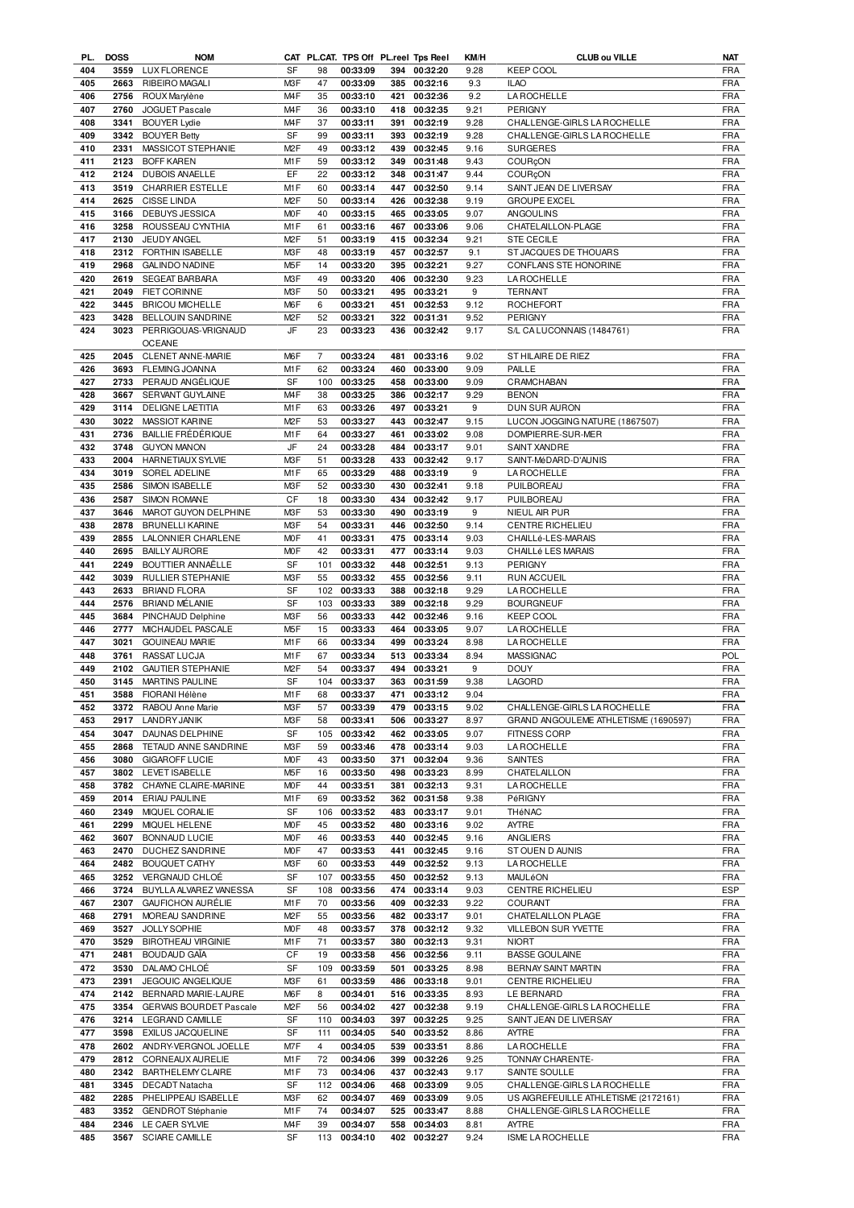| PL. | DOSS | NOM | CAT | PL.CAT. | TPS Off | PL.reel | Tps Reel | KM/H | CLUB ou VILLE | NAT |
|---|---|---|---|---|---|---|---|---|---|---|
| 404 | 3559 | LUX FLORENCE | SF | 98 | 00:33:09 | 394 | 00:32:20 | 9.28 | KEEP COOL | FRA |
| 405 | 2663 | RIBEIRO MAGALI | M3F | 47 | 00:33:09 | 385 | 00:32:16 | 9.3 | ILAO | FRA |
| 406 | 2756 | ROUX Marylène | M4F | 35 | 00:33:10 | 421 | 00:32:36 | 9.2 | LA ROCHELLE | FRA |
| 407 | 2760 | JOGUET Pascale | M4F | 36 | 00:33:10 | 418 | 00:32:35 | 9.21 | PERIGNY | FRA |
| 408 | 3341 | BOUYER Lydie | M4F | 37 | 00:33:11 | 391 | 00:32:19 | 9.28 | CHALLENGE-GIRLS LA ROCHELLE | FRA |
| 409 | 3342 | BOUYER Betty | SF | 99 | 00:33:11 | 393 | 00:32:19 | 9.28 | CHALLENGE-GIRLS LA ROCHELLE | FRA |
| 410 | 2331 | MASSICOT STEPHANIE | M2F | 49 | 00:33:12 | 439 | 00:32:45 | 9.16 | SURGERES | FRA |
| 411 | 2123 | BOFF KAREN | M1F | 59 | 00:33:12 | 349 | 00:31:48 | 9.43 | COURçON | FRA |
| 412 | 2124 | DUBOIS ANAELLE | EF | 22 | 00:33:12 | 348 | 00:31:47 | 9.44 | COURçON | FRA |
| 413 | 3519 | CHARRIER ESTELLE | M1F | 60 | 00:33:14 | 447 | 00:32:50 | 9.14 | SAINT JEAN DE LIVERSAY | FRA |
| 414 | 2625 | CISSE LINDA | M2F | 50 | 00:33:14 | 426 | 00:32:38 | 9.19 | GROUPE EXCEL | FRA |
| 415 | 3166 | DEBUYS JESSICA | M0F | 40 | 00:33:15 | 465 | 00:33:05 | 9.07 | ANGOULINS | FRA |
| 416 | 3258 | ROUSSEAU CYNTHIA | M1F | 61 | 00:33:16 | 467 | 00:33:06 | 9.06 | CHATELAILLON-PLAGE | FRA |
| 417 | 2130 | JEUDY ANGEL | M2F | 51 | 00:33:19 | 415 | 00:32:34 | 9.21 | STE CECILE | FRA |
| 418 | 2312 | FORTHIN ISABELLE | M3F | 48 | 00:33:19 | 457 | 00:32:57 | 9.1 | ST JACQUES DE THOUARS | FRA |
| 419 | 2968 | GALINDO NADINE | M5F | 14 | 00:33:20 | 395 | 00:32:21 | 9.27 | CONFLANS STE HONORINE | FRA |
| 420 | 2619 | SEGEAT BARBARA | M3F | 49 | 00:33:20 | 406 | 00:32:30 | 9.23 | LA ROCHELLE | FRA |
| 421 | 2049 | FIET CORINNE | M3F | 50 | 00:33:21 | 495 | 00:33:21 | 9 | TERNANT | FRA |
| 422 | 3445 | BRICOU MICHELLE | M6F | 6 | 00:33:21 | 451 | 00:32:53 | 9.12 | ROCHEFORT | FRA |
| 423 | 3428 | BELLOUIN SANDRINE | M2F | 52 | 00:33:21 | 322 | 00:31:31 | 9.52 | PERIGNY | FRA |
| 424 | 3023 | PERRIGOUAS-VRIGNAUD OCEANE | JF | 23 | 00:33:23 | 436 | 00:32:42 | 9.17 | S/L CA LUCONNAIS (1484761) | FRA |
| 425 | 2045 | CLENET ANNE-MARIE | M6F | 7 | 00:33:24 | 481 | 00:33:16 | 9.02 | ST HILAIRE DE RIEZ | FRA |
| 426 | 3693 | FLEMING JOANNA | M1F | 62 | 00:33:24 | 460 | 00:33:00 | 9.09 | PAILLE | FRA |
| 427 | 2733 | PERAUD ANGÉLIQUE | SF | 100 | 00:33:25 | 458 | 00:33:00 | 9.09 | CRAMCHABAN | FRA |
| 428 | 3667 | SERVANT GUYLAINE | M4F | 38 | 00:33:25 | 386 | 00:32:17 | 9.29 | BENON | FRA |
| 429 | 3114 | DELIGNE LAETITIA | M1F | 63 | 00:33:26 | 497 | 00:33:21 | 9 | DUN SUR AURON | FRA |
| 430 | 3022 | MASSIOT KARINE | M2F | 53 | 00:33:27 | 443 | 00:32:47 | 9.15 | LUCON JOGGING NATURE (1867507) | FRA |
| 431 | 2736 | BAILLIE FRÉDÉRIQUE | M1F | 64 | 00:33:27 | 461 | 00:33:02 | 9.08 | DOMPIERRE-SUR-MER | FRA |
| 432 | 3748 | GUYON MANON | JF | 24 | 00:33:28 | 484 | 00:33:17 | 9.01 | SAINT XANDRE | FRA |
| 433 | 2004 | HARNETIAUX SYLVIE | M3F | 51 | 00:33:28 | 433 | 00:32:42 | 9.17 | SAINT-MéDARD-D'AUNIS | FRA |
| 434 | 3019 | SOREL ADELINE | M1F | 65 | 00:33:29 | 488 | 00:33:19 | 9 | LA ROCHELLE | FRA |
| 435 | 2586 | SIMON ISABELLE | M3F | 52 | 00:33:30 | 430 | 00:32:41 | 9.18 | PUILBOREAU | FRA |
| 436 | 2587 | SIMON ROMANE | CF | 18 | 00:33:30 | 434 | 00:32:42 | 9.17 | PUILBOREAU | FRA |
| 437 | 3646 | MAROT GUYON DELPHINE | M3F | 53 | 00:33:30 | 490 | 00:33:19 | 9 | NIEUL AIR PUR | FRA |
| 438 | 2878 | BRUNELLI KARINE | M3F | 54 | 00:33:31 | 446 | 00:32:50 | 9.14 | CENTRE RICHELIEU | FRA |
| 439 | 2855 | LALONNIER CHARLENE | M0F | 41 | 00:33:31 | 475 | 00:33:14 | 9.03 | CHAILLé-LES-MARAIS | FRA |
| 440 | 2695 | BAILLY AURORE | M0F | 42 | 00:33:31 | 477 | 00:33:14 | 9.03 | CHAILLé LES MARAIS | FRA |
| 441 | 2249 | BOUTTIER ANNAËLLE | SF | 101 | 00:33:32 | 448 | 00:32:51 | 9.13 | PERIGNY | FRA |
| 442 | 3039 | RULLIER STEPHANIE | M3F | 55 | 00:33:32 | 455 | 00:32:56 | 9.11 | RUN ACCUEIL | FRA |
| 443 | 2633 | BRIAND FLORA | SF | 102 | 00:33:33 | 388 | 00:32:18 | 9.29 | LA ROCHELLE | FRA |
| 444 | 2576 | BRIAND MÉLANIE | SF | 103 | 00:33:33 | 389 | 00:32:18 | 9.29 | BOURGNEUF | FRA |
| 445 | 3684 | PINCHAUD Delphine | M3F | 56 | 00:33:33 | 442 | 00:32:46 | 9.16 | KEEP COOL | FRA |
| 446 | 2777 | MICHAUDEL PASCALE | M5F | 15 | 00:33:33 | 464 | 00:33:05 | 9.07 | LA ROCHELLE | FRA |
| 447 | 3021 | GOUINEAU MARIE | M1F | 66 | 00:33:34 | 499 | 00:33:24 | 8.98 | LA ROCHELLE | FRA |
| 448 | 3761 | RASSAT LUCJA | M1F | 67 | 00:33:34 | 513 | 00:33:34 | 8.94 | MASSIGNAC | POL |
| 449 | 2102 | GAUTIER STEPHANIE | M2F | 54 | 00:33:37 | 494 | 00:33:21 | 9 | DOUY | FRA |
| 450 | 3145 | MARTINS PAULINE | SF | 104 | 00:33:37 | 363 | 00:31:59 | 9.38 | LAGORD | FRA |
| 451 | 3588 | FIORANI Hélène | M1F | 68 | 00:33:37 | 471 | 00:33:12 | 9.04 |  | FRA |
| 452 | 3372 | RABOU Anne Marie | M3F | 57 | 00:33:39 | 479 | 00:33:15 | 9.02 | CHALLENGE-GIRLS LA ROCHELLE | FRA |
| 453 | 2917 | LANDRY JANIK | M3F | 58 | 00:33:41 | 506 | 00:33:27 | 8.97 | GRAND ANGOULEME ATHLETISME (1690597) | FRA |
| 454 | 3047 | DAUNAS DELPHINE | SF | 105 | 00:33:42 | 462 | 00:33:05 | 9.07 | FITNESS CORP | FRA |
| 455 | 2868 | TETAUD ANNE SANDRINE | M3F | 59 | 00:33:46 | 478 | 00:33:14 | 9.03 | LA ROCHELLE | FRA |
| 456 | 3080 | GIGAROFF LUCIE | M0F | 43 | 00:33:50 | 371 | 00:32:04 | 9.36 | SAINTES | FRA |
| 457 | 3802 | LEVET ISABELLE | M5F | 16 | 00:33:50 | 498 | 00:33:23 | 8.99 | CHATELAILLON | FRA |
| 458 | 3782 | CHAYNE CLAIRE-MARINE | M0F | 44 | 00:33:51 | 381 | 00:32:13 | 9.31 | LA ROCHELLE | FRA |
| 459 | 2014 | ERIAU PAULINE | M1F | 69 | 00:33:52 | 362 | 00:31:58 | 9.38 | PéRIGNY | FRA |
| 460 | 2349 | MIQUEL CORALIE | SF | 106 | 00:33:52 | 483 | 00:33:17 | 9.01 | THéNAC | FRA |
| 461 | 2299 | MIQUEL HELENE | M0F | 45 | 00:33:52 | 480 | 00:33:16 | 9.02 | AYTRE | FRA |
| 462 | 3607 | BONNAUD LUCIE | M0F | 46 | 00:33:53 | 440 | 00:32:45 | 9.16 | ANGLIERS | FRA |
| 463 | 2470 | DUCHEZ SANDRINE | M0F | 47 | 00:33:53 | 441 | 00:32:45 | 9.16 | ST OUEN D AUNIS | FRA |
| 464 | 2482 | BOUQUET CATHY | M3F | 60 | 00:33:53 | 449 | 00:32:52 | 9.13 | LA ROCHELLE | FRA |
| 465 | 3252 | VERGNAUD CHLOÉ | SF | 107 | 00:33:55 | 450 | 00:32:52 | 9.13 | MAULéON | FRA |
| 466 | 3724 | BUYLLA ALVAREZ VANESSA | SF | 108 | 00:33:56 | 474 | 00:33:14 | 9.03 | CENTRE RICHELIEU | ESP |
| 467 | 2307 | GAUFICHON AURÉLIE | M1F | 70 | 00:33:56 | 409 | 00:32:33 | 9.22 | COURANT | FRA |
| 468 | 2791 | MOREAU SANDRINE | M2F | 55 | 00:33:56 | 482 | 00:33:17 | 9.01 | CHATELAILLON PLAGE | FRA |
| 469 | 3527 | JOLLY SOPHIE | M0F | 48 | 00:33:57 | 378 | 00:32:12 | 9.32 | VILLEBON SUR YVETTE | FRA |
| 470 | 3529 | BIROTHEAU VIRGINIE | M1F | 71 | 00:33:57 | 380 | 00:32:13 | 9.31 | NIORT | FRA |
| 471 | 2481 | BOUDAUD GAÏA | CF | 19 | 00:33:58 | 456 | 00:32:56 | 9.11 | BASSE GOULAINE | FRA |
| 472 | 3530 | DALAMO CHLOÉ | SF | 109 | 00:33:59 | 501 | 00:33:25 | 8.98 | BERNAY SAINT MARTIN | FRA |
| 473 | 2391 | JEGOUIC ANGELIQUE | M3F | 61 | 00:33:59 | 486 | 00:33:18 | 9.01 | CENTRE RICHELIEU | FRA |
| 474 | 2142 | BERNARD MARIE-LAURE | M6F | 8 | 00:34:01 | 516 | 00:33:35 | 8.93 | LE BERNARD | FRA |
| 475 | 3354 | GERVAIS BOURDET Pascale | M2F | 56 | 00:34:02 | 427 | 00:32:38 | 9.19 | CHALLENGE-GIRLS LA ROCHELLE | FRA |
| 476 | 3214 | LEGRAND CAMILLE | SF | 110 | 00:34:03 | 397 | 00:32:25 | 9.25 | SAINT JEAN DE LIVERSAY | FRA |
| 477 | 3598 | EXILUS JACQUELINE | SF | 111 | 00:34:05 | 540 | 00:33:52 | 8.86 | AYTRE | FRA |
| 478 | 2602 | ANDRY-VERGNOL JOELLE | M7F | 4 | 00:34:05 | 539 | 00:33:51 | 8.86 | LA ROCHELLE | FRA |
| 479 | 2812 | CORNEAUX AURELIE | M1F | 72 | 00:34:06 | 399 | 00:32:26 | 9.25 | TONNAY CHARENTE- | FRA |
| 480 | 2342 | BARTHELEMY CLAIRE | M1F | 73 | 00:34:06 | 437 | 00:32:43 | 9.17 | SAINTE SOULLE | FRA |
| 481 | 3345 | DECADT Natacha | SF | 112 | 00:34:06 | 468 | 00:33:09 | 9.05 | CHALLENGE-GIRLS LA ROCHELLE | FRA |
| 482 | 2285 | PHELIPPEAU ISABELLE | M3F | 62 | 00:34:07 | 469 | 00:33:09 | 9.05 | US AIGREFEUILLE ATHLETISME (2172161) | FRA |
| 483 | 3352 | GENDROT Stéphanie | M1F | 74 | 00:34:07 | 525 | 00:33:47 | 8.88 | CHALLENGE-GIRLS LA ROCHELLE | FRA |
| 484 | 2346 | LE CAER SYLVIE | M4F | 39 | 00:34:07 | 558 | 00:34:03 | 8.81 | AYTRE | FRA |
| 485 | 3567 | SCIARE CAMILLE | SF | 113 | 00:34:10 | 402 | 00:32:27 | 9.24 | ISME LA ROCHELLE | FRA |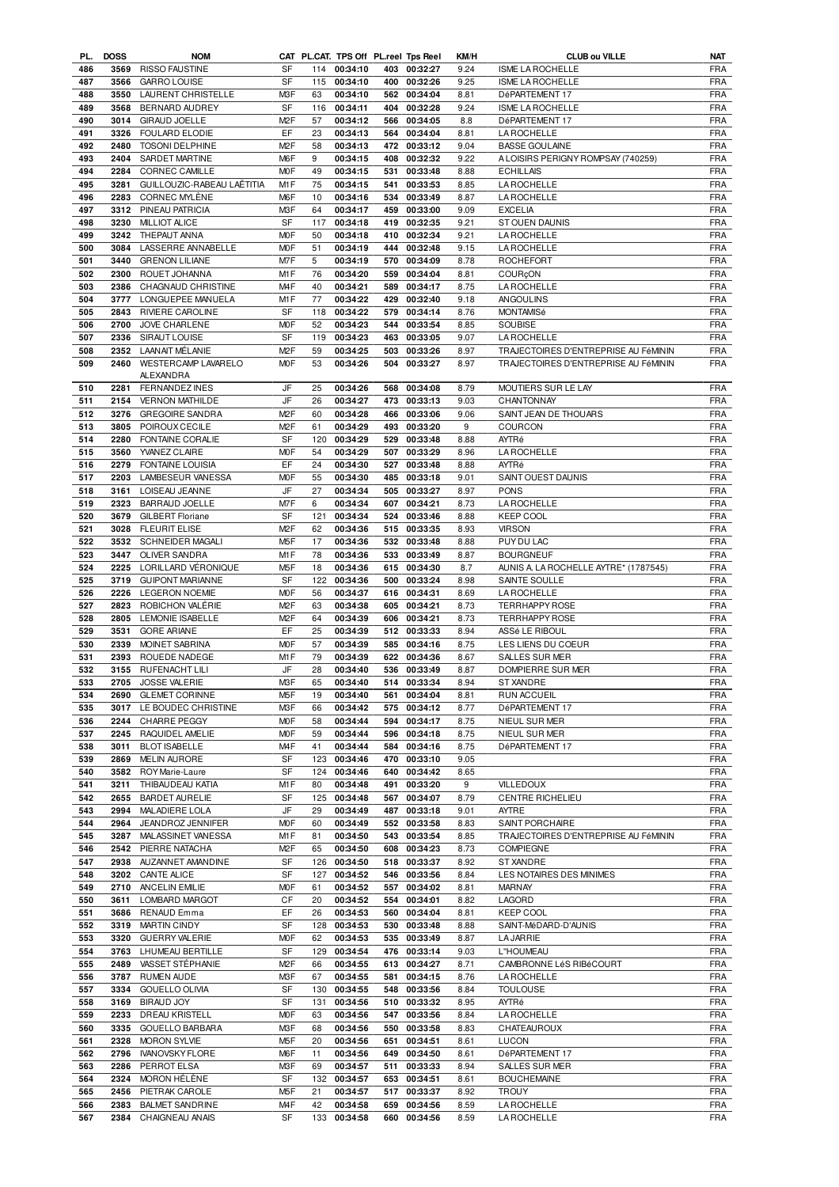| PL. | DOSS | NOM | CAT | PL.CAT. | TPS Off | PL.reel | Tps Reel | KM/H | CLUB ou VILLE | NAT |
|---|---|---|---|---|---|---|---|---|---|---|
| 486 | 3569 | RISSO FAUSTINE | SF | 114 | 00:34:10 | 403 | 00:32:27 | 9.24 | ISME LA ROCHELLE | FRA |
| 487 | 3566 | GARRO LOUISE | SF | 115 | 00:34:10 | 400 | 00:32:26 | 9.25 | ISME LA ROCHELLE | FRA |
| 488 | 3550 | LAURENT CHRISTELLE | M3F | 63 | 00:34:10 | 562 | 00:34:04 | 8.81 | DéPARTEMENT 17 | FRA |
| 489 | 3568 | BERNARD AUDREY | SF | 116 | 00:34:11 | 404 | 00:32:28 | 9.24 | ISME LA ROCHELLE | FRA |
| 490 | 3014 | GIRAUD JOELLE | M2F | 57 | 00:34:12 | 566 | 00:34:05 | 8.8 | DéPARTEMENT 17 | FRA |
| 491 | 3326 | FOULARD ELODIE | EF | 23 | 00:34:13 | 564 | 00:34:04 | 8.81 | LA ROCHELLE | FRA |
| 492 | 2480 | TOSONI DELPHINE | M2F | 58 | 00:34:13 | 472 | 00:33:12 | 9.04 | BASSE GOULAINE | FRA |
| 493 | 2404 | SARDET MARTINE | M6F | 9 | 00:34:15 | 408 | 00:32:32 | 9.22 | A LOISIRS PERIGNY ROMPSAY (740259) | FRA |
| 494 | 2284 | CORNEC CAMILLE | M0F | 49 | 00:34:15 | 531 | 00:33:48 | 8.88 | ECHILLAIS | FRA |
| 495 | 3281 | GUILLOUZIC-RABEAU LAËTITIA | M1F | 75 | 00:34:15 | 541 | 00:33:53 | 8.85 | LA ROCHELLE | FRA |
| 496 | 2283 | CORNEC MYLÈNE | M6F | 10 | 00:34:16 | 534 | 00:33:49 | 8.87 | LA ROCHELLE | FRA |
| 497 | 3312 | PINEAU PATRICIA | M3F | 64 | 00:34:17 | 459 | 00:33:00 | 9.09 | EXCELIA | FRA |
| 498 | 3230 | MILLIOT ALICE | SF | 117 | 00:34:18 | 419 | 00:32:35 | 9.21 | ST OUEN DAUNIS | FRA |
| 499 | 3242 | THEPAUT ANNA | M0F | 50 | 00:34:18 | 410 | 00:32:34 | 9.21 | LA ROCHELLE | FRA |
| 500 | 3084 | LASSERRE ANNABELLE | M0F | 51 | 00:34:19 | 444 | 00:32:48 | 9.15 | LA ROCHELLE | FRA |
| 501 | 3440 | GRENON LILIANE | M7F | 5 | 00:34:19 | 570 | 00:34:09 | 8.78 | ROCHEFORT | FRA |
| 502 | 2300 | ROUET JOHANNA | M1F | 76 | 00:34:20 | 559 | 00:34:04 | 8.81 | COURçON | FRA |
| 503 | 2386 | CHAGNAUD CHRISTINE | M4F | 40 | 00:34:21 | 589 | 00:34:17 | 8.75 | LA ROCHELLE | FRA |
| 504 | 3777 | LONGUEPEE MANUELA | M1F | 77 | 00:34:22 | 429 | 00:32:40 | 9.18 | ANGOULINS | FRA |
| 505 | 2843 | RIVIERE CAROLINE | SF | 118 | 00:34:22 | 579 | 00:34:14 | 8.76 | MONTAMISé | FRA |
| 506 | 2700 | JOVE CHARLENE | M0F | 52 | 00:34:23 | 544 | 00:33:54 | 8.85 | SOUBISE | FRA |
| 507 | 2336 | SIRAUT LOUISE | SF | 119 | 00:34:23 | 463 | 00:33:05 | 9.07 | LA ROCHELLE | FRA |
| 508 | 2352 | LAANAIT MÉLANIE | M2F | 59 | 00:34:25 | 503 | 00:33:26 | 8.97 | TRAJECTOIRES D'ENTREPRISE AU FéMININ | FRA |
| 509 | 2460 | WESTERCAMP LAVARELO ALEXANDRA | M0F | 53 | 00:34:26 | 504 | 00:33:27 | 8.97 | TRAJECTOIRES D'ENTREPRISE AU FéMININ | FRA |
| 510 | 2281 | FERNANDEZ INES | JF | 25 | 00:34:26 | 568 | 00:34:08 | 8.79 | MOUTIERS SUR LE LAY | FRA |
| 511 | 2154 | VERNON MATHILDE | JF | 26 | 00:34:27 | 473 | 00:33:13 | 9.03 | CHANTONNAY | FRA |
| 512 | 3276 | GREGOIRE SANDRA | M2F | 60 | 00:34:28 | 466 | 00:33:06 | 9.06 | SAINT JEAN DE THOUARS | FRA |
| 513 | 3805 | POIROUX CECILE | M2F | 61 | 00:34:29 | 493 | 00:33:20 | 9 | COURCON | FRA |
| 514 | 2280 | FONTAINE CORALIE | SF | 120 | 00:34:29 | 529 | 00:33:48 | 8.88 | AYTRé | FRA |
| 515 | 3560 | YVANEZ CLAIRE | M0F | 54 | 00:34:29 | 507 | 00:33:29 | 8.96 | LA ROCHELLE | FRA |
| 516 | 2279 | FONTAINE LOUISIA | EF | 24 | 00:34:30 | 527 | 00:33:48 | 8.88 | AYTRé | FRA |
| 517 | 2203 | LAMBESEUR VANESSA | M0F | 55 | 00:34:30 | 485 | 00:33:18 | 9.01 | SAINT OUEST DAUNIS | FRA |
| 518 | 3161 | LOISEAU JEANNE | JF | 27 | 00:34:34 | 505 | 00:33:27 | 8.97 | PONS | FRA |
| 519 | 2323 | BARRAUD JOELLE | M7F | 6 | 00:34:34 | 607 | 00:34:21 | 8.73 | LA ROCHELLE | FRA |
| 520 | 3679 | GILBERT Floriane | SF | 121 | 00:34:34 | 524 | 00:33:46 | 8.88 | KEEP COOL | FRA |
| 521 | 3028 | FLEURIT ELISE | M2F | 62 | 00:34:36 | 515 | 00:33:35 | 8.93 | VIRSON | FRA |
| 522 | 3532 | SCHNEIDER MAGALI | M5F | 17 | 00:34:36 | 532 | 00:33:48 | 8.88 | PUY DU LAC | FRA |
| 523 | 3447 | OLIVER SANDRA | M1F | 78 | 00:34:36 | 533 | 00:33:49 | 8.87 | BOURGNEUF | FRA |
| 524 | 2225 | LORILLARD VÉRONIQUE | M5F | 18 | 00:34:36 | 615 | 00:34:30 | 8.7 | AUNIS A. LA ROCHELLE AYTRE* (1787545) | FRA |
| 525 | 3719 | GUIPONT MARIANNE | SF | 122 | 00:34:36 | 500 | 00:33:24 | 8.98 | SAINTE SOULLE | FRA |
| 526 | 2226 | LEGERON NOEMIE | M0F | 56 | 00:34:37 | 616 | 00:34:31 | 8.69 | LA ROCHELLE | FRA |
| 527 | 2823 | ROBICHON VALÉRIE | M2F | 63 | 00:34:38 | 605 | 00:34:21 | 8.73 | TERRHAPPY ROSE | FRA |
| 528 | 2805 | LEMONIE ISABELLE | M2F | 64 | 00:34:39 | 606 | 00:34:21 | 8.73 | TERRHAPPY ROSE | FRA |
| 529 | 3531 | GORE ARIANE | EF | 25 | 00:34:39 | 512 | 00:33:33 | 8.94 | ASSé LE RIBOUL | FRA |
| 530 | 2339 | MOINET SABRINA | M0F | 57 | 00:34:39 | 585 | 00:34:16 | 8.75 | LES LIENS DU COEUR | FRA |
| 531 | 2393 | ROUEDE NADEGE | M1F | 79 | 00:34:39 | 622 | 00:34:36 | 8.67 | SALLES SUR MER | FRA |
| 532 | 3155 | RUFENACHT LILI | JF | 28 | 00:34:40 | 536 | 00:33:49 | 8.87 | DOMPIERRE SUR MER | FRA |
| 533 | 2705 | JOSSE VALERIE | M3F | 65 | 00:34:40 | 514 | 00:33:34 | 8.94 | ST XANDRE | FRA |
| 534 | 2690 | GLEMET CORINNE | M5F | 19 | 00:34:40 | 561 | 00:34:04 | 8.81 | RUN ACCUEIL | FRA |
| 535 | 3017 | LE BOUDEC CHRISTINE | M3F | 66 | 00:34:42 | 575 | 00:34:12 | 8.77 | DéPARTEMENT 17 | FRA |
| 536 | 2244 | CHARRE PEGGY | M0F | 58 | 00:34:44 | 594 | 00:34:17 | 8.75 | NIEUL SUR MER | FRA |
| 537 | 2245 | RAQUIDEL AMELIE | M0F | 59 | 00:34:44 | 596 | 00:34:18 | 8.75 | NIEUL SUR MER | FRA |
| 538 | 3011 | BLOT ISABELLE | M4F | 41 | 00:34:44 | 584 | 00:34:16 | 8.75 | DéPARTEMENT 17 | FRA |
| 539 | 2869 | MELIN AURORE | SF | 123 | 00:34:46 | 470 | 00:33:10 | 9.05 | | FRA |
| 540 | 3582 | ROY Marie-Laure | SF | 124 | 00:34:46 | 640 | 00:34:42 | 8.65 | | FRA |
| 541 | 3211 | THIBAUDEAU KATIA | M1F | 80 | 00:34:48 | 491 | 00:33:20 | 9 | VILLEDOUX | FRA |
| 542 | 2655 | BARDET AURELIE | SF | 125 | 00:34:48 | 567 | 00:34:07 | 8.79 | CENTRE RICHELIEU | FRA |
| 543 | 2994 | MALADIERE LOLA | JF | 29 | 00:34:49 | 487 | 00:33:18 | 9.01 | AYTRE | FRA |
| 544 | 2964 | JEANDROZ JENNIFER | M0F | 60 | 00:34:49 | 552 | 00:33:58 | 8.83 | SAINT PORCHAIRE | FRA |
| 545 | 3287 | MALASSINET VANESSA | M1F | 81 | 00:34:50 | 543 | 00:33:54 | 8.85 | TRAJECTOIRES D'ENTREPRISE AU FéMININ | FRA |
| 546 | 2542 | PIERRE NATACHA | M2F | 65 | 00:34:50 | 608 | 00:34:23 | 8.73 | COMPIEGNE | FRA |
| 547 | 2938 | AUZANNET AMANDINE | SF | 126 | 00:34:50 | 518 | 00:33:37 | 8.92 | ST XANDRE | FRA |
| 548 | 3202 | CANTE ALICE | SF | 127 | 00:34:52 | 546 | 00:33:56 | 8.84 | LES NOTAIRES DES MINIMES | FRA |
| 549 | 2710 | ANCELIN EMILIE | M0F | 61 | 00:34:52 | 557 | 00:34:02 | 8.81 | MARNAY | FRA |
| 550 | 3611 | LOMBARD MARGOT | CF | 20 | 00:34:52 | 554 | 00:34:01 | 8.82 | LAGORD | FRA |
| 551 | 3686 | RENAUD Emma | EF | 26 | 00:34:53 | 560 | 00:34:04 | 8.81 | KEEP COOL | FRA |
| 552 | 3319 | MARTIN CINDY | SF | 128 | 00:34:53 | 530 | 00:33:48 | 8.88 | SAINT-MéDARD-D'AUNIS | FRA |
| 553 | 3320 | GUERRY VALERIE | M0F | 62 | 00:34:53 | 535 | 00:33:49 | 8.87 | LA JARRIE | FRA |
| 554 | 3763 | LHUMEAU BERTILLE | SF | 129 | 00:34:54 | 476 | 00:33:14 | 9.03 | L"HOUMEAU | FRA |
| 555 | 2489 | VASSET STÉPHANIE | M2F | 66 | 00:34:55 | 613 | 00:34:27 | 8.71 | CAMBRONNE LéS RIBéCOURT | FRA |
| 556 | 3787 | RUMEN AUDE | M3F | 67 | 00:34:55 | 581 | 00:34:15 | 8.76 | LA ROCHELLE | FRA |
| 557 | 3334 | GOUELLO OLIVIA | SF | 130 | 00:34:55 | 548 | 00:33:56 | 8.84 | TOULOUSE | FRA |
| 558 | 3169 | BIRAUD JOY | SF | 131 | 00:34:56 | 510 | 00:33:32 | 8.95 | AYTRé | FRA |
| 559 | 2233 | DREAU KRISTELL | M0F | 63 | 00:34:56 | 547 | 00:33:56 | 8.84 | LA ROCHELLE | FRA |
| 560 | 3335 | GOUELLO BARBARA | M3F | 68 | 00:34:56 | 550 | 00:33:58 | 8.83 | CHATEAUROUX | FRA |
| 561 | 2328 | MORON SYLVIE | M5F | 20 | 00:34:56 | 651 | 00:34:51 | 8.61 | LUCON | FRA |
| 562 | 2796 | IVANOVSKY FLORE | M6F | 11 | 00:34:56 | 649 | 00:34:50 | 8.61 | DéPARTEMENT 17 | FRA |
| 563 | 2286 | PERROT ELSA | M3F | 69 | 00:34:57 | 511 | 00:33:33 | 8.94 | SALLES SUR MER | FRA |
| 564 | 2324 | MORON HÉLÈNE | SF | 132 | 00:34:57 | 653 | 00:34:51 | 8.61 | BOUCHEMAINE | FRA |
| 565 | 2456 | PIETRAK CAROLE | M5F | 21 | 00:34:57 | 517 | 00:33:37 | 8.92 | TROUY | FRA |
| 566 | 2383 | BALMET SANDRINE | M4F | 42 | 00:34:58 | 659 | 00:34:56 | 8.59 | LA ROCHELLE | FRA |
| 567 | 2384 | CHAIGNEAU ANAIS | SF | 133 | 00:34:58 | 660 | 00:34:56 | 8.59 | LA ROCHELLE | FRA |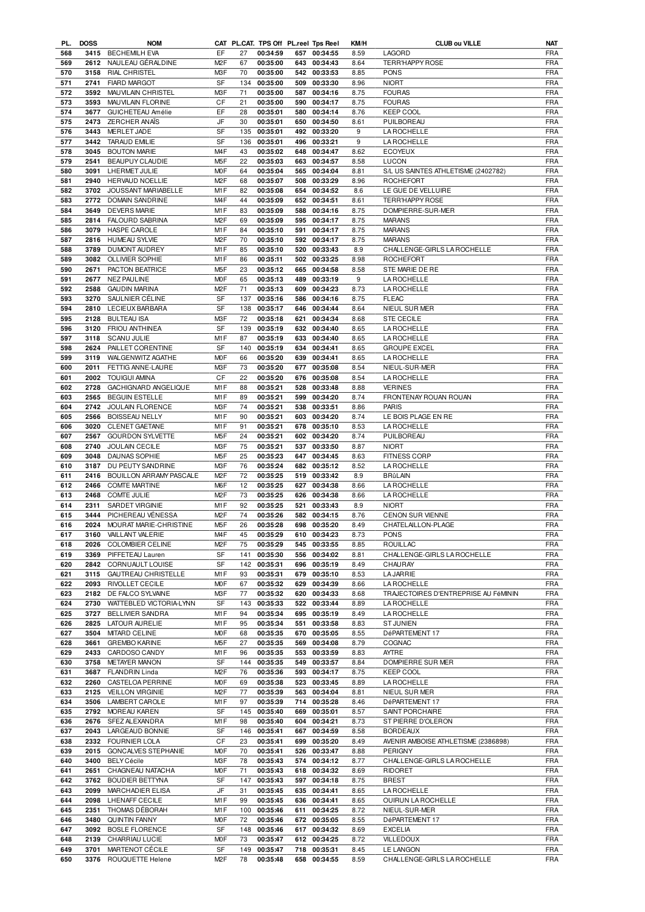| PL. | DOSS | NOM | CAT | PL.CAT. | TPS Off | PL.reel | Tps Reel | KM/H | CLUB ou VILLE | NAT |
|---|---|---|---|---|---|---|---|---|---|---|
| 568 | 3415 | BECHEMILH EVA | EF | 27 | 00:34:59 | 657 | 00:34:55 | 8.59 | LAGORD | FRA |
| 569 | 2612 | NAULEAU GÉRALDINE | M2F | 67 | 00:35:00 | 643 | 00:34:43 | 8.64 | TERR'HAPPY ROSE | FRA |
| 570 | 3158 | RIAL CHRISTEL | M3F | 70 | 00:35:00 | 542 | 00:33:53 | 8.85 | PONS | FRA |
| 571 | 2741 | FIARD MARGOT | SF | 134 | 00:35:00 | 509 | 00:33:30 | 8.96 | NIORT | FRA |
| 572 | 3592 | MAUVILAIN CHRISTEL | M3F | 71 | 00:35:00 | 587 | 00:34:16 | 8.75 | FOURAS | FRA |
| 573 | 3593 | MAUVILAIN FLORINE | CF | 21 | 00:35:00 | 590 | 00:34:17 | 8.75 | FOURAS | FRA |
| 574 | 3677 | GUICHETEAU Amélie | EF | 28 | 00:35:01 | 580 | 00:34:14 | 8.76 | KEEP COOL | FRA |
| 575 | 2473 | ZERCHER ANAÏS | JF | 30 | 00:35:01 | 650 | 00:34:50 | 8.61 | PUILBOREAU | FRA |
| 576 | 3443 | MERLET JADE | SF | 135 | 00:35:01 | 492 | 00:33:20 | 9 | LA ROCHELLE | FRA |
| 577 | 3442 | TARAUD EMILIE | SF | 136 | 00:35:01 | 496 | 00:33:21 | 9 | LA ROCHELLE | FRA |
| 578 | 3045 | BOUTON MARIE | M4F | 43 | 00:35:02 | 648 | 00:34:47 | 8.62 | ECOYEUX | FRA |
| 579 | 2541 | BEAUPUY CLAUDIE | M5F | 22 | 00:35:03 | 663 | 00:34:57 | 8.58 | LUCON | FRA |
| 580 | 3091 | LHERMET JULIE | M0F | 64 | 00:35:04 | 565 | 00:34:04 | 8.81 | S/L US SAINTES ATHLETISME (2402782) | FRA |
| 581 | 2940 | HERVAUD NOELLIE | M2F | 68 | 00:35:07 | 508 | 00:33:29 | 8.96 | ROCHEFORT | FRA |
| 582 | 3702 | JOUSSANT MARIABELLE | M1F | 82 | 00:35:08 | 654 | 00:34:52 | 8.6 | LE GUE DE VELLUIRE | FRA |
| 583 | 2772 | DOMAIN SANDRINE | M4F | 44 | 00:35:09 | 652 | 00:34:51 | 8.61 | TERR'HAPPY ROSE | FRA |
| 584 | 3649 | DEVERS MARIE | M1F | 83 | 00:35:09 | 588 | 00:34:16 | 8.75 | DOMPIERRE-SUR-MER | FRA |
| 585 | 2814 | FALOURD SABRINA | M2F | 69 | 00:35:09 | 595 | 00:34:17 | 8.75 | MARANS | FRA |
| 586 | 3079 | HASPE CAROLE | M1F | 84 | 00:35:10 | 591 | 00:34:17 | 8.75 | MARANS | FRA |
| 587 | 2816 | HUMEAU SYLVIE | M2F | 70 | 00:35:10 | 592 | 00:34:17 | 8.75 | MARANS | FRA |
| 588 | 3789 | DUMONT AUDREY | M1F | 85 | 00:35:10 | 520 | 00:33:43 | 8.9 | CHALLENGE-GIRLS LA ROCHELLE | FRA |
| 589 | 3082 | OLLIVIER SOPHIE | M1F | 86 | 00:35:11 | 502 | 00:33:25 | 8.98 | ROCHEFORT | FRA |
| 590 | 2671 | PACTON BEATRICE | M5F | 23 | 00:35:12 | 665 | 00:34:58 | 8.58 | STE MARIE DE RE | FRA |
| 591 | 2677 | NEZ PAULINE | M0F | 65 | 00:35:13 | 489 | 00:33:19 | 9 | LA ROCHELLE | FRA |
| 592 | 2588 | GAUDIN MARINA | M2F | 71 | 00:35:13 | 609 | 00:34:23 | 8.73 | LA ROCHELLE | FRA |
| 593 | 3270 | SAULNIER CÉLINE | SF | 137 | 00:35:16 | 586 | 00:34:16 | 8.75 | FLEAC | FRA |
| 594 | 2810 | LECIEUX BARBARA | SF | 138 | 00:35:17 | 646 | 00:34:44 | 8.64 | NIEUL SUR MER | FRA |
| 595 | 2128 | BULTEAU ISA | M3F | 72 | 00:35:18 | 621 | 00:34:34 | 8.68 | STE CECILE | FRA |
| 596 | 3120 | FRIOU ANTHINEA | SF | 139 | 00:35:19 | 632 | 00:34:40 | 8.65 | LA ROCHELLE | FRA |
| 597 | 3118 | SCANU JULIE | M1F | 87 | 00:35:19 | 633 | 00:34:40 | 8.65 | LA ROCHELLE | FRA |
| 598 | 2624 | PAILLET CORENTINE | SF | 140 | 00:35:19 | 634 | 00:34:41 | 8.65 | GROUPE EXCEL | FRA |
| 599 | 3119 | WALGENWITZ AGATHE | M0F | 66 | 00:35:20 | 639 | 00:34:41 | 8.65 | LA ROCHELLE | FRA |
| 600 | 2011 | FETTIG ANNE-LAURE | M3F | 73 | 00:35:20 | 677 | 00:35:08 | 8.54 | NIEUL-SUR-MER | FRA |
| 601 | 2002 | TOUIGUI AMINA | CF | 22 | 00:35:20 | 676 | 00:35:08 | 8.54 | LA ROCHELLE | FRA |
| 602 | 2728 | GACHIGNARD ANGELIQUE | M1F | 88 | 00:35:21 | 528 | 00:33:48 | 8.88 | VERINES | FRA |
| 603 | 2565 | BEGUIN ESTELLE | M1F | 89 | 00:35:21 | 599 | 00:34:20 | 8.74 | FRONTENAY ROUAN ROUAN | FRA |
| 604 | 2742 | JOULAIN FLORENCE | M3F | 74 | 00:35:21 | 538 | 00:33:51 | 8.86 | PARIS | FRA |
| 605 | 2566 | BOISSEAU NELLY | M1F | 90 | 00:35:21 | 603 | 00:34:20 | 8.74 | LE BOIS PLAGE EN RE | FRA |
| 606 | 3020 | CLENET GAETANE | M1F | 91 | 00:35:21 | 678 | 00:35:10 | 8.53 | LA ROCHELLE | FRA |
| 607 | 2567 | GOURDON SYLVETTE | M5F | 24 | 00:35:21 | 602 | 00:34:20 | 8.74 | PUILBOREAU | FRA |
| 608 | 2740 | JOULAIN CECILE | M3F | 75 | 00:35:21 | 537 | 00:33:50 | 8.87 | NIORT | FRA |
| 609 | 3048 | DAUNAS SOPHIE | M5F | 25 | 00:35:23 | 647 | 00:34:45 | 8.63 | FITNESS CORP | FRA |
| 610 | 3187 | DU PEUTY SANDRINE | M3F | 76 | 00:35:24 | 682 | 00:35:12 | 8.52 | LA ROCHELLE | FRA |
| 611 | 2416 | BOUILLON ARRAMY PASCALE | M2F | 72 | 00:35:25 | 519 | 00:33:42 | 8.9 | BRûLAIN | FRA |
| 612 | 2466 | COMTE MARTINE | M6F | 12 | 00:35:25 | 627 | 00:34:38 | 8.66 | LA ROCHELLE | FRA |
| 613 | 2468 | COMTE JULIE | M2F | 73 | 00:35:25 | 626 | 00:34:38 | 8.66 | LA ROCHELLE | FRA |
| 614 | 2311 | SARDET VIRGINIE | M1F | 92 | 00:35:25 | 521 | 00:33:43 | 8.9 | NIORT | FRA |
| 615 | 3444 | PICHEREAU VÉNESSA | M2F | 74 | 00:35:26 | 582 | 00:34:15 | 8.76 | CENON SUR VIENNE | FRA |
| 616 | 2024 | MOURAT MARIE-CHRISTINE | M5F | 26 | 00:35:28 | 698 | 00:35:20 | 8.49 | CHATELAILLON-PLAGE | FRA |
| 617 | 3160 | VAILLANT VALERIE | M4F | 45 | 00:35:29 | 610 | 00:34:23 | 8.73 | PONS | FRA |
| 618 | 2026 | COLOMBIER CELINE | M2F | 75 | 00:35:29 | 545 | 00:33:55 | 8.85 | ROUILLAC | FRA |
| 619 | 3369 | PIFFETEAU Lauren | SF | 141 | 00:35:30 | 556 | 00:34:02 | 8.81 | CHALLENGE-GIRLS LA ROCHELLE | FRA |
| 620 | 2842 | CORNUAULT LOUISE | SF | 142 | 00:35:31 | 696 | 00:35:19 | 8.49 | CHAURAY | FRA |
| 621 | 3115 | GAUTREAU CHRISTELLE | M1F | 93 | 00:35:31 | 679 | 00:35:10 | 8.53 | LA JARRIE | FRA |
| 622 | 2093 | RIVOLLET CECILE | M0F | 67 | 00:35:32 | 629 | 00:34:39 | 8.66 | LA ROCHELLE | FRA |
| 623 | 2182 | DE FALCO SYLVAINE | M3F | 77 | 00:35:32 | 620 | 00:34:33 | 8.68 | TRAJECTOIRES D'ENTREPRISE AU FéMININ | FRA |
| 624 | 2730 | WATTEBLED VICTORIA-LYNN | SF | 143 | 00:35:33 | 522 | 00:33:44 | 8.89 | LA ROCHELLE | FRA |
| 625 | 3727 | BELLIVIER SANDRA | M1F | 94 | 00:35:34 | 695 | 00:35:19 | 8.49 | LA ROCHELLE | FRA |
| 626 | 2825 | LATOUR AURELIE | M1F | 95 | 00:35:34 | 551 | 00:33:58 | 8.83 | ST JUNIEN | FRA |
| 627 | 3504 | MITARD CELINE | M0F | 68 | 00:35:35 | 670 | 00:35:05 | 8.55 | DéPARTEMENT 17 | FRA |
| 628 | 3661 | GREMBO KARINE | M5F | 27 | 00:35:35 | 569 | 00:34:08 | 8.79 | COGNAC | FRA |
| 629 | 2433 | CARDOSO CANDY | M1F | 96 | 00:35:35 | 553 | 00:33:59 | 8.83 | AYTRE | FRA |
| 630 | 3758 | METAYER MANON | SF | 144 | 00:35:35 | 549 | 00:33:57 | 8.84 | DOMPIERRE SUR MER | FRA |
| 631 | 3687 | FLANDRIN Linda | M2F | 76 | 00:35:36 | 593 | 00:34:17 | 8.75 | KEEP COOL | FRA |
| 632 | 2260 | CASTELOA PERRINE | M0F | 69 | 00:35:38 | 523 | 00:33:45 | 8.89 | LA ROCHELLE | FRA |
| 633 | 2125 | VEILLON VIRGINIE | M2F | 77 | 00:35:39 | 563 | 00:34:04 | 8.81 | NIEUL SUR MER | FRA |
| 634 | 3506 | LAMBERT CAROLE | M1F | 97 | 00:35:39 | 714 | 00:35:28 | 8.46 | DéPARTEMENT 17 | FRA |
| 635 | 2792 | MOREAU KAREN | SF | 145 | 00:35:40 | 669 | 00:35:01 | 8.57 | SAINT PORCHAIRE | FRA |
| 636 | 2676 | SFEZ ALEXANDRA | M1F | 98 | 00:35:40 | 604 | 00:34:21 | 8.73 | ST PIERRE D'OLERON | FRA |
| 637 | 2043 | LARGEAUD BONNIE | SF | 146 | 00:35:41 | 667 | 00:34:59 | 8.58 | BORDEAUX | FRA |
| 638 | 2332 | FOURNIER LOLA | CF | 23 | 00:35:41 | 699 | 00:35:20 | 8.49 | AVENIR AMBOISE ATHLETISME (2386898) | FRA |
| 639 | 2015 | GONCALVES STEPHANIE | M0F | 70 | 00:35:41 | 526 | 00:33:47 | 8.88 | PERIGNY | FRA |
| 640 | 3400 | BELY Cécile | M3F | 78 | 00:35:43 | 574 | 00:34:12 | 8.77 | CHALLENGE-GIRLS LA ROCHELLE | FRA |
| 641 | 2651 | CHAGNEAU NATACHA | M0F | 71 | 00:35:43 | 618 | 00:34:32 | 8.69 | RIDORET | FRA |
| 642 | 3762 | BOUDIER BETTYNA | SF | 147 | 00:35:43 | 597 | 00:34:18 | 8.75 | BREST | FRA |
| 643 | 2099 | MARCHADIER ELISA | JF | 31 | 00:35:45 | 635 | 00:34:41 | 8.65 | LA ROCHELLE | FRA |
| 644 | 2098 | LHENAFF CECILE | M1F | 99 | 00:35:45 | 636 | 00:34:41 | 8.65 | OUIRUN LA ROCHELLE | FRA |
| 645 | 2351 | THOMAS DÉBORAH | M1F | 100 | 00:35:46 | 611 | 00:34:25 | 8.72 | NIEUL-SUR-MER | FRA |
| 646 | 3480 | QUINTIN FANNY | M0F | 72 | 00:35:46 | 672 | 00:35:05 | 8.55 | DéPARTEMENT 17 | FRA |
| 647 | 3092 | BOSLE FLORENCE | SF | 148 | 00:35:46 | 617 | 00:34:32 | 8.69 | EXCELIA | FRA |
| 648 | 2139 | CHARRIAU LUCIE | M0F | 73 | 00:35:47 | 612 | 00:34:25 | 8.72 | VILLEDOUX | FRA |
| 649 | 3701 | MARTENOT CÉCILE | SF | 149 | 00:35:47 | 718 | 00:35:31 | 8.45 | LE LANGON | FRA |
| 650 | 3376 | ROUQUETTE Helene | M2F | 78 | 00:35:48 | 658 | 00:34:55 | 8.59 | CHALLENGE-GIRLS LA ROCHELLE | FRA |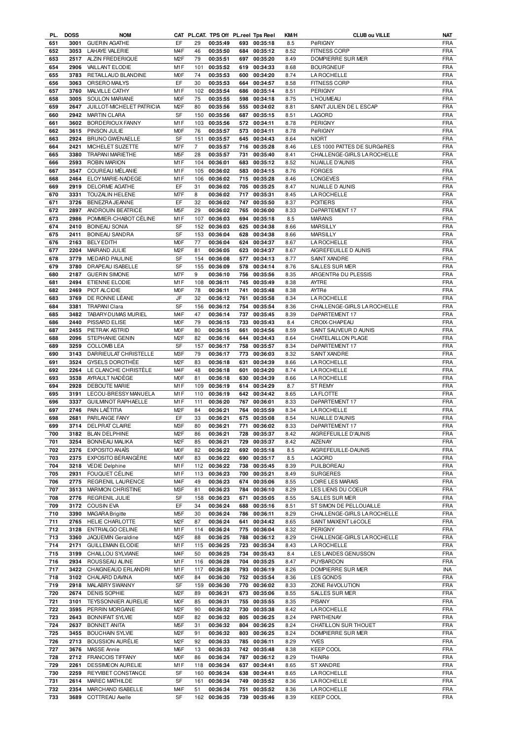| PL. | DOSS | NOM | CAT | PL.CAT. | TPS Off | PL.reel | Tps Reel | KM/H | CLUB ou VILLE | NAT |
|---|---|---|---|---|---|---|---|---|---|---|
| 651 | 3001 | GUERIN AGATHE | EF | 29 | 00:35:49 | 693 | 00:35:18 | 8.5 | PéRIGNY | FRA |
| 652 | 3053 | LAHAYE VALERIE | M4F | 46 | 00:35:50 | 684 | 00:35:12 | 8.52 | FITNESS CORP | FRA |
| 653 | 2517 | ALZIN FREDERIQUE | M2F | 79 | 00:35:51 | 697 | 00:35:20 | 8.49 | DOMPIERRE SUR MER | FRA |
| 654 | 2906 | VAILLANT ELODIE | M1F | 101 | 00:35:52 | 619 | 00:34:33 | 8.68 | BOURGNEUF | FRA |
| 655 | 3783 | RETAILLAUD BLANDINE | M0F | 74 | 00:35:53 | 600 | 00:34:20 | 8.74 | LA ROCHELLE | FRA |
| 656 | 3063 | ORSERO MAILYS | EF | 30 | 00:35:53 | 664 | 00:34:57 | 8.58 | FITNESS CORP | FRA |
| 657 | 3760 | MALVILLE CATHY | M1F | 102 | 00:35:54 | 686 | 00:35:14 | 8.51 | PERIGNY | FRA |
| 658 | 3005 | SOULON MARIANE | M0F | 75 | 00:35:55 | 598 | 00:34:18 | 8.75 | L'HOUMEAU | FRA |
| 659 | 2647 | JUILLOT-MICHELET PATRICIA | M2F | 80 | 00:35:56 | 555 | 00:34:02 | 8.81 | SAINT JULIEN DE L ESCAP | FRA |
| 660 | 2942 | MARTIN CLARA | SF | 150 | 00:35:56 | 687 | 00:35:15 | 8.51 | LAGORD | FRA |
| 661 | 3602 | BORDERIOUX FANNY | M1F | 103 | 00:35:56 | 572 | 00:34:11 | 8.78 | PERIGNY | FRA |
| 662 | 3615 | PINSON JULIE | M0F | 76 | 00:35:57 | 573 | 00:34:11 | 8.78 | PéRIGNY | FRA |
| 663 | 2924 | BRUNO GWENAELLE | SF | 151 | 00:35:57 | 645 | 00:34:43 | 8.64 | NIORT | FRA |
| 664 | 2421 | MICHELET SUZETTE | M7F | 7 | 00:35:57 | 716 | 00:35:28 | 8.46 | LES 1000 PATTES DE SURGèRES | FRA |
| 665 | 3380 | TRAPANI MARIETHE | M5F | 28 | 00:35:57 | 731 | 00:35:40 | 8.41 | CHALLENGE-GIRLS LA ROCHELLE | FRA |
| 666 | 2593 | ROBIN MARION | M1F | 104 | 00:36:01 | 683 | 00:35:12 | 8.52 | NUAILLE D'AUNIS | FRA |
| 667 | 3547 | COUREAU MÉLANIE | M1F | 105 | 00:36:02 | 583 | 00:34:15 | 8.76 | FORGES | FRA |
| 668 | 2464 | ELOY MARIE-NADEGE | M1F | 106 | 00:36:02 | 715 | 00:35:28 | 8.46 | LONGEVES | FRA |
| 669 | 2919 | DELORME AGATHE | EF | 31 | 00:36:02 | 705 | 00:35:25 | 8.47 | NUAILLE D AUNIS | FRA |
| 670 | 3331 | TOUZALIN HELENE | M7F | 8 | 00:36:02 | 717 | 00:35:31 | 8.45 | LA ROCHELLE | FRA |
| 671 | 3726 | BENEZRA JEANNE | EF | 32 | 00:36:02 | 747 | 00:35:50 | 8.37 | POITIERS | FRA |
| 672 | 2897 | ANDROUIN BEATRICE | M5F | 29 | 00:36:02 | 765 | 00:36:00 | 8.33 | DéPARTEMENT 17 | FRA |
| 673 | 2986 | POMMIER-CHABOT CÉLINE | M1F | 107 | 00:36:03 | 694 | 00:35:18 | 8.5 | MARANS | FRA |
| 674 | 2410 | BOINEAU SONIA | SF | 152 | 00:36:03 | 625 | 00:34:38 | 8.66 | MARSILLY | FRA |
| 675 | 2411 | BOINEAU SANDRA | SF | 153 | 00:36:04 | 628 | 00:34:38 | 8.66 | MARSILLY | FRA |
| 676 | 2163 | BELY EDITH | M0F | 77 | 00:36:04 | 624 | 00:34:37 | 8.67 | LA ROCHELLE | FRA |
| 677 | 2204 | MAIRAND JULIE | M2F | 81 | 00:36:05 | 623 | 00:34:37 | 8.67 | AIGREFEUILLE D AUNIS | FRA |
| 678 | 3779 | MEDARD PAULINE | SF | 154 | 00:36:08 | 577 | 00:34:13 | 8.77 | SAINT XANDRE | FRA |
| 679 | 3780 | DRAPEAU ISABELLE | SF | 155 | 00:36:09 | 578 | 00:34:14 | 8.76 | SALLES SUR MER | FRA |
| 680 | 2187 | GUERIN SIMONE | M7F | 9 | 00:36:10 | 756 | 00:35:56 | 8.35 | ARGENTRé DU PLESSIS | FRA |
| 681 | 2494 | ETIENNE ELODIE | M1F | 108 | 00:36:11 | 745 | 00:35:49 | 8.38 | AYTRE | FRA |
| 682 | 2469 | PIOT ALCIDIE | M0F | 78 | 00:36:11 | 741 | 00:35:48 | 8.38 | AYTRé | FRA |
| 683 | 3769 | DE RONNE LÉANE | JF | 32 | 00:36:12 | 761 | 00:35:58 | 8.34 | LA ROCHELLE | FRA |
| 684 | 3381 | TRAPANI Clara | SF | 156 | 00:36:12 | 754 | 00:35:54 | 8.36 | CHALLENGE-GIRLS LA ROCHELLE | FRA |
| 685 | 3482 | TABARY-DUMAS MURIEL | M4F | 47 | 00:36:14 | 737 | 00:35:45 | 8.39 | DéPARTEMENT 17 | FRA |
| 686 | 2440 | PISSARD ELISE | M0F | 79 | 00:36:15 | 733 | 00:35:43 | 8.4 | CROIX-CHAPEAU | FRA |
| 687 | 2455 | PIETRAK ASTRID | M0F | 80 | 00:36:15 | 661 | 00:34:56 | 8.59 | SAINT SAUVEUR D AUNIS | FRA |
| 688 | 2096 | STEPHANIE GENIN | M2F | 82 | 00:36:16 | 644 | 00:34:43 | 8.64 | CHATELAILLON PLAGE | FRA |
| 689 | 3259 | COLLOMB LEA | SF | 157 | 00:36:17 | 758 | 00:35:57 | 8.34 | DéPARTEMENT 17 | FRA |
| 690 | 3143 | DARRIEULAT CHRISTELLE | M3F | 79 | 00:36:17 | 773 | 00:36:03 | 8.32 | SAINT XANDRE | FRA |
| 691 | 3524 | GYSELS DOROTHÉE | M2F | 83 | 00:36:18 | 631 | 00:34:39 | 8.66 | LA ROCHELLE | FRA |
| 692 | 2264 | LE CLANCHE CHRISTÈLE | M4F | 48 | 00:36:18 | 601 | 00:34:20 | 8.74 | LA ROCHELLE | FRA |
| 693 | 3538 | AYRAULT NADÈGE | M0F | 81 | 00:36:18 | 630 | 00:34:39 | 8.66 | LA ROCHELLE | FRA |
| 694 | 2928 | DEBOUTE MARIE | M1F | 109 | 00:36:19 | 614 | 00:34:29 | 8.7 | ST REMY | FRA |
| 695 | 3191 | LECOU-BRESSY MANUELA | M1F | 110 | 00:36:19 | 642 | 00:34:42 | 8.65 | LA FLOTTE | FRA |
| 696 | 3337 | GUILMINOT RAPHAELLE | M1F | 111 | 00:36:20 | 767 | 00:36:01 | 8.33 | DéPARTEMENT 17 | FRA |
| 697 | 2746 | PAIN LAËTITIA | M2F | 84 | 00:36:21 | 764 | 00:35:59 | 8.34 | LA ROCHELLE | FRA |
| 698 | 2681 | PARLANGE FANY | EF | 33 | 00:36:21 | 675 | 00:35:08 | 8.54 | NUAILLE D'AUNIS | FRA |
| 699 | 3714 | DELPRAT CLAIRE | M3F | 80 | 00:36:21 | 771 | 00:36:02 | 8.33 | DéPARTEMENT 17 | FRA |
| 700 | 3182 | BLAN DELPHINE | M2F | 86 | 00:36:21 | 728 | 00:35:37 | 8.42 | AIGREFEUILLE D'AUNIS | FRA |
| 701 | 3254 | BONNEAU MALIKA | M2F | 85 | 00:36:21 | 729 | 00:35:37 | 8.42 | AIZENAY | FRA |
| 702 | 2376 | EXPOSITO ANAÏS | M0F | 82 | 00:36:22 | 692 | 00:35:18 | 8.5 | AIGREFEUILLE-DAUNIS | FRA |
| 703 | 2375 | EXPOSITO BÉRANGÈRE | M0F | 83 | 00:36:22 | 690 | 00:35:17 | 8.5 | LAGORD | FRA |
| 704 | 3218 | VEDIE Delphine | M1F | 112 | 00:36:22 | 738 | 00:35:45 | 8.39 | PUILBOREAU | FRA |
| 705 | 2931 | FOUQUET CÉLINE | M1F | 113 | 00:36:23 | 700 | 00:35:21 | 8.49 | SURGERES | FRA |
| 706 | 2775 | REGRENIL LAURENCE | M4F | 49 | 00:36:23 | 674 | 00:35:06 | 8.55 | LOIRE LES MARAIS | FRA |
| 707 | 3513 | MARMION CHRISTINE | M3F | 81 | 00:36:23 | 784 | 00:36:10 | 8.29 | LES LIENS DU COEUR | FRA |
| 708 | 2776 | REGRENIL JULIE | SF | 158 | 00:36:23 | 671 | 00:35:05 | 8.55 | SALLES SUR MER | FRA |
| 709 | 3172 | COUSIN EVA | EF | 34 | 00:36:24 | 688 | 00:35:16 | 8.51 | ST SIMON DE PELLOUAILLE | FRA |
| 710 | 3390 | MAGARA Brigitte | M5F | 30 | 00:36:24 | 786 | 00:36:11 | 8.29 | CHALLENGE-GIRLS LA ROCHELLE | FRA |
| 711 | 2765 | HELIE CHARLOTTE | M2F | 87 | 00:36:24 | 641 | 00:34:42 | 8.65 | SAINT MAIXENT LéCOLE | FRA |
| 712 | 3128 | ENTRIALGO CELINE | M1F | 114 | 00:36:24 | 775 | 00:36:04 | 8.32 | PERIGNY | FRA |
| 713 | 3360 | JAQUEMIN Geraldine | M2F | 88 | 00:36:25 | 788 | 00:36:12 | 8.29 | CHALLENGE-GIRLS LA ROCHELLE | FRA |
| 714 | 2171 | GUILLEMAIN ELODIE | M1F | 115 | 00:36:25 | 723 | 00:35:34 | 8.43 | LA ROCHELLE | FRA |
| 715 | 3199 | CHAILLOU SYLVIANE | M4F | 50 | 00:36:25 | 734 | 00:35:43 | 8.4 | LES LANDES GENUSSON | FRA |
| 716 | 2934 | ROUSSEAU ALINE | M1F | 116 | 00:36:28 | 704 | 00:35:25 | 8.47 | PUYBARDON | FRA |
| 717 | 3422 | CHAIGNEAUD ERLANDRI | M1F | 117 | 00:36:28 | 793 | 00:36:19 | 8.26 | DOMPIERRE SUR MER | INA |
| 718 | 3102 | CHALARD DAVINA | M0F | 84 | 00:36:30 | 752 | 00:35:54 | 8.36 | LES GONDS | FRA |
| 719 | 2918 | MALABRY SWANNY | SF | 159 | 00:36:30 | 770 | 00:36:02 | 8.33 | ZONE RéVOLUTION | FRA |
| 720 | 2674 | DENIS SOPHIE | M2F | 89 | 00:36:31 | 673 | 00:35:06 | 8.55 | SALLES SUR MER | FRA |
| 721 | 3101 | TEYSSONNIER AURELIE | M0F | 85 | 00:36:31 | 755 | 00:35:55 | 8.35 | PISANY | FRA |
| 722 | 3595 | PERRIN MORGANE | M2F | 90 | 00:36:32 | 730 | 00:35:38 | 8.42 | LA ROCHELLE | FRA |
| 723 | 2643 | BONNIFAIT SYLVIE | M3F | 82 | 00:36:32 | 805 | 00:36:25 | 8.24 | PARTHENAY | FRA |
| 724 | 2637 | BONNET ANITA | M5F | 31 | 00:36:32 | 804 | 00:36:25 | 8.24 | CHATILLON SUR THOUET | FRA |
| 725 | 3455 | BOUCHAIN SYLVIE | M2F | 91 | 00:36:32 | 803 | 00:36:25 | 8.24 | DOMPIERRE SUR MER | FRA |
| 726 | 2713 | BOUSSION AURÉLIE | M2F | 92 | 00:36:33 | 785 | 00:36:11 | 8.29 | YVES | FRA |
| 727 | 3676 | MASSE Annie | M6F | 13 | 00:36:33 | 742 | 00:35:48 | 8.38 | KEEP COOL | FRA |
| 728 | 2712 | FRANCOIS TIFFANY | M0F | 86 | 00:36:34 | 787 | 00:36:12 | 8.29 | THAIRé | FRA |
| 729 | 2261 | DESSIMEON AURELIE | M1F | 118 | 00:36:34 | 637 | 00:34:41 | 8.65 | ST XANDRE | FRA |
| 730 | 2259 | REYVIBET CONSTANCE | SF | 160 | 00:36:34 | 638 | 00:34:41 | 8.65 | LA ROCHELLE | FRA |
| 731 | 2614 | MAREC MATHILDE | SF | 161 | 00:36:34 | 749 | 00:35:52 | 8.36 | LA ROCHELLE | FRA |
| 732 | 2354 | MARCHAND ISABELLE | M4F | 51 | 00:36:34 | 751 | 00:35:52 | 8.36 | LA ROCHELLE | FRA |
| 733 | 3689 | COTTREAU Axelle | SF | 162 | 00:36:35 | 739 | 00:35:46 | 8.39 | KEEP COOL | FRA |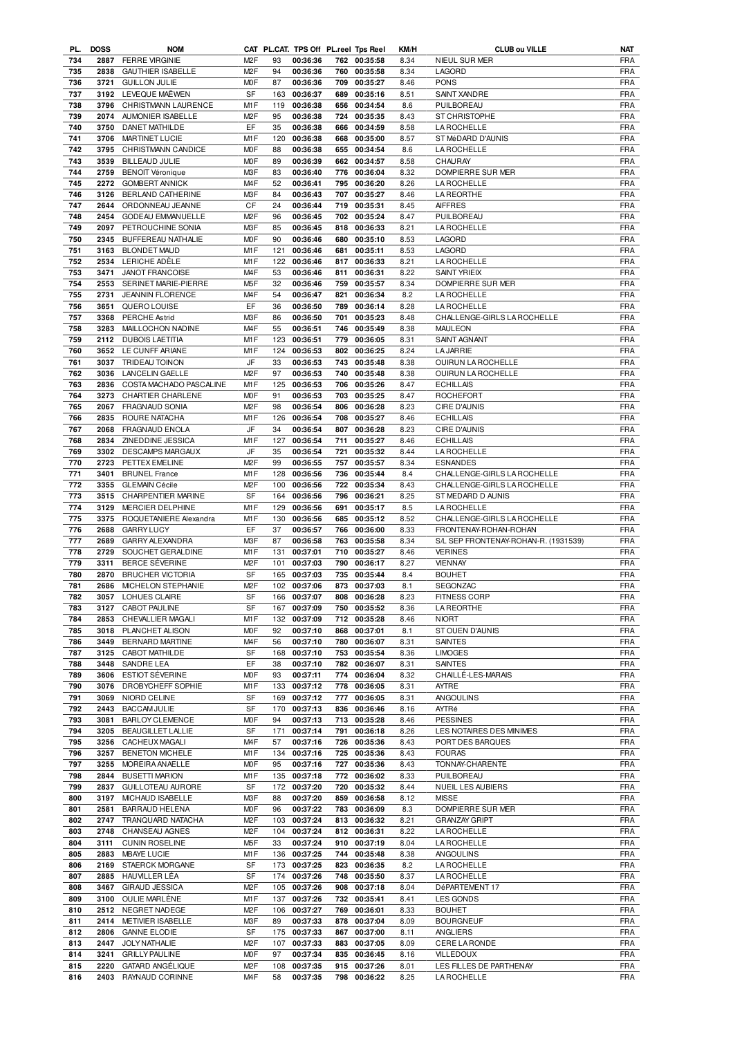| PL. | DOSS | NOM | CAT | PL.CAT. | TPS Off | PL.reel | Tps Reel | KM/H | CLUB ou VILLE | NAT |
|---|---|---|---|---|---|---|---|---|---|---|
| 734 | 2887 | FERRE VIRGINIE | M2F | 93 | 00:36:36 | 762 | 00:35:58 | 8.34 | NIEUL SUR MER | FRA |
| 735 | 2838 | GAUTHIER ISABELLE | M2F | 94 | 00:36:36 | 760 | 00:35:58 | 8.34 | LAGORD | FRA |
| 736 | 3721 | GUILLON JULIE | M0F | 87 | 00:36:36 | 709 | 00:35:27 | 8.46 | PONS | FRA |
| 737 | 3192 | LEVEQUE MAËWEN | SF | 163 | 00:36:37 | 689 | 00:35:16 | 8.51 | SAINT XANDRE | FRA |
| 738 | 3796 | CHRISTMANN LAURENCE | M1F | 119 | 00:36:38 | 656 | 00:34:54 | 8.6 | PUILBOREAU | FRA |
| 739 | 2074 | AUMONIER ISABELLE | M2F | 95 | 00:36:38 | 724 | 00:35:35 | 8.43 | ST CHRISTOPHE | FRA |
| 740 | 3750 | DANET MATHILDE | EF | 35 | 00:36:38 | 666 | 00:34:59 | 8.58 | LA ROCHELLE | FRA |
| 741 | 3706 | MARTINET LUCIE | M1F | 120 | 00:36:38 | 668 | 00:35:00 | 8.57 | ST MéDARD D'AUNIS | FRA |
| 742 | 3795 | CHRISTMANN CANDICE | M0F | 88 | 00:36:38 | 655 | 00:34:54 | 8.6 | LA ROCHELLE | FRA |
| 743 | 3539 | BILLEAUD JULIE | M0F | 89 | 00:36:39 | 662 | 00:34:57 | 8.58 | CHAURAY | FRA |
| 744 | 2759 | BENOIT Véronique | M3F | 83 | 00:36:40 | 776 | 00:36:04 | 8.32 | DOMPIERRE SUR MER | FRA |
| 745 | 2272 | GOMBERT ANNICK | M4F | 52 | 00:36:41 | 795 | 00:36:20 | 8.26 | LA ROCHELLE | FRA |
| 746 | 3126 | BERLAND CATHERINE | M3F | 84 | 00:36:43 | 707 | 00:35:27 | 8.46 | LA REORTHE | FRA |
| 747 | 2644 | ORDONNEAU JEANNE | CF | 24 | 00:36:44 | 719 | 00:35:31 | 8.45 | AIFFRES | FRA |
| 748 | 2454 | GODEAU EMMANUELLE | M2F | 96 | 00:36:45 | 702 | 00:35:24 | 8.47 | PUILBOREAU | FRA |
| 749 | 2097 | PETROUCHINE SONIA | M3F | 85 | 00:36:45 | 818 | 00:36:33 | 8.21 | LA ROCHELLE | FRA |
| 750 | 2345 | BUFFEREAU NATHALIE | M0F | 90 | 00:36:46 | 680 | 00:35:10 | 8.53 | LAGORD | FRA |
| 751 | 3163 | BLONDET MAUD | M1F | 121 | 00:36:46 | 681 | 00:35:11 | 8.53 | LAGORD | FRA |
| 752 | 2534 | LERICHE ADÈLE | M1F | 122 | 00:36:46 | 817 | 00:36:33 | 8.21 | LA ROCHELLE | FRA |
| 753 | 3471 | JANOT FRANCOISE | M4F | 53 | 00:36:46 | 811 | 00:36:31 | 8.22 | SAINT YRIEIX | FRA |
| 754 | 2553 | SERINET MARIE-PIERRE | M5F | 32 | 00:36:46 | 759 | 00:35:57 | 8.34 | DOMPIERRE SUR MER | FRA |
| 755 | 2731 | JEANNIN FLORENCE | M4F | 54 | 00:36:47 | 821 | 00:36:34 | 8.2 | LA ROCHELLE | FRA |
| 756 | 3651 | QUERO LOUISE | EF | 36 | 00:36:50 | 789 | 00:36:14 | 8.28 | LA ROCHELLE | FRA |
| 757 | 3368 | PERCHE Astrid | M3F | 86 | 00:36:50 | 701 | 00:35:23 | 8.48 | CHALLENGE-GIRLS LA ROCHELLE | FRA |
| 758 | 3283 | MAILLOCHON NADINE | M4F | 55 | 00:36:51 | 746 | 00:35:49 | 8.38 | MAULEON | FRA |
| 759 | 2112 | DUBOIS LAETITIA | M1F | 123 | 00:36:51 | 779 | 00:36:05 | 8.31 | SAINT AGNANT | FRA |
| 760 | 3652 | LE CUNFF ARIANE | M1F | 124 | 00:36:53 | 802 | 00:36:25 | 8.24 | LA JARRIE | FRA |
| 761 | 3037 | TRIDEAU TOINON | JF | 33 | 00:36:53 | 743 | 00:35:48 | 8.38 | OUIRUN LA ROCHELLE | FRA |
| 762 | 3036 | LANCELIN GAELLE | M2F | 97 | 00:36:53 | 740 | 00:35:48 | 8.38 | OUIRUN LA ROCHELLE | FRA |
| 763 | 2836 | COSTA MACHADO PASCALINE | M1F | 125 | 00:36:53 | 706 | 00:35:26 | 8.47 | ECHILLAIS | FRA |
| 764 | 3273 | CHARTIER CHARLENE | M0F | 91 | 00:36:53 | 703 | 00:35:25 | 8.47 | ROCHEFORT | FRA |
| 765 | 2067 | FRAGNAUD SONIA | M2F | 98 | 00:36:54 | 806 | 00:36:28 | 8.23 | CIRE D'AUNIS | FRA |
| 766 | 2835 | ROURE NATACHA | M1F | 126 | 00:36:54 | 708 | 00:35:27 | 8.46 | ECHILLAIS | FRA |
| 767 | 2068 | FRAGNAUD ENOLA | JF | 34 | 00:36:54 | 807 | 00:36:28 | 8.23 | CIRE D'AUNIS | FRA |
| 768 | 2834 | ZINEDDINE JESSICA | M1F | 127 | 00:36:54 | 711 | 00:35:27 | 8.46 | ECHILLAIS | FRA |
| 769 | 3302 | DESCAMPS MARGAUX | JF | 35 | 00:36:54 | 721 | 00:35:32 | 8.44 | LA ROCHELLE | FRA |
| 770 | 2723 | PETTEX EMELINE | M2F | 99 | 00:36:55 | 757 | 00:35:57 | 8.34 | ESNANDES | FRA |
| 771 | 3401 | BRUNEL France | M1F | 128 | 00:36:56 | 736 | 00:35:44 | 8.4 | CHALLENGE-GIRLS LA ROCHELLE | FRA |
| 772 | 3355 | GLEMAIN Cécile | M2F | 100 | 00:36:56 | 722 | 00:35:34 | 8.43 | CHALLENGE-GIRLS LA ROCHELLE | FRA |
| 773 | 3515 | CHARPENTIER MARINE | SF | 164 | 00:36:56 | 796 | 00:36:21 | 8.25 | ST MEDARD D AUNIS | FRA |
| 774 | 3129 | MERCIER DELPHINE | M1F | 129 | 00:36:56 | 691 | 00:35:17 | 8.5 | LA ROCHELLE | FRA |
| 775 | 3375 | ROQUETANIERE Alexandra | M1F | 130 | 00:36:56 | 685 | 00:35:12 | 8.52 | CHALLENGE-GIRLS LA ROCHELLE | FRA |
| 776 | 2688 | GARRY LUCY | EF | 37 | 00:36:57 | 766 | 00:36:00 | 8.33 | FRONTENAY-ROHAN-ROHAN | FRA |
| 777 | 2689 | GARRY ALEXANDRA | M3F | 87 | 00:36:58 | 763 | 00:35:58 | 8.34 | S/L SEP FRONTENAY-ROHAN-R. (1931539) | FRA |
| 778 | 2729 | SOUCHET GERALDINE | M1F | 131 | 00:37:01 | 710 | 00:35:27 | 8.46 | VERINES | FRA |
| 779 | 3311 | BERCE SÉVERINE | M2F | 101 | 00:37:03 | 790 | 00:36:17 | 8.27 | VIENNAY | FRA |
| 780 | 2870 | BRUCHER VICTORIA | SF | 165 | 00:37:03 | 735 | 00:35:44 | 8.4 | BOUHET | FRA |
| 781 | 2686 | MICHELON STEPHANIE | M2F | 102 | 00:37:06 | 873 | 00:37:03 | 8.1 | SEGONZAC | FRA |
| 782 | 3057 | LOHUES CLAIRE | SF | 166 | 00:37:07 | 808 | 00:36:28 | 8.23 | FITNESS CORP | FRA |
| 783 | 3127 | CABOT PAULINE | SF | 167 | 00:37:09 | 750 | 00:35:52 | 8.36 | LA REORTHE | FRA |
| 784 | 2853 | CHEVALLIER MAGALI | M1F | 132 | 00:37:09 | 712 | 00:35:28 | 8.46 | NIORT | FRA |
| 785 | 3018 | PLANCHET ALISON | M0F | 92 | 00:37:10 | 868 | 00:37:01 | 8.1 | ST OUEN D'AUNIS | FRA |
| 786 | 3449 | BERNARD MARTINE | M4F | 56 | 00:37:10 | 780 | 00:36:07 | 8.31 | SAINTES | FRA |
| 787 | 3125 | CABOT MATHILDE | SF | 168 | 00:37:10 | 753 | 00:35:54 | 8.36 | LIMOGES | FRA |
| 788 | 3448 | SANDRE LEA | EF | 38 | 00:37:10 | 782 | 00:36:07 | 8.31 | SAINTES | FRA |
| 789 | 3606 | ESTIOT SÉVERINE | M0F | 93 | 00:37:11 | 774 | 00:36:04 | 8.32 | CHAILLÉ-LES-MARAIS | FRA |
| 790 | 3076 | DROBYCHEFF SOPHIE | M1F | 133 | 00:37:12 | 778 | 00:36:05 | 8.31 | AYTRE | FRA |
| 791 | 3069 | NIORD CELINE | SF | 169 | 00:37:12 | 777 | 00:36:05 | 8.31 | ANGOULINS | FRA |
| 792 | 2443 | BACCAM JULIE | SF | 170 | 00:37:13 | 836 | 00:36:46 | 8.16 | AYTRé | FRA |
| 793 | 3081 | BARLOY CLEMENCE | M0F | 94 | 00:37:13 | 713 | 00:35:28 | 8.46 | PESSINES | FRA |
| 794 | 3205 | BEAUGILLET LALLIE | SF | 171 | 00:37:14 | 791 | 00:36:18 | 8.26 | LES NOTAIRES DES MINIMES | FRA |
| 795 | 3256 | CACHEUX MAGALI | M4F | 57 | 00:37:16 | 726 | 00:35:36 | 8.43 | PORT DES BARQUES | FRA |
| 796 | 3257 | BENETON MICHELE | M1F | 134 | 00:37:16 | 725 | 00:35:36 | 8.43 | FOURAS | FRA |
| 797 | 3255 | MOREIRA ANAELLE | M0F | 95 | 00:37:16 | 727 | 00:35:36 | 8.43 | TONNAY-CHARENTE | FRA |
| 798 | 2844 | BUSETTI MARION | M1F | 135 | 00:37:18 | 772 | 00:36:02 | 8.33 | PUILBOREAU | FRA |
| 799 | 2837 | GUILLOTEAU AURORE | SF | 172 | 00:37:20 | 720 | 00:35:32 | 8.44 | NUEIL LES AUBIERS | FRA |
| 800 | 3197 | MICHAUD ISABELLE | M3F | 88 | 00:37:20 | 859 | 00:36:58 | 8.12 | MISSE | FRA |
| 801 | 2581 | BARRAUD HELENA | M0F | 96 | 00:37:22 | 783 | 00:36:09 | 8.3 | DOMPIERRE SUR MER | FRA |
| 802 | 2747 | TRANQUARD NATACHA | M2F | 103 | 00:37:24 | 813 | 00:36:32 | 8.21 | GRANZAY GRIPT | FRA |
| 803 | 2748 | CHANSEAU AGNES | M2F | 104 | 00:37:24 | 812 | 00:36:31 | 8.22 | LA ROCHELLE | FRA |
| 804 | 3111 | CUNIN ROSELINE | M5F | 33 | 00:37:24 | 910 | 00:37:19 | 8.04 | LA ROCHELLE | FRA |
| 805 | 2883 | MBAYE LUCIE | M1F | 136 | 00:37:25 | 744 | 00:35:48 | 8.38 | ANGOULINS | FRA |
| 806 | 2169 | STAERCK MORGANE | SF | 173 | 00:37:25 | 823 | 00:36:35 | 8.2 | LA ROCHELLE | FRA |
| 807 | 2885 | HAUVILLER LÉA | SF | 174 | 00:37:26 | 748 | 00:35:50 | 8.37 | LA ROCHELLE | FRA |
| 808 | 3467 | GIRAUD JESSICA | M2F | 105 | 00:37:26 | 908 | 00:37:18 | 8.04 | DéPARTEMENT 17 | FRA |
| 809 | 3100 | OULIE MARLÈNE | M1F | 137 | 00:37:26 | 732 | 00:35:41 | 8.41 | LES GONDS | FRA |
| 810 | 2512 | NEGRET NADEGE | M2F | 106 | 00:37:27 | 769 | 00:36:01 | 8.33 | BOUHET | FRA |
| 811 | 2414 | METIVIER ISABELLE | M3F | 89 | 00:37:33 | 878 | 00:37:04 | 8.09 | BOURGNEUF | FRA |
| 812 | 2806 | GANNE ELODIE | SF | 175 | 00:37:33 | 867 | 00:37:00 | 8.11 | ANGLIERS | FRA |
| 813 | 2447 | JOLY NATHALIE | M2F | 107 | 00:37:33 | 883 | 00:37:05 | 8.09 | CERE LA RONDE | FRA |
| 814 | 3241 | GRILLY PAULINE | M0F | 97 | 00:37:34 | 835 | 00:36:45 | 8.16 | VILLEDOUX | FRA |
| 815 | 2220 | GATARD ANGÉLIQUE | M2F | 108 | 00:37:35 | 915 | 00:37:26 | 8.01 | LES FILLES DE PARTHENAY | FRA |
| 816 | 2403 | RAYNAUD CORINNE | M4F | 58 | 00:37:35 | 798 | 00:36:22 | 8.25 | LA ROCHELLE | FRA |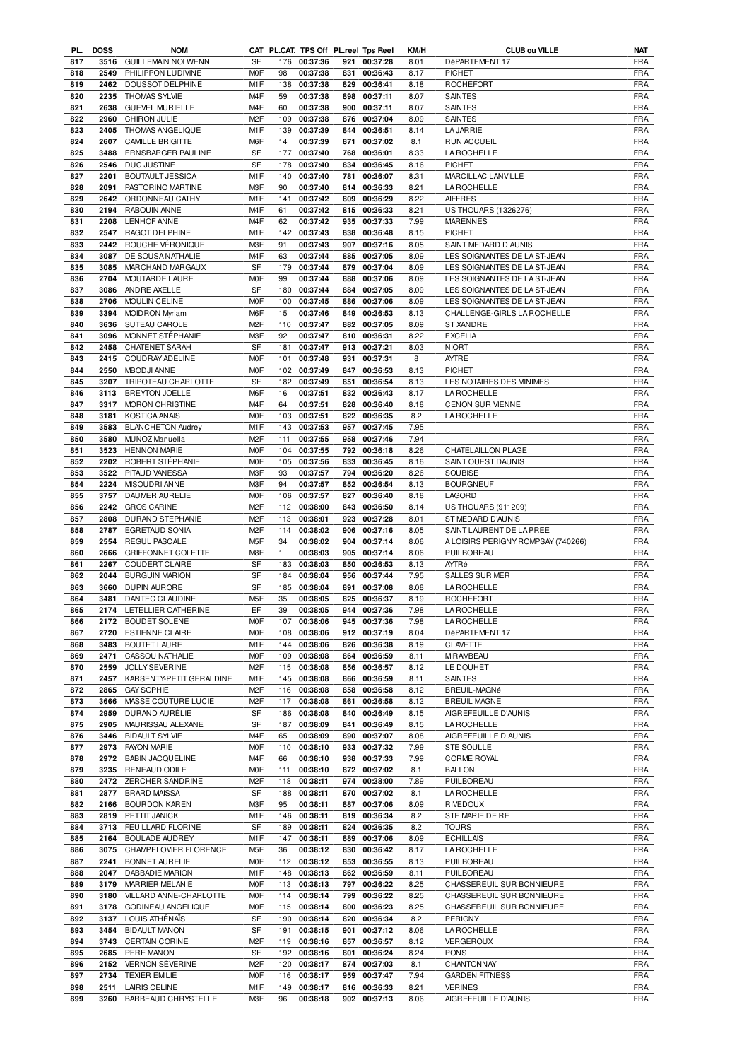| PL. | DOSS | NOM | CAT | PL.CAT. | TPS Off | PL.reel | Tps Reel | KM/H | CLUB ou VILLE | NAT |
|---|---|---|---|---|---|---|---|---|---|---|
| 817 | 3516 | GUILLEMAIN NOLWENN | SF | 176 | 00:37:36 | 921 | 00:37:28 | 8.01 | DéPARTEMENT 17 | FRA |
| 818 | 2549 | PHILIPPON LUDIVINE | M0F | 98 | 00:37:38 | 831 | 00:36:43 | 8.17 | PICHET | FRA |
| 819 | 2462 | DOUSSOT DELPHINE | M1F | 138 | 00:37:38 | 829 | 00:36:41 | 8.18 | ROCHEFORT | FRA |
| 820 | 2235 | THOMAS SYLVIE | M4F | 59 | 00:37:38 | 898 | 00:37:11 | 8.07 | SAINTES | FRA |
| 821 | 2638 | GUEVEL MURIELLE | M4F | 60 | 00:37:38 | 900 | 00:37:11 | 8.07 | SAINTES | FRA |
| 822 | 2960 | CHIRON JULIE | M2F | 109 | 00:37:38 | 876 | 00:37:04 | 8.09 | SAINTES | FRA |
| 823 | 2405 | THOMAS ANGELIQUE | M1F | 139 | 00:37:39 | 844 | 00:36:51 | 8.14 | LA JARRIE | FRA |
| 824 | 2607 | CAMILLE BRIGITTE | M6F | 14 | 00:37:39 | 871 | 00:37:02 | 8.1 | RUN ACCUEIL | FRA |
| 825 | 3488 | ERNSBARGER PAULINE | SF | 177 | 00:37:40 | 768 | 00:36:01 | 8.33 | LA ROCHELLE | FRA |
| 826 | 2546 | DUC JUSTINE | SF | 178 | 00:37:40 | 834 | 00:36:45 | 8.16 | PICHET | FRA |
| 827 | 2201 | BOUTAULT JESSICA | M1F | 140 | 00:37:40 | 781 | 00:36:07 | 8.31 | MARCILLAC LANVILLE | FRA |
| 828 | 2091 | PASTORINO MARTINE | M3F | 90 | 00:37:40 | 814 | 00:36:33 | 8.21 | LA ROCHELLE | FRA |
| 829 | 2642 | ORDONNEAU CATHY | M1F | 141 | 00:37:42 | 809 | 00:36:29 | 8.22 | AIFFRES | FRA |
| 830 | 2194 | RABOUIN ANNE | M4F | 61 | 00:37:42 | 815 | 00:36:33 | 8.21 | US THOUARS (1326276) | FRA |
| 831 | 2208 | LENHOF ANNE | M4F | 62 | 00:37:42 | 935 | 00:37:33 | 7.99 | MARENNES | FRA |
| 832 | 2547 | RAGOT DELPHINE | M1F | 142 | 00:37:43 | 838 | 00:36:48 | 8.15 | PICHET | FRA |
| 833 | 2442 | ROUCHE VÉRONIQUE | M3F | 91 | 00:37:43 | 907 | 00:37:16 | 8.05 | SAINT MEDARD D AUNIS | FRA |
| 834 | 3087 | DE SOUSA NATHALIE | M4F | 63 | 00:37:44 | 885 | 00:37:05 | 8.09 | LES SOIGNANTES DE LA ST-JEAN | FRA |
| 835 | 3085 | MARCHAND MARGAUX | SF | 179 | 00:37:44 | 879 | 00:37:04 | 8.09 | LES SOIGNANTES DE LA ST-JEAN | FRA |
| 836 | 2704 | MOUTARDE LAURE | M0F | 99 | 00:37:44 | 888 | 00:37:06 | 8.09 | LES SOIGNANTES DE LA ST-JEAN | FRA |
| 837 | 3086 | ANDRE AXELLE | SF | 180 | 00:37:44 | 884 | 00:37:05 | 8.09 | LES SOIGNANTES DE LA ST-JEAN | FRA |
| 838 | 2706 | MOULIN CELINE | M0F | 100 | 00:37:45 | 886 | 00:37:06 | 8.09 | LES SOIGNANTES DE LA ST-JEAN | FRA |
| 839 | 3394 | MOIDRON Myriam | M6F | 15 | 00:37:46 | 849 | 00:36:53 | 8.13 | CHALLENGE-GIRLS LA ROCHELLE | FRA |
| 840 | 3636 | SUTEAU CAROLE | M2F | 110 | 00:37:47 | 882 | 00:37:05 | 8.09 | ST XANDRE | FRA |
| 841 | 3096 | MONNET STÉPHANIE | M3F | 92 | 00:37:47 | 810 | 00:36:31 | 8.22 | EXCELIA | FRA |
| 842 | 2458 | CHATENET SARAH | SF | 181 | 00:37:47 | 913 | 00:37:21 | 8.03 | NIORT | FRA |
| 843 | 2415 | COUDRAY ADELINE | M0F | 101 | 00:37:48 | 931 | 00:37:31 | 8 | AYTRE | FRA |
| 844 | 2550 | MBODJI ANNE | M0F | 102 | 00:37:49 | 847 | 00:36:53 | 8.13 | PICHET | FRA |
| 845 | 3207 | TRIPOTEAU CHARLOTTE | SF | 182 | 00:37:49 | 851 | 00:36:54 | 8.13 | LES NOTAIRES DES MINIMES | FRA |
| 846 | 3113 | BREYTON JOELLE | M6F | 16 | 00:37:51 | 832 | 00:36:43 | 8.17 | LA ROCHELLE | FRA |
| 847 | 3317 | MORON CHRISTINE | M4F | 64 | 00:37:51 | 828 | 00:36:40 | 8.18 | CENON SUR VIENNE | FRA |
| 848 | 3181 | KOSTICA ANAIS | M0F | 103 | 00:37:51 | 822 | 00:36:35 | 8.2 | LA ROCHELLE | FRA |
| 849 | 3583 | BLANCHETON Audrey | M1F | 143 | 00:37:53 | 957 | 00:37:45 | 7.95 | | FRA |
| 850 | 3580 | MUNOZ Manuella | M2F | 111 | 00:37:55 | 958 | 00:37:46 | 7.94 | | FRA |
| 851 | 3523 | HENNON MARIE | M0F | 104 | 00:37:55 | 792 | 00:36:18 | 8.26 | CHATELAILLON PLAGE | FRA |
| 852 | 2202 | ROBERT STÉPHANIE | M0F | 105 | 00:37:56 | 833 | 00:36:45 | 8.16 | SAINT OUEST DAUNIS | FRA |
| 853 | 3522 | PITAUD VANESSA | M3F | 93 | 00:37:57 | 794 | 00:36:20 | 8.26 | SOUBISE | FRA |
| 854 | 2224 | MISOUDRI ANNE | M3F | 94 | 00:37:57 | 852 | 00:36:54 | 8.13 | BOURGNEUF | FRA |
| 855 | 3757 | DAUMER AURELIE | M0F | 106 | 00:37:57 | 827 | 00:36:40 | 8.18 | LAGORD | FRA |
| 856 | 2242 | GROS CARINE | M2F | 112 | 00:38:00 | 843 | 00:36:50 | 8.14 | US THOUARS (911209) | FRA |
| 857 | 2808 | DURAND STEPHANIE | M2F | 113 | 00:38:01 | 923 | 00:37:28 | 8.01 | ST MEDARD D'AUNIS | FRA |
| 858 | 2787 | EGRETAUD SONIA | M2F | 114 | 00:38:02 | 906 | 00:37:16 | 8.05 | SAINT LAURENT DE LA PREE | FRA |
| 859 | 2554 | REGUL PASCALE | M5F | 34 | 00:38:02 | 904 | 00:37:14 | 8.06 | A LOISIRS PERIGNY ROMPSAY (740266) | FRA |
| 860 | 2666 | GRIFFONNET COLETTE | M8F | 1 | 00:38:03 | 905 | 00:37:14 | 8.06 | PUILBOREAU | FRA |
| 861 | 2267 | COUDERT CLAIRE | SF | 183 | 00:38:03 | 850 | 00:36:53 | 8.13 | AYTRé | FRA |
| 862 | 2044 | BURGUIN MARION | SF | 184 | 00:38:04 | 956 | 00:37:44 | 7.95 | SALLES SUR MER | FRA |
| 863 | 3660 | DUPIN AURORE | SF | 185 | 00:38:04 | 891 | 00:37:08 | 8.08 | LA ROCHELLE | FRA |
| 864 | 3481 | DANTEC CLAUDINE | M5F | 35 | 00:38:05 | 825 | 00:36:37 | 8.19 | ROCHEFORT | FRA |
| 865 | 2174 | LETELLIER CATHERINE | EF | 39 | 00:38:05 | 944 | 00:37:36 | 7.98 | LA ROCHELLE | FRA |
| 866 | 2172 | BOUDET SOLENE | M0F | 107 | 00:38:06 | 945 | 00:37:36 | 7.98 | LA ROCHELLE | FRA |
| 867 | 2720 | ESTIENNE CLAIRE | M0F | 108 | 00:38:06 | 912 | 00:37:19 | 8.04 | DéPARTEMENT 17 | FRA |
| 868 | 3483 | BOUTET LAURE | M1F | 144 | 00:38:06 | 826 | 00:36:38 | 8.19 | CLAVETTE | FRA |
| 869 | 2471 | CASSOU NATHALIE | M0F | 109 | 00:38:08 | 864 | 00:36:59 | 8.11 | MIRAMBEAU | FRA |
| 870 | 2559 | JOLLY SEVERINE | M2F | 115 | 00:38:08 | 856 | 00:36:57 | 8.12 | LE DOUHET | FRA |
| 871 | 2457 | KARSENTY-PETIT GERALDINE | M1F | 145 | 00:38:08 | 866 | 00:36:59 | 8.11 | SAINTES | FRA |
| 872 | 2865 | GAY SOPHIE | M2F | 116 | 00:38:08 | 858 | 00:36:58 | 8.12 | BREUIL-MAGNé | FRA |
| 873 | 3666 | MASSE COUTURE LUCIE | M2F | 117 | 00:38:08 | 861 | 00:36:58 | 8.12 | BREUIL MAGNE | FRA |
| 874 | 2959 | DURAND AURÉLIE | SF | 186 | 00:38:08 | 840 | 00:36:49 | 8.15 | AIGREFEUILLE D'AUNIS | FRA |
| 875 | 2905 | MAURISSAU ALEXANE | SF | 187 | 00:38:09 | 841 | 00:36:49 | 8.15 | LA ROCHELLE | FRA |
| 876 | 3446 | BIDAULT SYLVIE | M4F | 65 | 00:38:09 | 890 | 00:37:07 | 8.08 | AIGREFEUILLE D AUNIS | FRA |
| 877 | 2973 | FAYON MARIE | M0F | 110 | 00:38:10 | 933 | 00:37:32 | 7.99 | STE SOULLE | FRA |
| 878 | 2972 | BABIN JACQUELINE | M4F | 66 | 00:38:10 | 938 | 00:37:33 | 7.99 | CORME ROYAL | FRA |
| 879 | 3235 | RENEAUD ODILE | M0F | 111 | 00:38:10 | 872 | 00:37:02 | 8.1 | BALLON | FRA |
| 880 | 2472 | ZERCHER SANDRINE | M2F | 118 | 00:38:11 | 974 | 00:38:00 | 7.89 | PUILBOREAU | FRA |
| 881 | 2877 | BRARD MAISSA | SF | 188 | 00:38:11 | 870 | 00:37:02 | 8.1 | LA ROCHELLE | FRA |
| 882 | 2166 | BOURDON KAREN | M3F | 95 | 00:38:11 | 887 | 00:37:06 | 8.09 | RIVEDOUX | FRA |
| 883 | 2819 | PETTIT JANICK | M1F | 146 | 00:38:11 | 819 | 00:36:34 | 8.2 | STE MARIE DE RE | FRA |
| 884 | 3713 | FEUILLARD FLORINE | SF | 189 | 00:38:11 | 824 | 00:36:35 | 8.2 | TOURS | FRA |
| 885 | 2164 | BOULADE AUDREY | M1F | 147 | 00:38:11 | 889 | 00:37:06 | 8.09 | ECHILLAIS | FRA |
| 886 | 3075 | CHAMPELOVIER FLORENCE | M5F | 36 | 00:38:12 | 830 | 00:36:42 | 8.17 | LA ROCHELLE | FRA |
| 887 | 2241 | BONNET AURELIE | M0F | 112 | 00:38:12 | 853 | 00:36:55 | 8.13 | PUILBOREAU | FRA |
| 888 | 2047 | DABBADIE MARION | M1F | 148 | 00:38:13 | 862 | 00:36:59 | 8.11 | PUILBOREAU | FRA |
| 889 | 3179 | MARRIER MELANIE | M0F | 113 | 00:38:13 | 797 | 00:36:22 | 8.25 | CHASSEREUIL SUR BONNIEURE | FRA |
| 890 | 3180 | VILLARD ANNE-CHARLOTTE | M0F | 114 | 00:38:14 | 799 | 00:36:22 | 8.25 | CHASSEREUIL SUR BONNIEURE | FRA |
| 891 | 3178 | GODINEAU ANGELIQUE | M0F | 115 | 00:38:14 | 800 | 00:36:23 | 8.25 | CHASSEREUIL SUR BONNIEURE | FRA |
| 892 | 3137 | LOUIS ATHÉNAÏS | SF | 190 | 00:38:14 | 820 | 00:36:34 | 8.2 | PERIGNY | FRA |
| 893 | 3454 | BIDAULT MANON | SF | 191 | 00:38:15 | 901 | 00:37:12 | 8.06 | LA ROCHELLE | FRA |
| 894 | 3743 | CERTAIN CORINE | M2F | 119 | 00:38:16 | 857 | 00:36:57 | 8.12 | VERGEROUX | FRA |
| 895 | 2685 | PERE MANON | SF | 192 | 00:38:16 | 801 | 00:36:24 | 8.24 | PONS | FRA |
| 896 | 2152 | VERNON SÉVERINE | M2F | 120 | 00:38:17 | 874 | 00:37:03 | 8.1 | CHANTONNAY | FRA |
| 897 | 2734 | TEXIER EMILIE | M0F | 116 | 00:38:17 | 959 | 00:37:47 | 7.94 | GARDEN FITNESS | FRA |
| 898 | 2511 | LAIRIS CELINE | M1F | 149 | 00:38:17 | 816 | 00:36:33 | 8.21 | VERINES | FRA |
| 899 | 3260 | BARBEAUD CHRYSTELLE | M3F | 96 | 00:38:18 | 902 | 00:37:13 | 8.06 | AIGREFEUILLE D'AUNIS | FRA |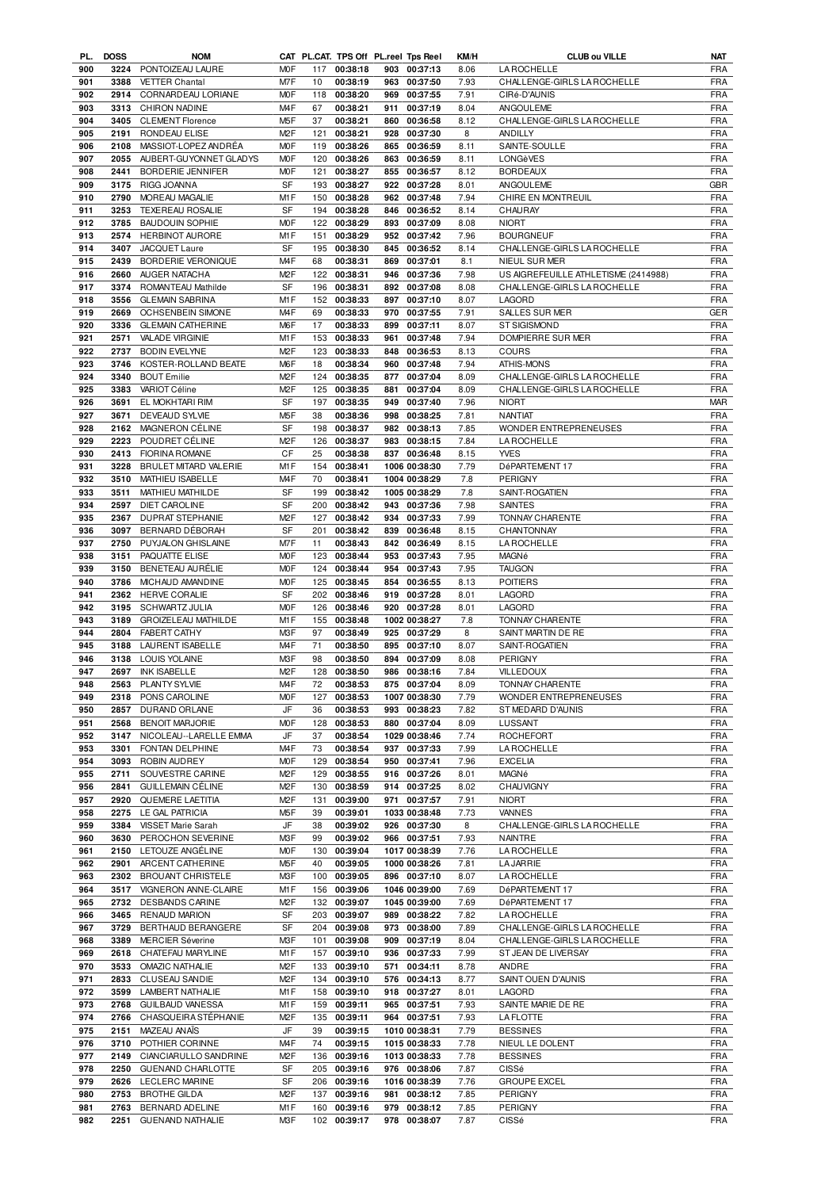| PL. | DOSS | NOM | CAT | PL.CAT. | TPS Off | PL.reel | Tps Reel | KM/H | CLUB ou VILLE | NAT |
|---|---|---|---|---|---|---|---|---|---|---|
| 900 | 3224 | PONTOIZEAU LAURE | M0F | 117 | 00:38:18 | 903 | 00:37:13 | 8.06 | LA ROCHELLE | FRA |
| 901 | 3388 | VETTER Chantal | M7F | 10 | 00:38:19 | 963 | 00:37:50 | 7.93 | CHALLENGE-GIRLS LA ROCHELLE | FRA |
| 902 | 2914 | CORNARDEAU LORIANE | M0F | 118 | 00:38:20 | 969 | 00:37:55 | 7.91 | CIRé-D'AUNIS | FRA |
| 903 | 3313 | CHIRON NADINE | M4F | 67 | 00:38:21 | 911 | 00:37:19 | 8.04 | ANGOULEME | FRA |
| 904 | 3405 | CLEMENT Florence | M5F | 37 | 00:38:21 | 860 | 00:36:58 | 8.12 | CHALLENGE-GIRLS LA ROCHELLE | FRA |
| 905 | 2191 | RONDEAU ELISE | M2F | 121 | 00:38:21 | 928 | 00:37:30 | 8 | ANDILLY | FRA |
| 906 | 2108 | MASSIOT-LOPEZ ANDRÉA | M0F | 119 | 00:38:26 | 865 | 00:36:59 | 8.11 | SAINTE-SOULLE | FRA |
| 907 | 2055 | AUBERT-GUYONNET GLADYS | M0F | 120 | 00:38:26 | 863 | 00:36:59 | 8.11 | LONGèVES | FRA |
| 908 | 2441 | BORDERIE JENNIFER | M0F | 121 | 00:38:27 | 855 | 00:36:57 | 8.12 | BORDEAUX | FRA |
| 909 | 3175 | RIGG JOANNA | SF | 193 | 00:38:27 | 922 | 00:37:28 | 8.01 | ANGOULEME | GBR |
| 910 | 2790 | MOREAU MAGALIE | M1F | 150 | 00:38:28 | 962 | 00:37:48 | 7.94 | CHIRE EN MONTREUIL | FRA |
| 911 | 3253 | TEXEREAU ROSALIE | SF | 194 | 00:38:28 | 846 | 00:36:52 | 8.14 | CHAURAY | FRA |
| 912 | 3785 | BAUDOUIN SOPHIE | M0F | 122 | 00:38:29 | 893 | 00:37:09 | 8.08 | NIORT | FRA |
| 913 | 2574 | HERBINOT AURORE | M1F | 151 | 00:38:29 | 952 | 00:37:42 | 7.96 | BOURGNEUF | FRA |
| 914 | 3407 | JACQUET Laure | SF | 195 | 00:38:30 | 845 | 00:36:52 | 8.14 | CHALLENGE-GIRLS LA ROCHELLE | FRA |
| 915 | 2439 | BORDERIE VERONIQUE | M4F | 68 | 00:38:31 | 869 | 00:37:01 | 8.1 | NIEUL SUR MER | FRA |
| 916 | 2660 | AUGER NATACHA | M2F | 122 | 00:38:31 | 946 | 00:37:36 | 7.98 | US AIGREFEUILLE ATHLETISME (2414988) | FRA |
| 917 | 3374 | ROMANTEAU Mathilde | SF | 196 | 00:38:31 | 892 | 00:37:08 | 8.08 | CHALLENGE-GIRLS LA ROCHELLE | FRA |
| 918 | 3556 | GLEMAIN SABRINA | M1F | 152 | 00:38:33 | 897 | 00:37:10 | 8.07 | LAGORD | FRA |
| 919 | 2669 | OCHSENBEIN SIMONE | M4F | 69 | 00:38:33 | 970 | 00:37:55 | 7.91 | SALLES SUR MER | GER |
| 920 | 3336 | GLEMAIN CATHERINE | M6F | 17 | 00:38:33 | 899 | 00:37:11 | 8.07 | ST SIGISMOND | FRA |
| 921 | 2571 | VALADE VIRGINIE | M1F | 153 | 00:38:33 | 961 | 00:37:48 | 7.94 | DOMPIERRE SUR MER | FRA |
| 922 | 2737 | BODIN EVELYNE | M2F | 123 | 00:38:33 | 848 | 00:36:53 | 8.13 | COURS | FRA |
| 923 | 3746 | KOSTER-ROLLAND BEATE | M6F | 18 | 00:38:34 | 960 | 00:37:48 | 7.94 | ATHIS-MONS | FRA |
| 924 | 3340 | BOUT Emilie | M2F | 124 | 00:38:35 | 877 | 00:37:04 | 8.09 | CHALLENGE-GIRLS LA ROCHELLE | FRA |
| 925 | 3383 | VARIOT Céline | M2F | 125 | 00:38:35 | 881 | 00:37:04 | 8.09 | CHALLENGE-GIRLS LA ROCHELLE | FRA |
| 926 | 3691 | EL MOKHTARI RIM | SF | 197 | 00:38:35 | 949 | 00:37:40 | 7.96 | NIORT | MAR |
| 927 | 3671 | DEVEAUD SYLVIE | M5F | 38 | 00:38:36 | 998 | 00:38:25 | 7.81 | NANTIAT | FRA |
| 928 | 2162 | MAGNERON CÉLINE | SF | 198 | 00:38:37 | 982 | 00:38:13 | 7.85 | WONDER ENTREPRENEUSES | FRA |
| 929 | 2223 | POUDRET CÉLINE | M2F | 126 | 00:38:37 | 983 | 00:38:15 | 7.84 | LA ROCHELLE | FRA |
| 930 | 2413 | FIORINA ROMANE | CF | 25 | 00:38:38 | 837 | 00:36:48 | 8.15 | YVES | FRA |
| 931 | 3228 | BRULET MITARD VALERIE | M1F | 154 | 00:38:41 | 1006 | 00:38:30 | 7.79 | DéPARTEMENT 17 | FRA |
| 932 | 3510 | MATHIEU ISABELLE | M4F | 70 | 00:38:41 | 1004 | 00:38:29 | 7.8 | PERIGNY | FRA |
| 933 | 3511 | MATHIEU MATHILDE | SF | 199 | 00:38:42 | 1005 | 00:38:29 | 7.8 | SAINT-ROGATIEN | FRA |
| 934 | 2597 | DIET CAROLINE | SF | 200 | 00:38:42 | 943 | 00:37:36 | 7.98 | SAINTES | FRA |
| 935 | 2367 | DUPRAT STEPHANIE | M2F | 127 | 00:38:42 | 934 | 00:37:33 | 7.99 | TONNAY CHARENTE | FRA |
| 936 | 3097 | BERNARD DÉBORAH | SF | 201 | 00:38:42 | 839 | 00:36:48 | 8.15 | CHANTONNAY | FRA |
| 937 | 2750 | PUYJALON GHISLAINE | M7F | 11 | 00:38:43 | 842 | 00:36:49 | 8.15 | LA ROCHELLE | FRA |
| 938 | 3151 | PAQUATTE ELISE | M0F | 123 | 00:38:44 | 953 | 00:37:43 | 7.95 | MAGNé | FRA |
| 939 | 3150 | BENETEAU AURÉLIE | M0F | 124 | 00:38:44 | 954 | 00:37:43 | 7.95 | TAUGON | FRA |
| 940 | 3786 | MICHAUD AMANDINE | M0F | 125 | 00:38:45 | 854 | 00:36:55 | 8.13 | POITIERS | FRA |
| 941 | 2362 | HERVE CORALIE | SF | 202 | 00:38:46 | 919 | 00:37:28 | 8.01 | LAGORD | FRA |
| 942 | 3195 | SCHWARTZ JULIA | M0F | 126 | 00:38:46 | 920 | 00:37:28 | 8.01 | LAGORD | FRA |
| 943 | 3189 | GROIZELEAU MATHILDE | M1F | 155 | 00:38:48 | 1002 | 00:38:27 | 7.8 | TONNAY CHARENTE | FRA |
| 944 | 2804 | FABERT CATHY | M3F | 97 | 00:38:49 | 925 | 00:37:29 | 8 | SAINT MARTIN DE RE | FRA |
| 945 | 3188 | LAURENT ISABELLE | M4F | 71 | 00:38:50 | 895 | 00:37:10 | 8.07 | SAINT-ROGATIEN | FRA |
| 946 | 3138 | LOUIS YOLAINE | M3F | 98 | 00:38:50 | 894 | 00:37:09 | 8.08 | PERIGNY | FRA |
| 947 | 2697 | INK ISABELLE | M2F | 128 | 00:38:50 | 986 | 00:38:16 | 7.84 | VILLEDOUX | FRA |
| 948 | 2563 | PLANTY SYLVIE | M4F | 72 | 00:38:53 | 875 | 00:37:04 | 8.09 | TONNAY CHARENTE | FRA |
| 949 | 2318 | PONS CAROLINE | M0F | 127 | 00:38:53 | 1007 | 00:38:30 | 7.79 | WONDER ENTREPRENEUSES | FRA |
| 950 | 2857 | DURAND ORLANE | JF | 36 | 00:38:53 | 993 | 00:38:23 | 7.82 | ST MEDARD D'AUNIS | FRA |
| 951 | 2568 | BENOIT MARJORIE | M0F | 128 | 00:38:53 | 880 | 00:37:04 | 8.09 | LUSSANT | FRA |
| 952 | 3147 | NICOLEAU--LARELLE EMMA | JF | 37 | 00:38:54 | 1029 | 00:38:46 | 7.74 | ROCHEFORT | FRA |
| 953 | 3301 | FONTAN DELPHINE | M4F | 73 | 00:38:54 | 937 | 00:37:33 | 7.99 | LA ROCHELLE | FRA |
| 954 | 3093 | ROBIN AUDREY | M0F | 129 | 00:38:54 | 950 | 00:37:41 | 7.96 | EXCELIA | FRA |
| 955 | 2711 | SOUVESTRE CARINE | M2F | 129 | 00:38:55 | 916 | 00:37:26 | 8.01 | MAGNé | FRA |
| 956 | 2841 | GUILLEMAIN CÉLINE | M2F | 130 | 00:38:59 | 914 | 00:37:25 | 8.02 | CHAUVIGNY | FRA |
| 957 | 2920 | QUEMERE LAETITIA | M2F | 131 | 00:39:00 | 971 | 00:37:57 | 7.91 | NIORT | FRA |
| 958 | 2275 | LE GAL PATRICIA | M5F | 39 | 00:39:01 | 1033 | 00:38:48 | 7.73 | VANNES | FRA |
| 959 | 3384 | VISSET Marie Sarah | JF | 38 | 00:39:02 | 926 | 00:37:30 | 8 | CHALLENGE-GIRLS LA ROCHELLE | FRA |
| 960 | 3630 | PEROCHON SEVERINE | M3F | 99 | 00:39:02 | 966 | 00:37:51 | 7.93 | NAINTRE | FRA |
| 961 | 2150 | LETOUZE ANGÉLINE | M0F | 130 | 00:39:04 | 1017 | 00:38:39 | 7.76 | LA ROCHELLE | FRA |
| 962 | 2901 | ARCENT CATHERINE | M5F | 40 | 00:39:05 | 1000 | 00:38:26 | 7.81 | LA JARRIE | FRA |
| 963 | 2302 | BROUANT CHRISTELE | M3F | 100 | 00:39:05 | 896 | 00:37:10 | 8.07 | LA ROCHELLE | FRA |
| 964 | 3517 | VIGNERON ANNE-CLAIRE | M1F | 156 | 00:39:06 | 1046 | 00:39:00 | 7.69 | DéPARTEMENT 17 | FRA |
| 965 | 2732 | DESBANDS CARINE | M2F | 132 | 00:39:07 | 1045 | 00:39:00 | 7.69 | DéPARTEMENT 17 | FRA |
| 966 | 3465 | RENAUD MARION | SF | 203 | 00:39:07 | 989 | 00:38:22 | 7.82 | LA ROCHELLE | FRA |
| 967 | 3729 | BERTHAUD BERANGERE | SF | 204 | 00:39:08 | 973 | 00:38:00 | 7.89 | CHALLENGE-GIRLS LA ROCHELLE | FRA |
| 968 | 3389 | MERCIER Séverine | M3F | 101 | 00:39:08 | 909 | 00:37:19 | 8.04 | CHALLENGE-GIRLS LA ROCHELLE | FRA |
| 969 | 2618 | CHATEFAU MARYLINE | M1F | 157 | 00:39:10 | 936 | 00:37:33 | 7.99 | ST JEAN DE LIVERSAY | FRA |
| 970 | 3533 | OMAZIC NATHALIE | M2F | 133 | 00:39:10 | 571 | 00:34:11 | 8.78 | ANDRE | FRA |
| 971 | 2833 | CLUSEAU SANDIE | M2F | 134 | 00:39:10 | 576 | 00:34:13 | 8.77 | SAINT OUEN D'AUNIS | FRA |
| 972 | 3599 | LAMBERT NATHALIE | M1F | 158 | 00:39:10 | 918 | 00:37:27 | 8.01 | LAGORD | FRA |
| 973 | 2768 | GUILBAUD VANESSA | M1F | 159 | 00:39:11 | 965 | 00:37:51 | 7.93 | SAINTE MARIE DE RE | FRA |
| 974 | 2766 | CHASQUEIRA STÉPHANIE | M2F | 135 | 00:39:11 | 964 | 00:37:51 | 7.93 | LA FLOTTE | FRA |
| 975 | 2151 | MAZEAU ANAÏS | JF | 39 | 00:39:15 | 1010 | 00:38:31 | 7.79 | BESSINES | FRA |
| 976 | 3710 | POTHIER CORINNE | M4F | 74 | 00:39:15 | 1015 | 00:38:33 | 7.78 | NIEUL LE DOLENT | FRA |
| 977 | 2149 | CIANCIARULLO SANDRINE | M2F | 136 | 00:39:16 | 1013 | 00:38:33 | 7.78 | BESSINES | FRA |
| 978 | 2250 | GUENAND CHARLOTTE | SF | 205 | 00:39:16 | 976 | 00:38:06 | 7.87 | CISSé | FRA |
| 979 | 2626 | LECLERC MARINE | SF | 206 | 00:39:16 | 1016 | 00:38:39 | 7.76 | GROUPE EXCEL | FRA |
| 980 | 2753 | BROTHE GILDA | M2F | 137 | 00:39:16 | 981 | 00:38:12 | 7.85 | PERIGNY | FRA |
| 981 | 2763 | BERNARD ADELINE | M1F | 160 | 00:39:16 | 979 | 00:38:12 | 7.85 | PERIGNY | FRA |
| 982 | 2251 | GUENAND NATHALIE | M3F | 102 | 00:39:17 | 978 | 00:38:07 | 7.87 | CISSé | FRA |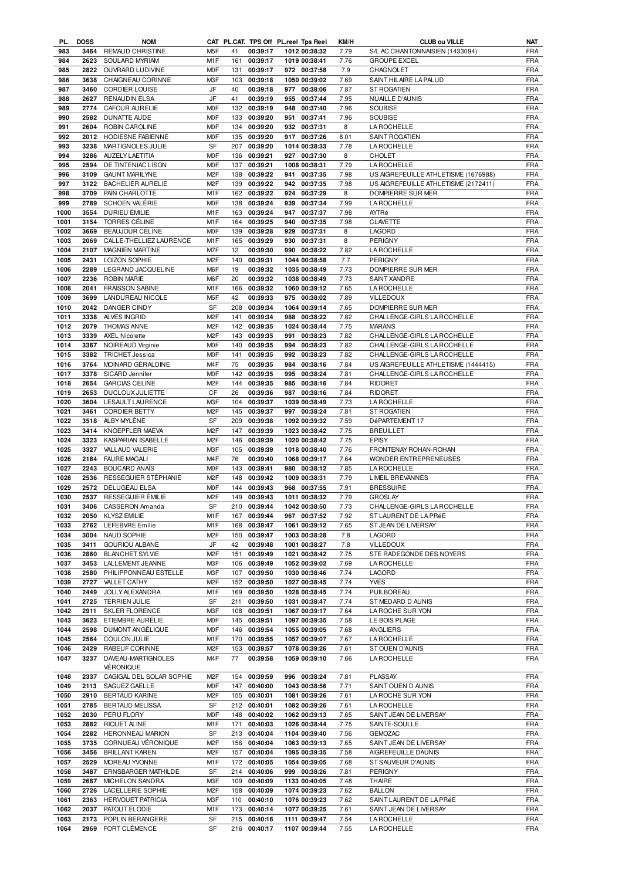| PL. | DOSS | NOM | CAT | PL.CAT. | TPS Off | PL.reel | Tps Reel | KM/H | CLUB ou VILLE | NAT |
|---|---|---|---|---|---|---|---|---|---|---|
| 983 | 3464 | REMAUD CHRISTINE | M5F | 41 | 00:39:17 | 1012 | 00:38:32 | 7.79 | S/L AC CHANTONNAISIEN (1433094) | FRA |
| 984 | 2623 | SOULARD MYRIAM | M1F | 161 | 00:39:17 | 1019 | 00:38:41 | 7.76 | GROUPE EXCEL | FRA |
| 985 | 2822 | OUVRARD LUDIVINE | M0F | 131 | 00:39:17 | 972 | 00:37:58 | 7.9 | CHAGNOLET | FRA |
| 986 | 3638 | CHAIGNEAU CORINNE | M3F | 103 | 00:39:18 | 1050 | 00:39:02 | 7.69 | SAINT HILAIRE LA PALUD | FRA |
| 987 | 3460 | CORDIER LOUISE | JF | 40 | 00:39:18 | 977 | 00:38:06 | 7.87 | ST ROGATIEN | FRA |
| 988 | 2627 | RENAUDIN ELSA | JF | 41 | 00:39:19 | 955 | 00:37:44 | 7.95 | NUAILLE D'AUNIS | FRA |
| 989 | 2774 | CAFOUR AURELIE | M0F | 132 | 00:39:19 | 948 | 00:37:40 | 7.96 | SOUBISE | FRA |
| 990 | 2582 | DUNATTE AUDE | M0F | 133 | 00:39:20 | 951 | 00:37:41 | 7.96 | SOUBISE | FRA |
| 991 | 2604 | ROBIN CAROLINE | M0F | 134 | 00:39:20 | 932 | 00:37:31 | 8 | LA ROCHELLE | FRA |
| 992 | 2012 | HODIESNE FABIENNE | M0F | 135 | 00:39:20 | 917 | 00:37:26 | 8.01 | SAINT ROGATIEN | FRA |
| 993 | 3238 | MARTIGNOLES JULIE | SF | 207 | 00:39:20 | 1014 | 00:38:33 | 7.78 | LA ROCHELLE | FRA |
| 994 | 3286 | AUZELY LAETITIA | M0F | 136 | 00:39:21 | 927 | 00:37:30 | 8 | CHOLET | FRA |
| 995 | 2594 | DE TINTENIAC LISON | M0F | 137 | 00:39:21 | 1008 | 00:38:31 | 7.79 | LA ROCHELLE | FRA |
| 996 | 3109 | GAUNT MARILYNE | M2F | 138 | 00:39:22 | 941 | 00:37:35 | 7.98 | US AIGREFEUILLE ATHLETISME (1676988) | FRA |
| 997 | 3122 | BACHELIER AURELIE | M2F | 139 | 00:39:22 | 942 | 00:37:35 | 7.98 | US AIGREFEUILLE ATHLETISME (2172411) | FRA |
| 998 | 3709 | PAIN CHARLOTTE | M1F | 162 | 00:39:22 | 924 | 00:37:29 | 8 | DOMPIERRE SUR MER | FRA |
| 999 | 2789 | SCHOEN VALÉRIE | M0F | 138 | 00:39:24 | 939 | 00:37:34 | 7.99 | LA ROCHELLE | FRA |
| 1000 | 3554 | DURIEU ÉMILIE | M1F | 163 | 00:39:24 | 947 | 00:37:37 | 7.98 | AYTRé | FRA |
| 1001 | 3154 | TORRES CÉLINE | M1F | 164 | 00:39:25 | 940 | 00:37:35 | 7.98 | CLAVETTE | FRA |
| 1002 | 3669 | BEAUJOUR CÉLINE | M0F | 139 | 00:39:28 | 929 | 00:37:31 | 8 | LAGORD | FRA |
| 1003 | 2069 | CALLE-THELLIEZ LAURENCE | M1F | 165 | 00:39:29 | 930 | 00:37:31 | 8 | PERIGNY | FRA |
| 1004 | 2107 | MAGNIEN MARTINE | M7F | 12 | 00:39:30 | 990 | 00:38:22 | 7.82 | LA ROCHELLE | FRA |
| 1005 | 2431 | LOIZON SOPHIE | M2F | 140 | 00:39:31 | 1044 | 00:38:58 | 7.7 | PERIGNY | FRA |
| 1006 | 2289 | LEGRAND JACQUELINE | M6F | 19 | 00:39:32 | 1035 | 00:38:49 | 7.73 | DOMPIERRE SUR MER | FRA |
| 1007 | 2236 | ROBIN MARIE | M6F | 20 | 00:39:32 | 1038 | 00:38:49 | 7.73 | SAINT XANDRE | FRA |
| 1008 | 2041 | FRAISSON SABINE | M1F | 166 | 00:39:32 | 1060 | 00:39:12 | 7.65 | LA ROCHELLE | FRA |
| 1009 | 3699 | LANDUREAU NICOLE | M5F | 42 | 00:39:33 | 975 | 00:38:02 | 7.89 | VILLEDOUX | FRA |
| 1010 | 2042 | DANGER CINDY | SF | 208 | 00:39:34 | 1064 | 00:39:14 | 7.65 | DOMPIERRE SUR MER | FRA |
| 1011 | 3338 | ALVES INGRID | M2F | 141 | 00:39:34 | 988 | 00:38:22 | 7.82 | CHALLENGE-GIRLS LA ROCHELLE | FRA |
| 1012 | 2079 | THOMAS ANNE | M2F | 142 | 00:39:35 | 1024 | 00:38:44 | 7.75 | MARANS | FRA |
| 1013 | 3339 | AXEL Nicolette | M2F | 143 | 00:39:35 | 991 | 00:38:23 | 7.82 | CHALLENGE-GIRLS LA ROCHELLE | FRA |
| 1014 | 3367 | NOIREAUD Virginie | M0F | 140 | 00:39:35 | 994 | 00:38:23 | 7.82 | CHALLENGE-GIRLS LA ROCHELLE | FRA |
| 1015 | 3382 | TRICHET Jessica | M0F | 141 | 00:39:35 | 992 | 00:38:23 | 7.82 | CHALLENGE-GIRLS LA ROCHELLE | FRA |
| 1016 | 3764 | MOINARD GÉRALDINE | M4F | 75 | 00:39:35 | 984 | 00:38:16 | 7.84 | US AIGREFEUILLE ATHLETISME (1444415) | FRA |
| 1017 | 3378 | SICARD Jennifer | M0F | 142 | 00:39:35 | 995 | 00:38:24 | 7.81 | CHALLENGE-GIRLS LA ROCHELLE | FRA |
| 1018 | 2654 | GARCIAS CELINE | M2F | 144 | 00:39:35 | 985 | 00:38:16 | 7.84 | RIDORET | FRA |
| 1019 | 2653 | DUCLOUX JULIETTE | CF | 26 | 00:39:36 | 987 | 00:38:16 | 7.84 | RIDORET | FRA |
| 1020 | 3604 | LESAULT LAURENCE | M3F | 104 | 00:39:37 | 1039 | 00:38:49 | 7.73 | LA ROCHELLE | FRA |
| 1021 | 3461 | CORDIER BETTY | M2F | 145 | 00:39:37 | 997 | 00:38:24 | 7.81 | ST ROGATIEN | FRA |
| 1022 | 3518 | ALBY MYLÈNE | SF | 209 | 00:39:38 | 1092 | 00:39:32 | 7.59 | DéPARTEMENT 17 | FRA |
| 1023 | 3414 | KNOEPFLER MAEVA | M2F | 147 | 00:39:39 | 1023 | 00:38:42 | 7.75 | BREUILLET | FRA |
| 1024 | 3323 | KASPARIAN ISABELLE | M2F | 146 | 00:39:39 | 1020 | 00:38:42 | 7.75 | EPISY | FRA |
| 1025 | 3327 | VALLAUD VALERIE | M3F | 105 | 00:39:39 | 1018 | 00:38:40 | 7.76 | FRONTENAY ROHAN-ROHAN | FRA |
| 1026 | 2184 | FAURE MAGALI | M4F | 76 | 00:39:40 | 1068 | 00:39:17 | 7.64 | WONDER ENTREPRENEUSES | FRA |
| 1027 | 2243 | BOUCARD ANAÏS | M0F | 143 | 00:39:41 | 980 | 00:38:12 | 7.85 | LA ROCHELLE | FRA |
| 1028 | 2536 | RESSEGUIER STÉPHANIE | M2F | 148 | 00:39:42 | 1009 | 00:38:31 | 7.79 | LIMEIL BREVANNES | FRA |
| 1029 | 2572 | DELUGEAU ELSA | M0F | 144 | 00:39:43 | 968 | 00:37:55 | 7.91 | BRESSUIRE | FRA |
| 1030 | 2537 | RESSEGUIER ÉMILIE | M2F | 149 | 00:39:43 | 1011 | 00:38:32 | 7.79 | GROSLAY | FRA |
| 1031 | 3406 | CASSERON Amanda | SF | 210 | 00:39:44 | 1042 | 00:38:50 | 7.73 | CHALLENGE-GIRLS LA ROCHELLE | FRA |
| 1032 | 2050 | KLYSZ EMILIE | M1F | 167 | 00:39:44 | 967 | 00:37:52 | 7.92 | ST LAURENT DE LA PRéE | FRA |
| 1033 | 2762 | LEFEBVRE Emilie | M1F | 168 | 00:39:47 | 1061 | 00:39:12 | 7.65 | ST JEAN DE LIVERSAY | FRA |
| 1034 | 3004 | NAUD SOPHIE | M2F | 150 | 00:39:47 | 1003 | 00:38:28 | 7.8 | LAGORD | FRA |
| 1035 | 3411 | GOURIOU ALBANE | JF | 42 | 00:39:48 | 1001 | 00:38:27 | 7.8 | VILLEDOUX | FRA |
| 1036 | 2860 | BLANCHET SYLVIE | M2F | 151 | 00:39:49 | 1021 | 00:38:42 | 7.75 | STE RADEGONDE DES NOYERS | FRA |
| 1037 | 3453 | LALLEMENT JEANNE | M3F | 106 | 00:39:49 | 1052 | 00:39:02 | 7.69 | LA ROCHELLE | FRA |
| 1038 | 2580 | PHILIPPONNEAU ESTELLE | M3F | 107 | 00:39:50 | 1030 | 00:38:46 | 7.74 | LAGORD | FRA |
| 1039 | 2727 | VALLET CATHY | M2F | 152 | 00:39:50 | 1027 | 00:38:45 | 7.74 | YVES | FRA |
| 1040 | 2449 | JOLLY ALEXANDRA | M1F | 169 | 00:39:50 | 1028 | 00:38:45 | 7.74 | PUILBOREAU | FRA |
| 1041 | 2725 | TERRIEN JULIE | SF | 211 | 00:39:50 | 1031 | 00:38:47 | 7.74 | ST MEDARD D AUNIS | FRA |
| 1042 | 2911 | SKLER FLORENCE | M3F | 108 | 00:39:51 | 1067 | 00:39:17 | 7.64 | LA ROCHE SUR YON | FRA |
| 1043 | 3623 | ETIEMBRE AURÉLIE | M0F | 145 | 00:39:51 | 1097 | 00:39:35 | 7.58 | LE BOIS PLAGE | FRA |
| 1044 | 2598 | DUMONT ANGÉLIQUE | M0F | 146 | 00:39:54 | 1055 | 00:39:05 | 7.68 | ANGLIERS | FRA |
| 1045 | 2564 | COULON JULIE | M1F | 170 | 00:39:55 | 1057 | 00:39:07 | 7.67 | LA ROCHELLE | FRA |
| 1046 | 2429 | RABEUF CORINNE | M2F | 153 | 00:39:57 | 1078 | 00:39:26 | 7.61 | ST OUEN D'AUNIS | FRA |
| 1047 | 3237 | DAVEAU-MARTIGNOLES VÉRONIQUE | M4F | 77 | 00:39:58 | 1059 | 00:39:10 | 7.66 | LA ROCHELLE | FRA |
| 1048 | 2337 | CAGIGAL DEL SOLAR SOPHIE | M2F | 154 | 00:39:59 | 996 | 00:38:24 | 7.81 | PLASSAY | FRA |
| 1049 | 2113 | SAGUEZ GAELLE | M0F | 147 | 00:40:00 | 1043 | 00:38:56 | 7.71 | SAINT OUEN D AUNIS | FRA |
| 1050 | 2910 | BERTAUD KARINE | M2F | 155 | 00:40:01 | 1081 | 00:39:26 | 7.61 | LA ROCHE SUR YON | FRA |
| 1051 | 2785 | BERTAUD MELISSA | SF | 212 | 00:40:01 | 1082 | 00:39:26 | 7.61 | LA ROCHELLE | FRA |
| 1052 | 2030 | PERU FLORY | M0F | 148 | 00:40:02 | 1062 | 00:39:13 | 7.65 | SAINT JEAN DE LIVERSAY | FRA |
| 1053 | 2882 | RIQUET ALINE | M1F | 171 | 00:40:03 | 1026 | 00:38:44 | 7.75 | SAINTE-SOULLE | FRA |
| 1054 | 2282 | HERONNEAU MARION | SF | 213 | 00:40:04 | 1104 | 00:39:40 | 7.56 | GEMOZAC | FRA |
| 1055 | 3735 | CORNUEAU VÉRONIQUE | M2F | 156 | 00:40:04 | 1063 | 00:39:13 | 7.65 | SAINT JEAN DE LIVERSAY | FRA |
| 1056 | 3456 | BRILLANT KAREN | M2F | 157 | 00:40:04 | 1095 | 00:39:35 | 7.58 | AIGREFEUILLE DAUNIS | FRA |
| 1057 | 2529 | MOREAU YVONNE | M1F | 172 | 00:40:05 | 1054 | 00:39:05 | 7.68 | ST SAUVEUR D'AUNIS | FRA |
| 1058 | 3487 | ERNSBARGER MATHILDE | SF | 214 | 00:40:06 | 999 | 00:38:26 | 7.81 | PERIGNY | FRA |
| 1059 | 2687 | MICHELON SANDRA | M3F | 109 | 00:40:09 | 1133 | 00:40:05 | 7.48 | THAIRE | FRA |
| 1060 | 2726 | LACELLERIE SOPHIE | M2F | 158 | 00:40:09 | 1074 | 00:39:23 | 7.62 | BALLON | FRA |
| 1061 | 2363 | HERVOUET PATRICIA | M3F | 110 | 00:40:10 | 1076 | 00:39:23 | 7.62 | SAINT LAURENT DE LA PRéE | FRA |
| 1062 | 2037 | PATOUT ELODIE | M1F | 173 | 00:40:14 | 1077 | 00:39:25 | 7.61 | SAINT JEAN DE LIVERSAY | FRA |
| 1063 | 2173 | POPLIN BERANGERE | SF | 215 | 00:40:16 | 1111 | 00:39:47 | 7.54 | LA ROCHELLE | FRA |
| 1064 | 2969 | FORT CLÉMENCE | SF | 216 | 00:40:17 | 1107 | 00:39:44 | 7.55 | LA ROCHELLE | FRA |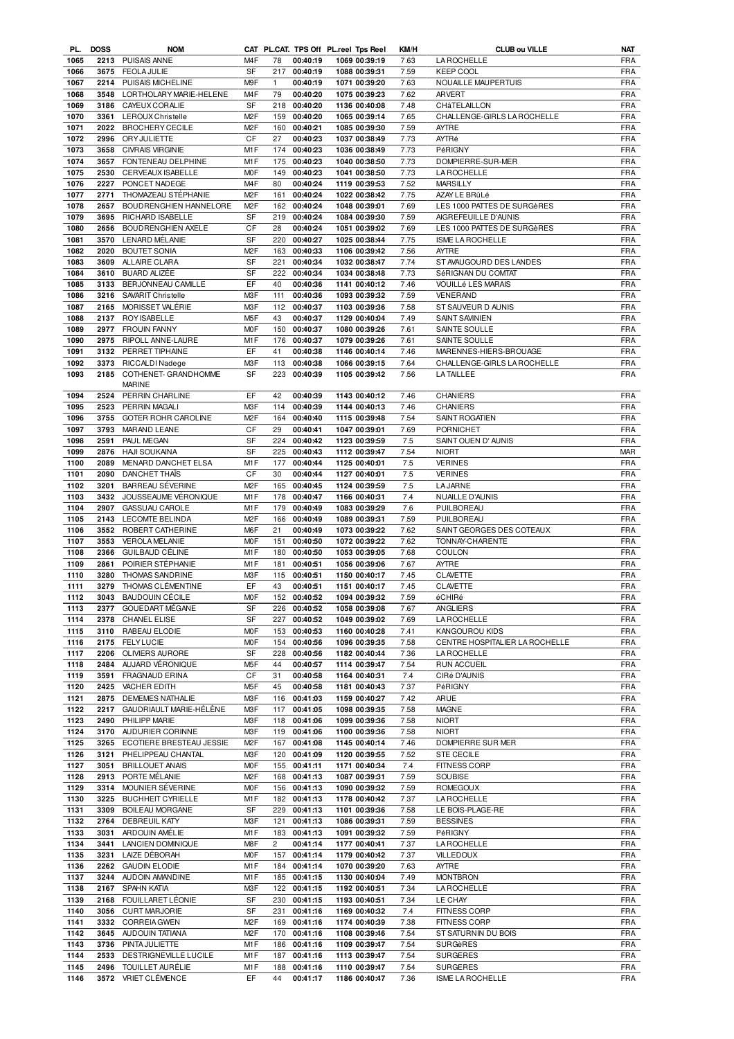| PL. | DOSS | NOM | CAT | PL.CAT. | TPS Off | PL.reel | Tps Reel | KM/H | CLUB ou VILLE | NAT |
|---|---|---|---|---|---|---|---|---|---|---|
| 1065 | 2213 | PUISAIS ANNE | M4F | 78 | 00:40:19 | 1069 | 00:39:19 | 7.63 | LA ROCHELLE | FRA |
| 1066 | 3675 | FEOLA JULIE | SF | 217 | 00:40:19 | 1088 | 00:39:31 | 7.59 | KEEP COOL | FRA |
| 1067 | 2214 | PUISAIS MICHELINE | M9F | 1 | 00:40:19 | 1071 | 00:39:20 | 7.63 | NOUAILLE MAUPERTUIS | FRA |
| 1068 | 3548 | LORTHOLARY MARIE-HELENE | M4F | 79 | 00:40:20 | 1075 | 00:39:23 | 7.62 | ARVERT | FRA |
| 1069 | 3186 | CAYEUX CORALIE | SF | 218 | 00:40:20 | 1136 | 00:40:08 | 7.48 | CHâTELAILLON | FRA |
| 1070 | 3361 | LEROUX Christelle | M2F | 159 | 00:40:20 | 1065 | 00:39:14 | 7.65 | CHALLENGE-GIRLS LA ROCHELLE | FRA |
| 1071 | 2022 | BROCHERY CECILE | M2F | 160 | 00:40:21 | 1085 | 00:39:30 | 7.59 | AYTRE | FRA |
| 1072 | 2996 | ORY JULIETTE | CF | 27 | 00:40:23 | 1037 | 00:38:49 | 7.73 | AYTRé | FRA |
| 1073 | 3658 | CIVRAIS VIRGINIE | M1F | 174 | 00:40:23 | 1036 | 00:38:49 | 7.73 | PéRIGNY | FRA |
| 1074 | 3657 | FONTENEAU DELPHINE | M1F | 175 | 00:40:23 | 1040 | 00:38:50 | 7.73 | DOMPIERRE-SUR-MER | FRA |
| 1075 | 2530 | CERVEAUX ISABELLE | M0F | 149 | 00:40:23 | 1041 | 00:38:50 | 7.73 | LA ROCHELLE | FRA |
| 1076 | 2227 | PONCET NADEGE | M4F | 80 | 00:40:24 | 1119 | 00:39:53 | 7.52 | MARSILLY | FRA |
| 1077 | 2771 | THOMAZEAU STÉPHANIE | M2F | 161 | 00:40:24 | 1022 | 00:38:42 | 7.75 | AZAY LE BRûLé | FRA |
| 1078 | 2657 | BOUDRENGHIEN HANNELORE | M2F | 162 | 00:40:24 | 1048 | 00:39:01 | 7.69 | LES 1000 PATTES DE SURGèRES | FRA |
| 1079 | 3695 | RICHARD ISABELLE | SF | 219 | 00:40:24 | 1084 | 00:39:30 | 7.59 | AIGREFEUILLE D'AUNIS | FRA |
| 1080 | 2656 | BOUDRENGHIEN AXELE | CF | 28 | 00:40:24 | 1051 | 00:39:02 | 7.69 | LES 1000 PATTES DE SURGèRES | FRA |
| 1081 | 3570 | LENARD MÉLANIE | SF | 220 | 00:40:27 | 1025 | 00:38:44 | 7.75 | ISME LA ROCHELLE | FRA |
| 1082 | 2020 | BOUTET SONIA | M2F | 163 | 00:40:33 | 1106 | 00:39:42 | 7.56 | AYTRE | FRA |
| 1083 | 3609 | ALLAIRE CLARA | SF | 221 | 00:40:34 | 1032 | 00:38:47 | 7.74 | ST AVAUGOURD DES LANDES | FRA |
| 1084 | 3610 | BUARD ALIZÉE | SF | 222 | 00:40:34 | 1034 | 00:38:48 | 7.73 | SéRIGNAN DU COMTAT | FRA |
| 1085 | 3133 | BERJONNEAU CAMILLE | EF | 40 | 00:40:36 | 1141 | 00:40:12 | 7.46 | VOUILLé LES MARAIS | FRA |
| 1086 | 3216 | SAVARIT Christelle | M3F | 111 | 00:40:36 | 1093 | 00:39:32 | 7.59 | VENERAND | FRA |
| 1087 | 2165 | MORISSET VALÉRIE | M3F | 112 | 00:40:37 | 1103 | 00:39:36 | 7.58 | ST SAUVEUR D AUNIS | FRA |
| 1088 | 2137 | ROY ISABELLE | M5F | 43 | 00:40:37 | 1129 | 00:40:04 | 7.49 | SAINT SAVINIEN | FRA |
| 1089 | 2977 | FROUIN FANNY | M0F | 150 | 00:40:37 | 1080 | 00:39:26 | 7.61 | SAINTE SOULLE | FRA |
| 1090 | 2975 | RIPOLL ANNE-LAURE | M1F | 176 | 00:40:37 | 1079 | 00:39:26 | 7.61 | SAINTE SOULLE | FRA |
| 1091 | 3132 | PERRET TIPHAINE | EF | 41 | 00:40:38 | 1146 | 00:40:14 | 7.46 | MARENNES-HIERS-BROUAGE | FRA |
| 1092 | 3373 | RICCALDI Nadege | M3F | 113 | 00:40:38 | 1066 | 00:39:15 | 7.64 | CHALLENGE-GIRLS LA ROCHELLE | FRA |
| 1093 | 2185 | COTHENET- GRANDHOMME MARINE | SF | 223 | 00:40:39 | 1105 | 00:39:42 | 7.56 | LA TAILLEE | FRA |
| 1094 | 2524 | PERRIN CHARLINE | EF | 42 | 00:40:39 | 1143 | 00:40:12 | 7.46 | CHANIERS | FRA |
| 1095 | 2523 | PERRIN MAGALI | M3F | 114 | 00:40:39 | 1144 | 00:40:13 | 7.46 | CHANIERS | FRA |
| 1096 | 3755 | GOTER ROHR CAROLINE | M2F | 164 | 00:40:40 | 1115 | 00:39:48 | 7.54 | SAINT ROGATIEN | FRA |
| 1097 | 3793 | MARAND LEANE | CF | 29 | 00:40:41 | 1047 | 00:39:01 | 7.69 | PORNICHET | FRA |
| 1098 | 2591 | PAUL MEGAN | SF | 224 | 00:40:42 | 1123 | 00:39:59 | 7.5 | SAINT OUEN D' AUNIS | FRA |
| 1099 | 2876 | HAJI SOUKAINA | SF | 225 | 00:40:43 | 1112 | 00:39:47 | 7.54 | NIORT | MAR |
| 1100 | 2089 | MENARD DANCHET ELSA | M1F | 177 | 00:40:44 | 1125 | 00:40:01 | 7.5 | VERINES | FRA |
| 1101 | 2090 | DANCHET THAÏS | CF | 30 | 00:40:44 | 1127 | 00:40:01 | 7.5 | VERINES | FRA |
| 1102 | 3201 | BARREAU SÉVERINE | M2F | 165 | 00:40:45 | 1124 | 00:39:59 | 7.5 | LA JARNE | FRA |
| 1103 | 3432 | JOUSSEAUME VÉRONIQUE | M1F | 178 | 00:40:47 | 1166 | 00:40:31 | 7.4 | NUAILLE D'AUNIS | FRA |
| 1104 | 2907 | GASSUAU CAROLE | M1F | 179 | 00:40:49 | 1083 | 00:39:29 | 7.6 | PUILBOREAU | FRA |
| 1105 | 2143 | LECOMTE BELINDA | M2F | 166 | 00:40:49 | 1089 | 00:39:31 | 7.59 | PUILBOREAU | FRA |
| 1106 | 3552 | ROBERT CATHERINE | M6F | 21 | 00:40:49 | 1073 | 00:39:22 | 7.62 | SAINT GEORGES DES COTEAUX | FRA |
| 1107 | 3553 | VEROLA MELANIE | M0F | 151 | 00:40:50 | 1072 | 00:39:22 | 7.62 | TONNAY-CHARENTE | FRA |
| 1108 | 2366 | GUILBAUD CÉLINE | M1F | 180 | 00:40:50 | 1053 | 00:39:05 | 7.68 | COULON | FRA |
| 1109 | 2861 | POIRIER STÉPHANIE | M1F | 181 | 00:40:51 | 1056 | 00:39:06 | 7.67 | AYTRE | FRA |
| 1110 | 3280 | THOMAS SANDRINE | M3F | 115 | 00:40:51 | 1150 | 00:40:17 | 7.45 | CLAVETTE | FRA |
| 1111 | 3279 | THOMAS CLÉMENTINE | EF | 43 | 00:40:51 | 1151 | 00:40:17 | 7.45 | CLAVETTE | FRA |
| 1112 | 3043 | BAUDOUIN CÉCILE | M0F | 152 | 00:40:52 | 1094 | 00:39:32 | 7.59 | éCHIRé | FRA |
| 1113 | 2377 | GOUEDART MÉGANE | SF | 226 | 00:40:52 | 1058 | 00:39:08 | 7.67 | ANGLIERS | FRA |
| 1114 | 2378 | CHANEL ELISE | SF | 227 | 00:40:52 | 1049 | 00:39:02 | 7.69 | LA ROCHELLE | FRA |
| 1115 | 3110 | RABEAU ELODIE | M0F | 153 | 00:40:53 | 1160 | 00:40:28 | 7.41 | KANGOUROU KIDS | FRA |
| 1116 | 2175 | FELY LUCIE | M0F | 154 | 00:40:56 | 1096 | 00:39:35 | 7.58 | CENTRE HOSPITALIER LA ROCHELLE | FRA |
| 1117 | 2206 | OLIVIERS AURORE | SF | 228 | 00:40:56 | 1182 | 00:40:44 | 7.36 | LA ROCHELLE | FRA |
| 1118 | 2484 | AUJARD VÉRONIQUE | M5F | 44 | 00:40:57 | 1114 | 00:39:47 | 7.54 | RUN ACCUEIL | FRA |
| 1119 | 3591 | FRAGNAUD ERINA | CF | 31 | 00:40:58 | 1164 | 00:40:31 | 7.4 | CIRé D'AUNIS | FRA |
| 1120 | 2425 | VACHER EDITH | M5F | 45 | 00:40:58 | 1181 | 00:40:43 | 7.37 | PéRIGNY | FRA |
| 1121 | 2875 | DEMEMES NATHALIE | M3F | 116 | 00:41:03 | 1159 | 00:40:27 | 7.42 | ARUE | FRA |
| 1122 | 2217 | GAUDRIAULT MARIE-HÉLÈNE | M3F | 117 | 00:41:05 | 1098 | 00:39:35 | 7.58 | MAGNE | FRA |
| 1123 | 2490 | PHILIPP MARIE | M3F | 118 | 00:41:06 | 1099 | 00:39:36 | 7.58 | NIORT | FRA |
| 1124 | 3170 | AUDURIER CORINNE | M3F | 119 | 00:41:06 | 1100 | 00:39:36 | 7.58 | NIORT | FRA |
| 1125 | 3265 | ECOTIERE BRESTEAU JESSIE | M2F | 167 | 00:41:08 | 1145 | 00:40:14 | 7.46 | DOMPIERRE SUR MER | FRA |
| 1126 | 3121 | PHELIPPEAU CHANTAL | M3F | 120 | 00:41:09 | 1120 | 00:39:55 | 7.52 | STE CECILE | FRA |
| 1127 | 3051 | BRILLOUET ANAIS | M0F | 155 | 00:41:11 | 1171 | 00:40:34 | 7.4 | FITNESS CORP | FRA |
| 1128 | 2913 | PORTE MÉLANIE | M2F | 168 | 00:41:13 | 1087 | 00:39:31 | 7.59 | SOUBISE | FRA |
| 1129 | 3314 | MOUNIER SÉVERINE | M0F | 156 | 00:41:13 | 1090 | 00:39:32 | 7.59 | ROMEGOUX | FRA |
| 1130 | 3225 | BUCHHEIT CYRIELLE | M1F | 182 | 00:41:13 | 1178 | 00:40:42 | 7.37 | LA ROCHELLE | FRA |
| 1131 | 3309 | BOILEAU MORGANE | SF | 229 | 00:41:13 | 1101 | 00:39:36 | 7.58 | LE BOIS-PLAGE-RE | FRA |
| 1132 | 2764 | DEBREUIL KATY | M3F | 121 | 00:41:13 | 1086 | 00:39:31 | 7.59 | BESSINES | FRA |
| 1133 | 3031 | ARDOUIN AMÉLIE | M1F | 183 | 00:41:13 | 1091 | 00:39:32 | 7.59 | PéRIGNY | FRA |
| 1134 | 3441 | LANCIEN DOMINIQUE | M8F | 2 | 00:41:14 | 1177 | 00:40:41 | 7.37 | LA ROCHELLE | FRA |
| 1135 | 3231 | LAIZE DÉBORAH | M0F | 157 | 00:41:14 | 1179 | 00:40:42 | 7.37 | VILLEDOUX | FRA |
| 1136 | 2262 | GAUDIN ELODIE | M1F | 184 | 00:41:14 | 1070 | 00:39:20 | 7.63 | AYTRE | FRA |
| 1137 | 3244 | AUDOIN AMANDINE | M1F | 185 | 00:41:15 | 1130 | 00:40:04 | 7.49 | MONTBRON | FRA |
| 1138 | 2167 | SPAHN KATIA | M3F | 122 | 00:41:15 | 1192 | 00:40:51 | 7.34 | LA ROCHELLE | FRA |
| 1139 | 2168 | FOUILLARET LÉONIE | SF | 230 | 00:41:15 | 1193 | 00:40:51 | 7.34 | LE CHAY | FRA |
| 1140 | 3056 | CURT MARJORIE | SF | 231 | 00:41:16 | 1169 | 00:40:32 | 7.4 | FITNESS CORP | FRA |
| 1141 | 3332 | CORREIA GWEN | M2F | 169 | 00:41:16 | 1174 | 00:40:39 | 7.38 | FITNESS CORP | FRA |
| 1142 | 3645 | AUDOUIN TATIANA | M2F | 170 | 00:41:16 | 1108 | 00:39:46 | 7.54 | ST SATURNIN DU BOIS | FRA |
| 1143 | 3736 | PINTA JULIETTE | M1F | 186 | 00:41:16 | 1109 | 00:39:47 | 7.54 | SURGèRES | FRA |
| 1144 | 2533 | DESTRIGNEVILLE LUCILE | M1F | 187 | 00:41:16 | 1113 | 00:39:47 | 7.54 | SURGERES | FRA |
| 1145 | 2496 | TOUILLET AURÉLIE | M1F | 188 | 00:41:16 | 1110 | 00:39:47 | 7.54 | SURGERES | FRA |
| 1146 | 3572 | VRIET CLÉMENCE | EF | 44 | 00:41:17 | 1186 | 00:40:47 | 7.36 | ISME LA ROCHELLE | FRA |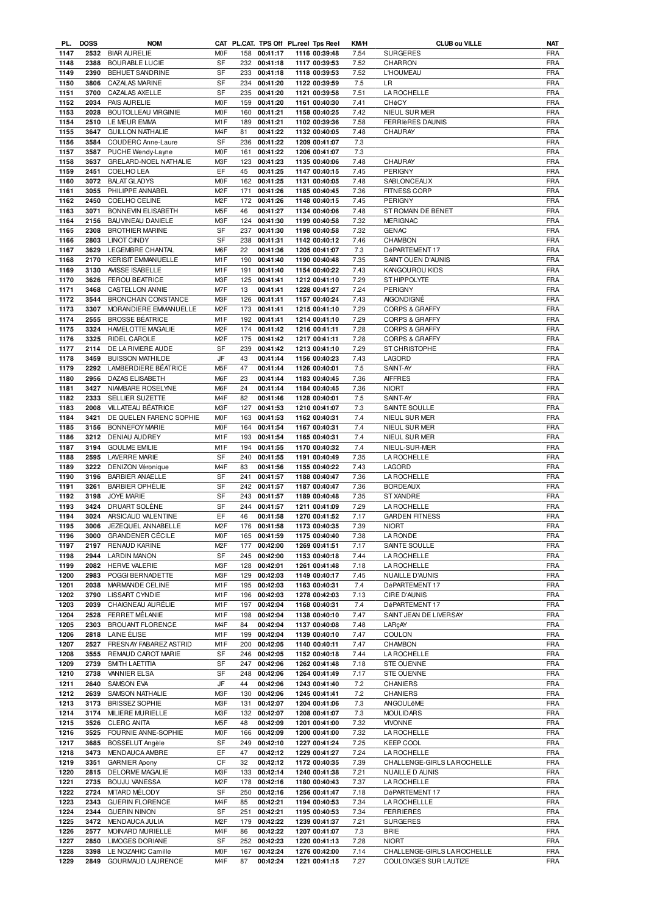| PL. | DOSS | NOM | CAT | PL.CAT. | TPS Off | PL.reel | Tps Reel | KM/H | CLUB ou VILLE | NAT |
|---|---|---|---|---|---|---|---|---|---|---|
| 1147 | 2532 | BIAR AURELIE | M0F | 158 | 00:41:17 | 1116 | 00:39:48 | 7.54 | SURGERES | FRA |
| 1148 | 2388 | BOURABLE LUCIE | SF | 232 | 00:41:18 | 1117 | 00:39:53 | 7.52 | CHARRON | FRA |
| 1149 | 2389 | BEHUET SANDRINE | SF | 233 | 00:41:18 | 1118 | 00:39:53 | 7.52 | L'HOUMEAU | FRA |
| 1150 | 3806 | CAZALAS MARINE | SF | 234 | 00:41:20 | 1122 | 00:39:59 | 7.5 | LR | FRA |
| 1151 | 3700 | CAZALAS AXELLE | SF | 235 | 00:41:20 | 1121 | 00:39:58 | 7.51 | LA ROCHELLE | FRA |
| 1152 | 2034 | PAIS AURELIE | M0F | 159 | 00:41:20 | 1161 | 00:40:30 | 7.41 | CHéCY | FRA |
| 1153 | 2028 | BOUTOLLEAU VIRGINIE | M0F | 160 | 00:41:21 | 1158 | 00:40:25 | 7.42 | NIEUL SUR MER | FRA |
| 1154 | 2510 | LE MEUR EMMA | M1F | 189 | 00:41:21 | 1102 | 00:39:36 | 7.58 | FERRIèRES DAUNIS | FRA |
| 1155 | 3647 | GUILLON NATHALIE | M4F | 81 | 00:41:22 | 1132 | 00:40:05 | 7.48 | CHAURAY | FRA |
| 1156 | 3584 | COUDERC Anne-Laure | SF | 236 | 00:41:22 | 1209 | 00:41:07 | 7.3 | | FRA |
| 1157 | 3587 | PUCHE Wendy-Layne | M0F | 161 | 00:41:22 | 1206 | 00:41:07 | 7.3 | | FRA |
| 1158 | 3637 | GRELARD-NOEL NATHALIE | M3F | 123 | 00:41:23 | 1135 | 00:40:06 | 7.48 | CHAURAY | FRA |
| 1159 | 2451 | COELHO LEA | EF | 45 | 00:41:25 | 1147 | 00:40:15 | 7.45 | PERIGNY | FRA |
| 1160 | 3072 | BALAT GLADYS | M0F | 162 | 00:41:25 | 1131 | 00:40:05 | 7.48 | SABLONCEAUX | FRA |
| 1161 | 3055 | PHILIPPE ANNABEL | M2F | 171 | 00:41:26 | 1185 | 00:40:45 | 7.36 | FITNESS CORP | FRA |
| 1162 | 2450 | COELHO CELINE | M2F | 172 | 00:41:26 | 1148 | 00:40:15 | 7.45 | PERIGNY | FRA |
| 1163 | 3071 | BONNEVIN ELISABETH | M5F | 46 | 00:41:27 | 1134 | 00:40:06 | 7.48 | ST ROMAIN DE BENET | FRA |
| 1164 | 2156 | BAUVINEAU DANIELE | M3F | 124 | 00:41:30 | 1199 | 00:40:58 | 7.32 | MERIGNAC | FRA |
| 1165 | 2308 | BROTHIER MARINE | SF | 237 | 00:41:30 | 1198 | 00:40:58 | 7.32 | GENAC | FRA |
| 1166 | 2803 | LINOT CINDY | SF | 238 | 00:41:31 | 1142 | 00:40:12 | 7.46 | CHAMBON | FRA |
| 1167 | 3629 | LEGEMBRE CHANTAL | M6F | 22 | 00:41:36 | 1205 | 00:41:07 | 7.3 | DéPARTEMENT 17 | FRA |
| 1168 | 2170 | KERISIT EMMANUELLE | M1F | 190 | 00:41:40 | 1190 | 00:40:48 | 7.35 | SAINT OUEN D'AUNIS | FRA |
| 1169 | 3130 | AVISSE ISABELLE | M1F | 191 | 00:41:40 | 1154 | 00:40:22 | 7.43 | KANGOUROU KIDS | FRA |
| 1170 | 3626 | FEROU BEATRICE | M3F | 125 | 00:41:41 | 1212 | 00:41:10 | 7.29 | ST HIPPOLYTE | FRA |
| 1171 | 3468 | CASTELLON ANNIE | M7F | 13 | 00:41:41 | 1228 | 00:41:27 | 7.24 | PERIGNY | FRA |
| 1172 | 3544 | BRONCHAIN CONSTANCE | M3F | 126 | 00:41:41 | 1157 | 00:40:24 | 7.43 | AIGONDIGNÉ | FRA |
| 1173 | 3307 | MORANDIERE EMMANUELLE | M2F | 173 | 00:41:41 | 1215 | 00:41:10 | 7.29 | CORPS & GRAFFY | FRA |
| 1174 | 2555 | BROSSE BÉATRICE | M1F | 192 | 00:41:41 | 1214 | 00:41:10 | 7.29 | CORPS & GRAFFY | FRA |
| 1175 | 3324 | HAMELOTTE MAGALIE | M2F | 174 | 00:41:42 | 1216 | 00:41:11 | 7.28 | CORPS & GRAFFY | FRA |
| 1176 | 3325 | RIDEL CAROLE | M2F | 175 | 00:41:42 | 1217 | 00:41:11 | 7.28 | CORPS & GRAFFY | FRA |
| 1177 | 2114 | DE LA RIVIERE AUDE | SF | 239 | 00:41:42 | 1213 | 00:41:10 | 7.29 | ST CHRISTOPHE | FRA |
| 1178 | 3459 | BUISSON MATHILDE | JF | 43 | 00:41:44 | 1156 | 00:40:23 | 7.43 | LAGORD | FRA |
| 1179 | 2292 | LAMBERDIERE BÉATRICE | M5F | 47 | 00:41:44 | 1126 | 00:40:01 | 7.5 | SAINT-AY | FRA |
| 1180 | 2956 | DAZAS ELISABETH | M6F | 23 | 00:41:44 | 1183 | 00:40:45 | 7.36 | AIFFRES | FRA |
| 1181 | 3427 | NIAMBARE ROSELYNE | M6F | 24 | 00:41:44 | 1184 | 00:40:45 | 7.36 | NIORT | FRA |
| 1182 | 2333 | SELLIER SUZETTE | M4F | 82 | 00:41:46 | 1128 | 00:40:01 | 7.5 | SAINT-AY | FRA |
| 1183 | 2008 | VILLATEAU BÉATRICE | M3F | 127 | 00:41:53 | 1210 | 00:41:07 | 7.3 | SAINTE SOULLE | FRA |
| 1184 | 3421 | DE QUELEN FARENC SOPHIE | M0F | 163 | 00:41:53 | 1162 | 00:40:31 | 7.4 | NIEUL SUR MER | FRA |
| 1185 | 3156 | BONNEFOY MARIE | M0F | 164 | 00:41:54 | 1167 | 00:40:31 | 7.4 | NIEUL SUR MER | FRA |
| 1186 | 3212 | DENIAU AUDREY | M1F | 193 | 00:41:54 | 1165 | 00:40:31 | 7.4 | NIEUL SUR MER | FRA |
| 1187 | 3194 | GOULME EMILIE | M1F | 194 | 00:41:55 | 1170 | 00:40:32 | 7.4 | NIEUL-SUR-MER | FRA |
| 1188 | 2595 | LAVERRE MARIE | SF | 240 | 00:41:55 | 1191 | 00:40:49 | 7.35 | LA ROCHELLE | FRA |
| 1189 | 3222 | DENIZON Véronique | M4F | 83 | 00:41:56 | 1155 | 00:40:22 | 7.43 | LAGORD | FRA |
| 1190 | 3196 | BARBIER ANAELLE | SF | 241 | 00:41:57 | 1188 | 00:40:47 | 7.36 | LA ROCHELLE | FRA |
| 1191 | 3261 | BARBIER OPHÉLIE | SF | 242 | 00:41:57 | 1187 | 00:40:47 | 7.36 | BORDEAUX | FRA |
| 1192 | 3198 | JOYE MARIE | SF | 243 | 00:41:57 | 1189 | 00:40:48 | 7.35 | ST XANDRE | FRA |
| 1193 | 3424 | DRUART SOLÈNE | SF | 244 | 00:41:57 | 1211 | 00:41:09 | 7.29 | LA ROCHELLE | FRA |
| 1194 | 3024 | ARSICAUD VALENTINE | EF | 46 | 00:41:58 | 1270 | 00:41:52 | 7.17 | GARDEN FITNESS | FRA |
| 1195 | 3006 | JEZEQUEL ANNABELLE | M2F | 176 | 00:41:58 | 1173 | 00:40:35 | 7.39 | NIORT | FRA |
| 1196 | 3000 | GRANDENER CÉCILE | M0F | 165 | 00:41:59 | 1175 | 00:40:40 | 7.38 | LA RONDE | FRA |
| 1197 | 2197 | RENAUD KARINE | M2F | 177 | 00:42:00 | 1269 | 00:41:51 | 7.17 | SAINTE SOULLE | FRA |
| 1198 | 2944 | LARDIN MANON | SF | 245 | 00:42:00 | 1153 | 00:40:18 | 7.44 | LA ROCHELLE | FRA |
| 1199 | 2082 | HERVE VALERIE | M3F | 128 | 00:42:01 | 1261 | 00:41:48 | 7.18 | LA ROCHELLE | FRA |
| 1200 | 2983 | POGGI BERNADETTE | M3F | 129 | 00:42:03 | 1149 | 00:40:17 | 7.45 | NUAILLE D'AUNIS | FRA |
| 1201 | 2038 | MARMANDE CELINE | M1F | 195 | 00:42:03 | 1163 | 00:40:31 | 7.4 | DéPARTEMENT 17 | FRA |
| 1202 | 3790 | LISSART CYNDIE | M1F | 196 | 00:42:03 | 1278 | 00:42:03 | 7.13 | CIRE D'AUNIS | FRA |
| 1203 | 2039 | CHAIGNEAU AURÉLIE | M1F | 197 | 00:42:04 | 1168 | 00:40:31 | 7.4 | DéPARTEMENT 17 | FRA |
| 1204 | 2528 | FERRET MÉLANIE | M1F | 198 | 00:42:04 | 1138 | 00:40:10 | 7.47 | SAINT JEAN DE LIVERSAY | FRA |
| 1205 | 2303 | BROUANT FLORENCE | M4F | 84 | 00:42:04 | 1137 | 00:40:08 | 7.48 | LARçAY | FRA |
| 1206 | 2818 | LAINE ÉLISE | M1F | 199 | 00:42:04 | 1139 | 00:40:10 | 7.47 | COULON | FRA |
| 1207 | 2527 | FRESNAY FABAREZ ASTRID | M1F | 200 | 00:42:05 | 1140 | 00:40:11 | 7.47 | CHAMBON | FRA |
| 1208 | 3555 | REMAUD CAROT MARIE | SF | 246 | 00:42:05 | 1152 | 00:40:18 | 7.44 | LA ROCHELLE | FRA |
| 1209 | 2739 | SMITH LAETITIA | SF | 247 | 00:42:06 | 1262 | 00:41:48 | 7.18 | STE OUENNE | FRA |
| 1210 | 2738 | VANNIER ELSA | SF | 248 | 00:42:06 | 1264 | 00:41:49 | 7.17 | STE OUENNE | FRA |
| 1211 | 2640 | SAMSON EVA | JF | 44 | 00:42:06 | 1243 | 00:41:40 | 7.2 | CHANIERS | FRA |
| 1212 | 2639 | SAMSON NATHALIE | M3F | 130 | 00:42:06 | 1245 | 00:41:41 | 7.2 | CHANIERS | FRA |
| 1213 | 3173 | BRISSEZ SOPHIE | M3F | 131 | 00:42:07 | 1204 | 00:41:06 | 7.3 | ANGOULêME | FRA |
| 1214 | 3174 | MILIERE MURIELLE | M3F | 132 | 00:42:07 | 1208 | 00:41:07 | 7.3 | MOULIDARS | FRA |
| 1215 | 3526 | CLERC ANITA | M5F | 48 | 00:42:09 | 1201 | 00:41:00 | 7.32 | VIVONNE | FRA |
| 1216 | 3525 | FOURNIE ANNE-SOPHIE | M0F | 166 | 00:42:09 | 1200 | 00:41:00 | 7.32 | LA ROCHELLE | FRA |
| 1217 | 3685 | BOSSELUT Angèle | SF | 249 | 00:42:10 | 1227 | 00:41:24 | 7.25 | KEEP COOL | FRA |
| 1218 | 3473 | MENDAUCA AMBRE | EF | 47 | 00:42:12 | 1229 | 00:41:27 | 7.24 | LA ROCHELLE | FRA |
| 1219 | 3351 | GARNIER Apony | CF | 32 | 00:42:12 | 1172 | 00:40:35 | 7.39 | CHALLENGE-GIRLS LA ROCHELLE | FRA |
| 1220 | 2815 | DELORME MAGALIE | M3F | 133 | 00:42:14 | 1240 | 00:41:38 | 7.21 | NUAILLE D AUNIS | FRA |
| 1221 | 2735 | BOUJU VANESSA | M2F | 178 | 00:42:16 | 1180 | 00:40:43 | 7.37 | LA ROCHELLE | FRA |
| 1222 | 2724 | MITARD MÉLODY | SF | 250 | 00:42:16 | 1256 | 00:41:47 | 7.18 | DéPARTEMENT 17 | FRA |
| 1223 | 2343 | GUERIN FLORENCE | M4F | 85 | 00:42:21 | 1194 | 00:40:53 | 7.34 | LA ROCHELLLE | FRA |
| 1224 | 2344 | GUERIN NINON | SF | 251 | 00:42:21 | 1195 | 00:40:53 | 7.34 | FERRIERES | FRA |
| 1225 | 3472 | MENDAUCA JULIA | M2F | 179 | 00:42:22 | 1239 | 00:41:37 | 7.21 | SURGERES | FRA |
| 1226 | 2577 | MOINARD MURIELLE | M4F | 86 | 00:42:22 | 1207 | 00:41:07 | 7.3 | BRIE | FRA |
| 1227 | 2850 | LIMOGES DORIANE | SF | 252 | 00:42:23 | 1220 | 00:41:13 | 7.28 | NIORT | FRA |
| 1228 | 3398 | LE NOZAHIC Camille | M0F | 167 | 00:42:24 | 1276 | 00:42:00 | 7.14 | CHALLENGE-GIRLS LA ROCHELLE | FRA |
| 1229 | 2849 | GOURMAUD LAURENCE | M4F | 87 | 00:42:24 | 1221 | 00:41:15 | 7.27 | COULONGES SUR LAUTIZE | FRA |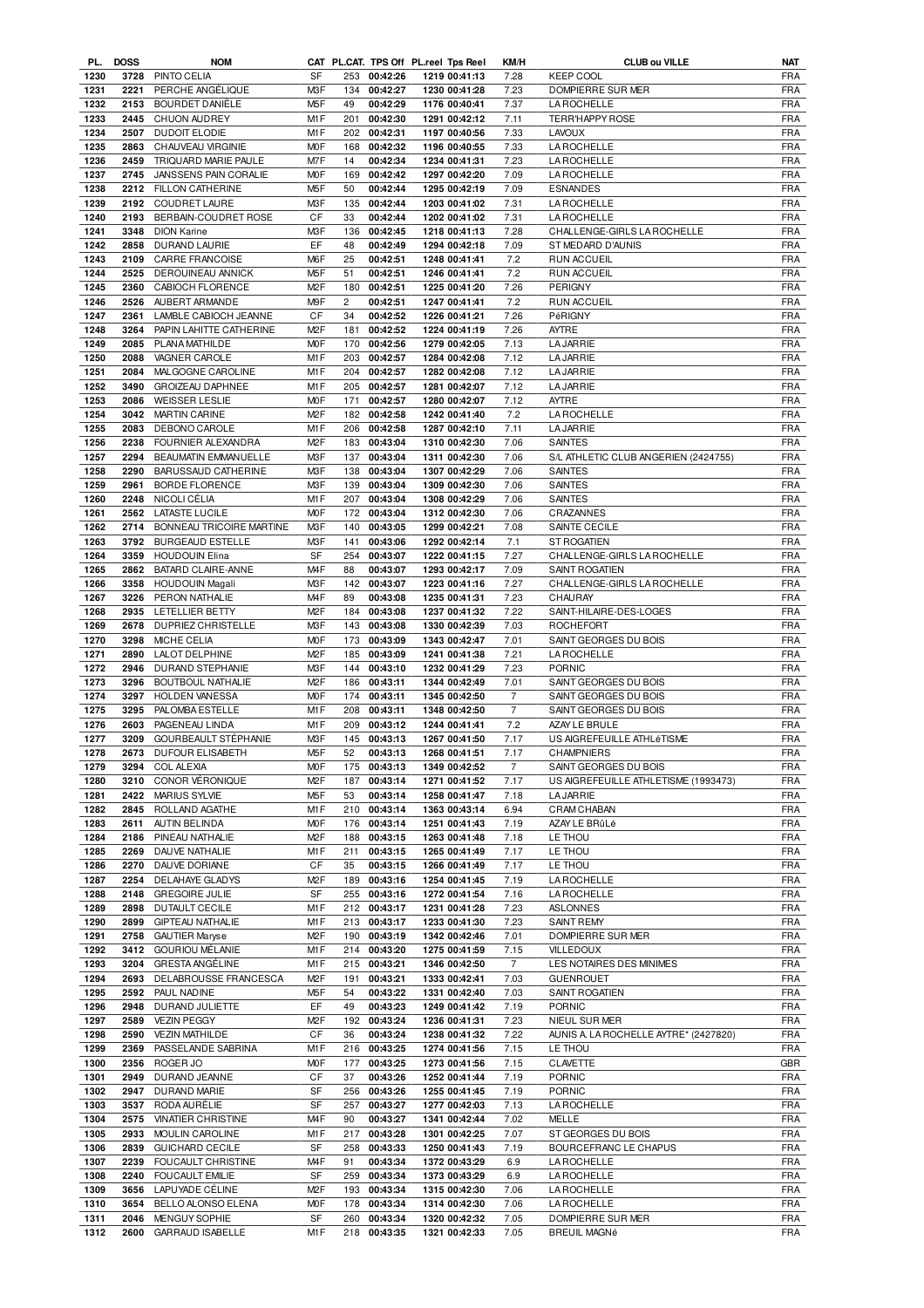| PL. | DOSS | NOM | CAT | PL.CAT. | TPS Off | PL.reel | Tps Reel | KM/H | CLUB ou VILLE | NAT |
|---|---|---|---|---|---|---|---|---|---|---|
| 1230 | 3728 | PINTO CELIA | SF | 253 | 00:42:26 | 1219 | 00:41:13 | 7.28 | KEEP COOL | FRA |
| 1231 | 2221 | PERCHE ANGÉLIQUE | M3F | 134 | 00:42:27 | 1230 | 00:41:28 | 7.23 | DOMPIERRE SUR MER | FRA |
| 1232 | 2153 | BOURDET DANIÈLE | M5F | 49 | 00:42:29 | 1176 | 00:40:41 | 7.37 | LA ROCHELLE | FRA |
| 1233 | 2445 | CHUON AUDREY | M1F | 201 | 00:42:30 | 1291 | 00:42:12 | 7.11 | TERR'HAPPY ROSE | FRA |
| 1234 | 2507 | DUDOIT ELODIE | M1F | 202 | 00:42:31 | 1197 | 00:40:56 | 7.33 | LAVOUX | FRA |
| 1235 | 2863 | CHAUVEAU VIRGINIE | M0F | 168 | 00:42:32 | 1196 | 00:40:55 | 7.33 | LA ROCHELLE | FRA |
| 1236 | 2459 | TRIQUARD MARIE PAULE | M7F | 14 | 00:42:34 | 1234 | 00:41:31 | 7.23 | LA ROCHELLE | FRA |
| 1237 | 2745 | JANSSENS PAIN CORALIE | M0F | 169 | 00:42:42 | 1297 | 00:42:20 | 7.09 | LA ROCHELLE | FRA |
| 1238 | 2212 | FILLON CATHERINE | M5F | 50 | 00:42:44 | 1295 | 00:42:19 | 7.09 | ESNANDES | FRA |
| 1239 | 2192 | COUDRET LAURE | M3F | 135 | 00:42:44 | 1203 | 00:41:02 | 7.31 | LA ROCHELLE | FRA |
| 1240 | 2193 | BERBAIN-COUDRET ROSE | CF | 33 | 00:42:44 | 1202 | 00:41:02 | 7.31 | LA ROCHELLE | FRA |
| 1241 | 3348 | DION Karine | M3F | 136 | 00:42:45 | 1218 | 00:41:13 | 7.28 | CHALLENGE-GIRLS LA ROCHELLE | FRA |
| 1242 | 2858 | DURAND LAURIE | EF | 48 | 00:42:49 | 1294 | 00:42:18 | 7.09 | ST MEDARD D'AUNIS | FRA |
| 1243 | 2109 | CARRE FRANCOISE | M6F | 25 | 00:42:51 | 1248 | 00:41:41 | 7.2 | RUN ACCUEIL | FRA |
| 1244 | 2525 | DEROUINEAU ANNICK | M5F | 51 | 00:42:51 | 1246 | 00:41:41 | 7.2 | RUN ACCUEIL | FRA |
| 1245 | 2360 | CABIOCH FLORENCE | M2F | 180 | 00:42:51 | 1225 | 00:41:20 | 7.26 | PERIGNY | FRA |
| 1246 | 2526 | AUBERT ARMANDE | M9F | 2 | 00:42:51 | 1247 | 00:41:41 | 7.2 | RUN ACCUEIL | FRA |
| 1247 | 2361 | LAMBLE CABIOCH JEANNE | CF | 34 | 00:42:52 | 1226 | 00:41:21 | 7.26 | PéRIGNY | FRA |
| 1248 | 3264 | PAPIN LAHITTE CATHERINE | M2F | 181 | 00:42:52 | 1224 | 00:41:19 | 7.26 | AYTRE | FRA |
| 1249 | 2085 | PLANA MATHILDE | M0F | 170 | 00:42:56 | 1279 | 00:42:05 | 7.13 | LA JARRIE | FRA |
| 1250 | 2088 | VAGNER CAROLE | M1F | 203 | 00:42:57 | 1284 | 00:42:08 | 7.12 | LA JARRIE | FRA |
| 1251 | 2084 | MALGOGNE CAROLINE | M1F | 204 | 00:42:57 | 1282 | 00:42:08 | 7.12 | LA JARRIE | FRA |
| 1252 | 3490 | GROIZEAU DAPHNEE | M1F | 205 | 00:42:57 | 1281 | 00:42:07 | 7.12 | LA JARRIE | FRA |
| 1253 | 2086 | WEISSER LESLIE | M0F | 171 | 00:42:57 | 1280 | 00:42:07 | 7.12 | AYTRE | FRA |
| 1254 | 3042 | MARTIN CARINE | M2F | 182 | 00:42:58 | 1242 | 00:41:40 | 7.2 | LA ROCHELLE | FRA |
| 1255 | 2083 | DEBONO CAROLE | M1F | 206 | 00:42:58 | 1287 | 00:42:10 | 7.11 | LA JARRIE | FRA |
| 1256 | 2238 | FOURNIER ALEXANDRA | M2F | 183 | 00:43:04 | 1310 | 00:42:30 | 7.06 | SAINTES | FRA |
| 1257 | 2294 | BEAUMATIN EMMANUELLE | M3F | 137 | 00:43:04 | 1311 | 00:42:30 | 7.06 | S/L ATHLETIC CLUB ANGERIEN (2424755) | FRA |
| 1258 | 2290 | BARUSSAUD CATHERINE | M3F | 138 | 00:43:04 | 1307 | 00:42:29 | 7.06 | SAINTES | FRA |
| 1259 | 2961 | BORDE FLORENCE | M3F | 139 | 00:43:04 | 1309 | 00:42:30 | 7.06 | SAINTES | FRA |
| 1260 | 2248 | NICOLI CÉLIA | M1F | 207 | 00:43:04 | 1308 | 00:42:29 | 7.06 | SAINTES | FRA |
| 1261 | 2562 | LATASTE LUCILE | M0F | 172 | 00:43:04 | 1312 | 00:42:30 | 7.06 | CRAZANNES | FRA |
| 1262 | 2714 | BONNEAU TRICOIRE MARTINE | M3F | 140 | 00:43:05 | 1299 | 00:42:21 | 7.08 | SAINTE CECILE | FRA |
| 1263 | 3792 | BURGEAUD ESTELLE | M3F | 141 | 00:43:06 | 1292 | 00:42:14 | 7.1 | ST ROGATIEN | FRA |
| 1264 | 3359 | HOUDOUIN Elina | SF | 254 | 00:43:07 | 1222 | 00:41:15 | 7.27 | CHALLENGE-GIRLS LA ROCHELLE | FRA |
| 1265 | 2862 | BATARD CLAIRE-ANNE | M4F | 88 | 00:43:07 | 1293 | 00:42:17 | 7.09 | SAINT ROGATIEN | FRA |
| 1266 | 3358 | HOUDOUIN Magali | M3F | 142 | 00:43:07 | 1223 | 00:41:16 | 7.27 | CHALLENGE-GIRLS LA ROCHELLE | FRA |
| 1267 | 3226 | PERON NATHALIE | M4F | 89 | 00:43:08 | 1235 | 00:41:31 | 7.23 | CHAURAY | FRA |
| 1268 | 2935 | LETELLIER BETTY | M2F | 184 | 00:43:08 | 1237 | 00:41:32 | 7.22 | SAINT-HILAIRE-DES-LOGES | FRA |
| 1269 | 2678 | DUPRIEZ CHRISTELLE | M3F | 143 | 00:43:08 | 1330 | 00:42:39 | 7.03 | ROCHEFORT | FRA |
| 1270 | 3298 | MICHE CELIA | M0F | 173 | 00:43:09 | 1343 | 00:42:47 | 7.01 | SAINT GEORGES DU BOIS | FRA |
| 1271 | 2890 | LALOT DELPHINE | M2F | 185 | 00:43:09 | 1241 | 00:41:38 | 7.21 | LA ROCHELLE | FRA |
| 1272 | 2946 | DURAND STEPHANIE | M3F | 144 | 00:43:10 | 1232 | 00:41:29 | 7.23 | PORNIC | FRA |
| 1273 | 3296 | BOUTBOUL NATHALIE | M2F | 186 | 00:43:11 | 1344 | 00:42:49 | 7.01 | SAINT GEORGES DU BOIS | FRA |
| 1274 | 3297 | HOLDEN VANESSA | M0F | 174 | 00:43:11 | 1345 | 00:42:50 | 7 | SAINT GEORGES DU BOIS | FRA |
| 1275 | 3295 | PALOMBA ESTELLE | M1F | 208 | 00:43:11 | 1348 | 00:42:50 | 7 | SAINT GEORGES DU BOIS | FRA |
| 1276 | 2603 | PAGENEAU LINDA | M1F | 209 | 00:43:12 | 1244 | 00:41:41 | 7.2 | AZAY LE BRULE | FRA |
| 1277 | 3209 | GOURBEAULT STÉPHANIE | M3F | 145 | 00:43:13 | 1267 | 00:41:50 | 7.17 | US AIGREFEUILLE ATHLéTISME | FRA |
| 1278 | 2673 | DUFOUR ELISABETH | M5F | 52 | 00:43:13 | 1268 | 00:41:51 | 7.17 | CHAMPNIERS | FRA |
| 1279 | 3294 | COL ALEXIA | M0F | 175 | 00:43:13 | 1349 | 00:42:52 | 7 | SAINT GEORGES DU BOIS | FRA |
| 1280 | 3210 | CONOR VÉRONIQUE | M2F | 187 | 00:43:14 | 1271 | 00:41:52 | 7.17 | US AIGREFEUILLE ATHLETISME (1993473) | FRA |
| 1281 | 2422 | MARIUS SYLVIE | M5F | 53 | 00:43:14 | 1258 | 00:41:47 | 7.18 | LA JARRIE | FRA |
| 1282 | 2845 | ROLLAND AGATHE | M1F | 210 | 00:43:14 | 1363 | 00:43:14 | 6.94 | CRAM CHABAN | FRA |
| 1283 | 2611 | AUTIN BELINDA | M0F | 176 | 00:43:14 | 1251 | 00:41:43 | 7.19 | AZAY LE BRûLé | FRA |
| 1284 | 2186 | PINEAU NATHALIE | M2F | 188 | 00:43:15 | 1263 | 00:41:48 | 7.18 | LE THOU | FRA |
| 1285 | 2269 | DAUVE NATHALIE | M1F | 211 | 00:43:15 | 1265 | 00:41:49 | 7.17 | LE THOU | FRA |
| 1286 | 2270 | DAUVE DORIANE | CF | 35 | 00:43:15 | 1266 | 00:41:49 | 7.17 | LE THOU | FRA |
| 1287 | 2254 | DELAHAYE GLADYS | M2F | 189 | 00:43:16 | 1254 | 00:41:45 | 7.19 | LA ROCHELLE | FRA |
| 1288 | 2148 | GREGOIRE JULIE | SF | 255 | 00:43:16 | 1272 | 00:41:54 | 7.16 | LA ROCHELLE | FRA |
| 1289 | 2898 | DUTAULT CECILE | M1F | 212 | 00:43:17 | 1231 | 00:41:28 | 7.23 | ASLONNES | FRA |
| 1290 | 2899 | GIPTEAU NATHALIE | M1F | 213 | 00:43:17 | 1233 | 00:41:30 | 7.23 | SAINT REMY | FRA |
| 1291 | 2758 | GAUTIER Maryse | M2F | 190 | 00:43:19 | 1342 | 00:42:46 | 7.01 | DOMPIERRE SUR MER | FRA |
| 1292 | 3412 | GOURIOU MÉLANIE | M1F | 214 | 00:43:20 | 1275 | 00:41:59 | 7.15 | VILLEDOUX | FRA |
| 1293 | 3204 | GRESTA ANGÉLINE | M1F | 215 | 00:43:21 | 1346 | 00:42:50 | 7 | LES NOTAIRES DES MINIMES | FRA |
| 1294 | 2693 | DELABROUSSE FRANCESCA | M2F | 191 | 00:43:21 | 1333 | 00:42:41 | 7.03 | GUENROUET | FRA |
| 1295 | 2592 | PAUL NADINE | M5F | 54 | 00:43:22 | 1331 | 00:42:40 | 7.03 | SAINT ROGATIEN | FRA |
| 1296 | 2948 | DURAND JULIETTE | EF | 49 | 00:43:23 | 1249 | 00:41:42 | 7.19 | PORNIC | FRA |
| 1297 | 2589 | VEZIN PEGGY | M2F | 192 | 00:43:24 | 1236 | 00:41:31 | 7.23 | NIEUL SUR MER | FRA |
| 1298 | 2590 | VEZIN MATHILDE | CF | 36 | 00:43:24 | 1238 | 00:41:32 | 7.22 | AUNIS A. LA ROCHELLE AYTRE* (2427820) | FRA |
| 1299 | 2369 | PASSELANDE SABRINA | M1F | 216 | 00:43:25 | 1274 | 00:41:56 | 7.15 | LE THOU | FRA |
| 1300 | 2356 | ROGER JO | M0F | 177 | 00:43:25 | 1273 | 00:41:56 | 7.15 | CLAVETTE | GBR |
| 1301 | 2949 | DURAND JEANNE | CF | 37 | 00:43:26 | 1252 | 00:41:44 | 7.19 | PORNIC | FRA |
| 1302 | 2947 | DURAND MARIE | SF | 256 | 00:43:26 | 1255 | 00:41:45 | 7.19 | PORNIC | FRA |
| 1303 | 3537 | RODA AURÉLIE | SF | 257 | 00:43:27 | 1277 | 00:42:03 | 7.13 | LA ROCHELLE | FRA |
| 1304 | 2575 | VINATIER CHRISTINE | M4F | 90 | 00:43:27 | 1341 | 00:42:44 | 7.02 | MELLE | FRA |
| 1305 | 2933 | MOULIN CAROLINE | M1F | 217 | 00:43:28 | 1301 | 00:42:25 | 7.07 | ST GEORGES DU BOIS | FRA |
| 1306 | 2839 | GUICHARD CECILE | SF | 258 | 00:43:33 | 1250 | 00:41:43 | 7.19 | BOURCEFRANC LE CHAPUS | FRA |
| 1307 | 2239 | FOUCAULT CHRISTINE | M4F | 91 | 00:43:34 | 1372 | 00:43:29 | 6.9 | LA ROCHELLE | FRA |
| 1308 | 2240 | FOUCAULT EMILIE | SF | 259 | 00:43:34 | 1373 | 00:43:29 | 6.9 | LA ROCHELLE | FRA |
| 1309 | 3656 | LAPUYADE CÉLINE | M2F | 193 | 00:43:34 | 1315 | 00:42:30 | 7.06 | LA ROCHELLE | FRA |
| 1310 | 3654 | BELLO ALONSO ELENA | M0F | 178 | 00:43:34 | 1314 | 00:42:30 | 7.06 | LA ROCHELLE | FRA |
| 1311 | 2046 | MENGUY SOPHIE | SF | 260 | 00:43:34 | 1320 | 00:42:32 | 7.05 | DOMPIERRE SUR MER | FRA |
| 1312 | 2600 | GARRAUD ISABELLE | M1F | 218 | 00:43:35 | 1321 | 00:42:33 | 7.05 | BREUIL MAGNé | FRA |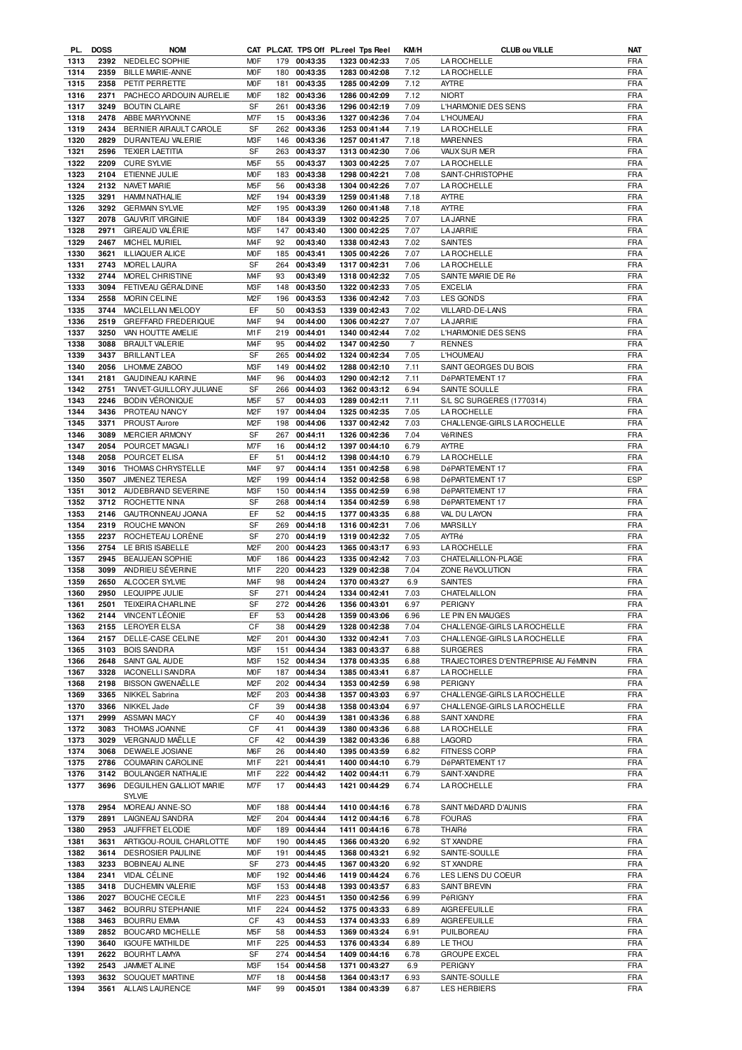| PL. | DOSS | NOM | CAT | PL.CAT. | TPS Off | PL.reel | Tps Reel | KM/H | CLUB ou VILLE | NAT |
|---|---|---|---|---|---|---|---|---|---|---|
| 1313 | 2392 | NEDELEC SOPHIE | M0F | 179 | 00:43:35 | 1323 | 00:42:33 | 7.05 | LA ROCHELLE | FRA |
| 1314 | 2359 | BILLE MARIE-ANNE | M0F | 180 | 00:43:35 | 1283 | 00:42:08 | 7.12 | LA ROCHELLE | FRA |
| 1315 | 2358 | PETIT PERRETTE | M0F | 181 | 00:43:35 | 1285 | 00:42:09 | 7.12 | AYTRE | FRA |
| 1316 | 2371 | PACHECO ARDOUIN AURELIE | M0F | 182 | 00:43:36 | 1286 | 00:42:09 | 7.12 | NIORT | FRA |
| 1317 | 3249 | BOUTIN CLAIRE | SF | 261 | 00:43:36 | 1296 | 00:42:19 | 7.09 | L'HARMONIE DES SENS | FRA |
| 1318 | 2478 | ABBE MARYVONNE | M7F | 15 | 00:43:36 | 1327 | 00:42:36 | 7.04 | L'HOUMEAU | FRA |
| 1319 | 2434 | BERNIER AIRAULT CAROLE | SF | 262 | 00:43:36 | 1253 | 00:41:44 | 7.19 | LA ROCHELLE | FRA |
| 1320 | 2829 | DURANTEAU VALERIE | M3F | 146 | 00:43:36 | 1257 | 00:41:47 | 7.18 | MARENNES | FRA |
| 1321 | 2596 | TEXIER LAETITIA | SF | 263 | 00:43:37 | 1313 | 00:42:30 | 7.06 | VAUX SUR MER | FRA |
| 1322 | 2209 | CURE SYLVIE | M5F | 55 | 00:43:37 | 1303 | 00:42:25 | 7.07 | LA ROCHELLE | FRA |
| 1323 | 2104 | ETIENNE JULIE | M0F | 183 | 00:43:38 | 1298 | 00:42:21 | 7.08 | SAINT-CHRISTOPHE | FRA |
| 1324 | 2132 | NAVET MARIE | M5F | 56 | 00:43:38 | 1304 | 00:42:26 | 7.07 | LA ROCHELLE | FRA |
| 1325 | 3291 | HAMM NATHALIE | M2F | 194 | 00:43:39 | 1259 | 00:41:48 | 7.18 | AYTRE | FRA |
| 1326 | 3292 | GERMAIN SYLVIE | M2F | 195 | 00:43:39 | 1260 | 00:41:48 | 7.18 | AYTRE | FRA |
| 1327 | 2078 | GAUVRIT VIRGINIE | M0F | 184 | 00:43:39 | 1302 | 00:42:25 | 7.07 | LA JARNE | FRA |
| 1328 | 2971 | GIREAUD VALÉRIE | M3F | 147 | 00:43:40 | 1300 | 00:42:25 | 7.07 | LA JARRIE | FRA |
| 1329 | 2467 | MICHEL MURIEL | M4F | 92 | 00:43:40 | 1338 | 00:42:43 | 7.02 | SAINTES | FRA |
| 1330 | 3621 | ILLIAQUER ALICE | M0F | 185 | 00:43:41 | 1305 | 00:42:26 | 7.07 | LA ROCHELLE | FRA |
| 1331 | 2743 | MOREL LAURA | SF | 264 | 00:43:49 | 1317 | 00:42:31 | 7.06 | LA ROCHELLE | FRA |
| 1332 | 2744 | MOREL CHRISTINE | M4F | 93 | 00:43:49 | 1318 | 00:42:32 | 7.05 | SAINTE MARIE DE Ré | FRA |
| 1333 | 3094 | FETIVEAU GÉRALDINE | M3F | 148 | 00:43:50 | 1322 | 00:42:33 | 7.05 | EXCELIA | FRA |
| 1334 | 2558 | MORIN CELINE | M2F | 196 | 00:43:53 | 1336 | 00:42:42 | 7.03 | LES GONDS | FRA |
| 1335 | 3744 | MACLELLAN MELODY | EF | 50 | 00:43:53 | 1339 | 00:42:43 | 7.02 | VILLARD-DE-LANS | FRA |
| 1336 | 2519 | GREFFARD FREDERIQUE | M4F | 94 | 00:44:00 | 1306 | 00:42:27 | 7.07 | LA JARRIE | FRA |
| 1337 | 3250 | VAN HOUTTE AMELIE | M1F | 219 | 00:44:01 | 1340 | 00:42:44 | 7.02 | L'HARMONIE DES SENS | FRA |
| 1338 | 3088 | BRAULT VALERIE | M4F | 95 | 00:44:02 | 1347 | 00:42:50 | 7 | RENNES | FRA |
| 1339 | 3437 | BRILLANT LEA | SF | 265 | 00:44:02 | 1324 | 00:42:34 | 7.05 | L'HOUMEAU | FRA |
| 1340 | 2056 | LHOMME ZABOO | M3F | 149 | 00:44:02 | 1288 | 00:42:10 | 7.11 | SAINT GEORGES DU BOIS | FRA |
| 1341 | 2181 | GAUDINEAU KARINE | M4F | 96 | 00:44:03 | 1290 | 00:42:12 | 7.11 | DéPARTEMENT 17 | FRA |
| 1342 | 2751 | TANVET-GUILLORY JULIANE | SF | 266 | 00:44:03 | 1362 | 00:43:12 | 6.94 | SAINTE SOULLE | FRA |
| 1343 | 2246 | BODIN VÉRONIQUE | M5F | 57 | 00:44:03 | 1289 | 00:42:11 | 7.11 | S/L SC SURGERES (1770314) | FRA |
| 1344 | 3436 | PROTEAU NANCY | M2F | 197 | 00:44:04 | 1325 | 00:42:35 | 7.05 | LA ROCHELLE | FRA |
| 1345 | 3371 | PROUST Aurore | M2F | 198 | 00:44:06 | 1337 | 00:42:42 | 7.03 | CHALLENGE-GIRLS LA ROCHELLE | FRA |
| 1346 | 3089 | MERCIER ARMONY | SF | 267 | 00:44:11 | 1326 | 00:42:36 | 7.04 | VéRINES | FRA |
| 1347 | 2054 | POURCET MAGALI | M7F | 16 | 00:44:12 | 1397 | 00:44:10 | 6.79 | AYTRE | FRA |
| 1348 | 2058 | POURCET ELISA | EF | 51 | 00:44:12 | 1398 | 00:44:10 | 6.79 | LA ROCHELLE | FRA |
| 1349 | 3016 | THOMAS CHRYSTELLE | M4F | 97 | 00:44:14 | 1351 | 00:42:58 | 6.98 | DéPARTEMENT 17 | FRA |
| 1350 | 3507 | JIMENEZ TERESA | M2F | 199 | 00:44:14 | 1352 | 00:42:58 | 6.98 | DéPARTEMENT 17 | ESP |
| 1351 | 3012 | AUDEBRAND SEVERINE | M3F | 150 | 00:44:14 | 1355 | 00:42:59 | 6.98 | DéPARTEMENT 17 | FRA |
| 1352 | 3712 | ROCHETTE NINA | SF | 268 | 00:44:14 | 1354 | 00:42:59 | 6.98 | DéPARTEMENT 17 | FRA |
| 1353 | 2146 | GAUTRONNEAU JOANA | EF | 52 | 00:44:15 | 1377 | 00:43:35 | 6.88 | VAL DU LAYON | FRA |
| 1354 | 2319 | ROUCHE MANON | SF | 269 | 00:44:18 | 1316 | 00:42:31 | 7.06 | MARSILLY | FRA |
| 1355 | 2237 | ROCHETEAU LORÈNE | SF | 270 | 00:44:19 | 1319 | 00:42:32 | 7.05 | AYTRé | FRA |
| 1356 | 2754 | LE BRIS ISABELLE | M2F | 200 | 00:44:23 | 1365 | 00:43:17 | 6.93 | LA ROCHELLE | FRA |
| 1357 | 2945 | BEAUJEAN SOPHIE | M0F | 186 | 00:44:23 | 1335 | 00:42:42 | 7.03 | CHATELAILLON-PLAGE | FRA |
| 1358 | 3099 | ANDRIEU SÉVERINE | M1F | 220 | 00:44:23 | 1329 | 00:42:38 | 7.04 | ZONE RéVOLUTION | FRA |
| 1359 | 2650 | ALCOCER SYLVIE | M4F | 98 | 00:44:24 | 1370 | 00:43:27 | 6.9 | SAINTES | FRA |
| 1360 | 2950 | LEQUIPPE JULIE | SF | 271 | 00:44:24 | 1334 | 00:42:41 | 7.03 | CHATELAILLON | FRA |
| 1361 | 2501 | TEIXEIRA CHARLINE | SF | 272 | 00:44:26 | 1356 | 00:43:01 | 6.97 | PERIGNY | FRA |
| 1362 | 2144 | VINCENT LÉONIE | EF | 53 | 00:44:28 | 1359 | 00:43:06 | 6.96 | LE PIN EN MAUGES | FRA |
| 1363 | 2155 | LEROYER ELSA | CF | 38 | 00:44:29 | 1328 | 00:42:38 | 7.04 | CHALLENGE-GIRLS LA ROCHELLE | FRA |
| 1364 | 2157 | DELLE-CASE CELINE | M2F | 201 | 00:44:30 | 1332 | 00:42:41 | 7.03 | CHALLENGE-GIRLS LA ROCHELLE | FRA |
| 1365 | 3103 | BOIS SANDRA | M3F | 151 | 00:44:34 | 1383 | 00:43:37 | 6.88 | SURGERES | FRA |
| 1366 | 2648 | SAINT GAL AUDE | M3F | 152 | 00:44:34 | 1378 | 00:43:35 | 6.88 | TRAJECTOIRES D'ENTREPRISE AU FéMININ | FRA |
| 1367 | 3328 | IACONELLI SANDRA | M0F | 187 | 00:44:34 | 1385 | 00:43:41 | 6.87 | LA ROCHELLE | FRA |
| 1368 | 2198 | BISSON GWENAËLLE | M2F | 202 | 00:44:34 | 1353 | 00:42:59 | 6.98 | PERIGNY | FRA |
| 1369 | 3365 | NIKKEL Sabrina | M2F | 203 | 00:44:38 | 1357 | 00:43:03 | 6.97 | CHALLENGE-GIRLS LA ROCHELLE | FRA |
| 1370 | 3366 | NIKKEL Jade | CF | 39 | 00:44:38 | 1358 | 00:43:04 | 6.97 | CHALLENGE-GIRLS LA ROCHELLE | FRA |
| 1371 | 2999 | ASSMAN MACY | CF | 40 | 00:44:39 | 1381 | 00:43:36 | 6.88 | SAINT XANDRE | FRA |
| 1372 | 3083 | THOMAS JOANNE | CF | 41 | 00:44:39 | 1380 | 00:43:36 | 6.88 | LA ROCHELLE | FRA |
| 1373 | 3029 | VERGNAUD MAËLLE | CF | 42 | 00:44:39 | 1382 | 00:43:36 | 6.88 | LAGORD | FRA |
| 1374 | 3068 | DEWAELE JOSIANE | M6F | 26 | 00:44:40 | 1395 | 00:43:59 | 6.82 | FITNESS CORP | FRA |
| 1375 | 2786 | COUMARIN CAROLINE | M1F | 221 | 00:44:41 | 1400 | 00:44:10 | 6.79 | DéPARTEMENT 17 | FRA |
| 1376 | 3142 | BOULANGER NATHALIE | M1F | 222 | 00:44:42 | 1402 | 00:44:11 | 6.79 | SAINT-XANDRE | FRA |
| 1377 | 3696 | DEGUILHEN GALLIOT MARIE SYLVIE | M7F | 17 | 00:44:43 | 1421 | 00:44:29 | 6.74 | LA ROCHELLE | FRA |
| 1378 | 2954 | MOREAU ANNE-SO | M0F | 188 | 00:44:44 | 1410 | 00:44:16 | 6.78 | SAINT MéDARD D'AUNIS | FRA |
| 1379 | 2891 | LAIGNEAU SANDRA | M2F | 204 | 00:44:44 | 1412 | 00:44:16 | 6.78 | FOURAS | FRA |
| 1380 | 2953 | JAUFFRET ELODIE | M0F | 189 | 00:44:44 | 1411 | 00:44:16 | 6.78 | THAIRé | FRA |
| 1381 | 3631 | ARTIGOU-ROUIL CHARLOTTE | M0F | 190 | 00:44:45 | 1366 | 00:43:20 | 6.92 | ST XANDRE | FRA |
| 1382 | 3614 | DESROSIER PAULINE | M0F | 191 | 00:44:45 | 1368 | 00:43:21 | 6.92 | SAINTE-SOULLE | FRA |
| 1383 | 3233 | BOBINEAU ALINE | SF | 273 | 00:44:45 | 1367 | 00:43:20 | 6.92 | ST XANDRE | FRA |
| 1384 | 2341 | VIDAL CÉLINE | M0F | 192 | 00:44:46 | 1419 | 00:44:24 | 6.76 | LES LIENS DU COEUR | FRA |
| 1385 | 3418 | DUCHEMIN VALERIE | M3F | 153 | 00:44:48 | 1393 | 00:43:57 | 6.83 | SAINT BREVIN | FRA |
| 1386 | 2027 | BOUCHE CECILE | M1F | 223 | 00:44:51 | 1350 | 00:42:56 | 6.99 | PéRIGNY | FRA |
| 1387 | 3462 | BOURRU STEPHANIE | M1F | 224 | 00:44:52 | 1375 | 00:43:33 | 6.89 | AIGREFEUILLE | FRA |
| 1388 | 3463 | BOURRU EMMA | CF | 43 | 00:44:53 | 1374 | 00:43:33 | 6.89 | AIGREFEUILLE | FRA |
| 1389 | 2852 | BOUCARD MICHELLE | M5F | 58 | 00:44:53 | 1369 | 00:43:24 | 6.91 | PUILBOREAU | FRA |
| 1390 | 3640 | IGOUFE MATHILDE | M1F | 225 | 00:44:53 | 1376 | 00:43:34 | 6.89 | LE THOU | FRA |
| 1391 | 2622 | BOURHT LAMYA | SF | 274 | 00:44:54 | 1409 | 00:44:16 | 6.78 | GROUPE EXCEL | FRA |
| 1392 | 2543 | JAMMET ALINE | M3F | 154 | 00:44:58 | 1371 | 00:43:27 | 6.9 | PERIGNY | FRA |
| 1393 | 3632 | SOUQUET MARTINE | M7F | 18 | 00:44:58 | 1364 | 00:43:17 | 6.93 | SAINTE-SOULLE | FRA |
| 1394 | 3561 | ALLAIS LAURENCE | M4F | 99 | 00:45:01 | 1384 | 00:43:39 | 6.87 | LES HERBIERS | FRA |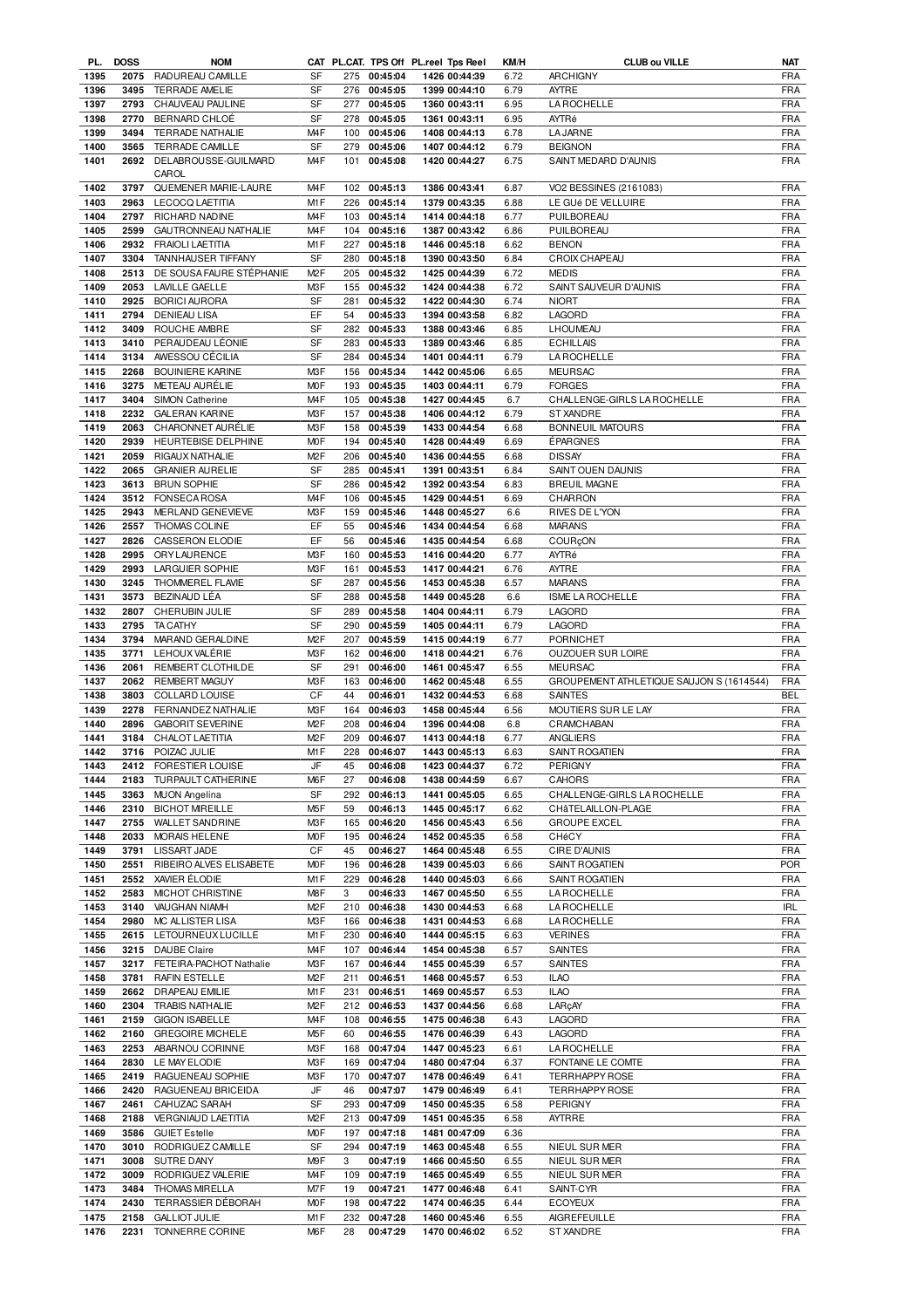| PL. | DOSS | NOM | CAT | PL.CAT. | TPS Off | PL.reel | Tps Reel | KM/H | CLUB ou VILLE | NAT |
|---|---|---|---|---|---|---|---|---|---|---|
| 1395 | 2075 | RADUREAU CAMILLE | SF | 275 | 00:45:04 | 1426 | 00:44:39 | 6.72 | ARCHIGNY | FRA |
| 1396 | 3495 | TERRADE AMELIE | SF | 276 | 00:45:05 | 1399 | 00:44:10 | 6.79 | AYTRE | FRA |
| 1397 | 2793 | CHAUVEAU PAULINE | SF | 277 | 00:45:05 | 1360 | 00:43:11 | 6.95 | LA ROCHELLE | FRA |
| 1398 | 2770 | BERNARD CHLOÉ | SF | 278 | 00:45:05 | 1361 | 00:43:11 | 6.95 | AYTRé | FRA |
| 1399 | 3494 | TERRADE NATHALIE | M4F | 100 | 00:45:06 | 1408 | 00:44:13 | 6.78 | LA JARNE | FRA |
| 1400 | 3565 | TERRADE CAMILLE | SF | 279 | 00:45:06 | 1407 | 00:44:12 | 6.79 | BEIGNON | FRA |
| 1401 | 2692 | DELABROUSSE-GUILMARD CAROL | M4F | 101 | 00:45:08 | 1420 | 00:44:27 | 6.75 | SAINT MEDARD D'AUNIS | FRA |
| 1402 | 3797 | QUEMENER MARIE-LAURE | M4F | 102 | 00:45:13 | 1386 | 00:43:41 | 6.87 | VO2 BESSINES (2161083) | FRA |
| 1403 | 2963 | LECOCQ LAETITIA | M1F | 226 | 00:45:14 | 1379 | 00:43:35 | 6.88 | LE GUé DE VELLUIRE | FRA |
| 1404 | 2797 | RICHARD NADINE | M4F | 103 | 00:45:14 | 1414 | 00:44:18 | 6.77 | PUILBOREAU | FRA |
| 1405 | 2599 | GAUTRONNEAU NATHALIE | M4F | 104 | 00:45:16 | 1387 | 00:43:42 | 6.86 | PUILBOREAU | FRA |
| 1406 | 2932 | FRAIOLI LAETITIA | M1F | 227 | 00:45:18 | 1446 | 00:45:18 | 6.62 | BENON | FRA |
| 1407 | 3304 | TANNHAUSER TIFFANY | SF | 280 | 00:45:18 | 1390 | 00:43:50 | 6.84 | CROIX CHAPEAU | FRA |
| 1408 | 2513 | DE SOUSA FAURE STÉPHANIE | M2F | 205 | 00:45:32 | 1425 | 00:44:39 | 6.72 | MEDIS | FRA |
| 1409 | 2053 | LAVILLE GAELLE | M3F | 155 | 00:45:32 | 1424 | 00:44:38 | 6.72 | SAINT SAUVEUR D'AUNIS | FRA |
| 1410 | 2925 | BORICI AURORA | SF | 281 | 00:45:32 | 1422 | 00:44:30 | 6.74 | NIORT | FRA |
| 1411 | 2794 | DENIEAU LISA | EF | 54 | 00:45:33 | 1394 | 00:43:58 | 6.82 | LAGORD | FRA |
| 1412 | 3409 | ROUCHE AMBRE | SF | 282 | 00:45:33 | 1388 | 00:43:46 | 6.85 | LHOUMEAU | FRA |
| 1413 | 3410 | PERAUDEAU LÉONIE | SF | 283 | 00:45:33 | 1389 | 00:43:46 | 6.85 | ECHILLAIS | FRA |
| 1414 | 3134 | AWESSOU CÉCILIA | SF | 284 | 00:45:34 | 1401 | 00:44:11 | 6.79 | LA ROCHELLE | FRA |
| 1415 | 2268 | BOUINIERE KARINE | M3F | 156 | 00:45:34 | 1442 | 00:45:06 | 6.65 | MEURSAC | FRA |
| 1416 | 3275 | METEAU AURÉLIE | M0F | 193 | 00:45:35 | 1403 | 00:44:11 | 6.79 | FORGES | FRA |
| 1417 | 3404 | SIMON Catherine | M4F | 105 | 00:45:38 | 1427 | 00:44:45 | 6.7 | CHALLENGE-GIRLS LA ROCHELLE | FRA |
| 1418 | 2232 | GALERAN KARINE | M3F | 157 | 00:45:38 | 1406 | 00:44:12 | 6.79 | ST XANDRE | FRA |
| 1419 | 2063 | CHARONNET AURÉLIE | M3F | 158 | 00:45:39 | 1433 | 00:44:54 | 6.68 | BONNEUIL MATOURS | FRA |
| 1420 | 2939 | HEURTEBISE DELPHINE | M0F | 194 | 00:45:40 | 1428 | 00:44:49 | 6.69 | ÉPARGNES | FRA |
| 1421 | 2059 | RIGAUX NATHALIE | M2F | 206 | 00:45:40 | 1436 | 00:44:55 | 6.68 | DISSAY | FRA |
| 1422 | 2065 | GRANIER AURELIE | SF | 285 | 00:45:41 | 1391 | 00:43:51 | 6.84 | SAINT OUEN DAUNIS | FRA |
| 1423 | 3613 | BRUN SOPHIE | SF | 286 | 00:45:42 | 1392 | 00:43:54 | 6.83 | BREUIL MAGNE | FRA |
| 1424 | 3512 | FONSECA ROSA | M4F | 106 | 00:45:45 | 1429 | 00:44:51 | 6.69 | CHARRON | FRA |
| 1425 | 2943 | MERLAND GENEVIEVE | M3F | 159 | 00:45:46 | 1448 | 00:45:27 | 6.6 | RIVES DE L'YON | FRA |
| 1426 | 2557 | THOMAS COLINE | EF | 55 | 00:45:46 | 1434 | 00:44:54 | 6.68 | MARANS | FRA |
| 1427 | 2826 | CASSERON ELODIE | EF | 56 | 00:45:46 | 1435 | 00:44:54 | 6.68 | COURçON | FRA |
| 1428 | 2995 | ORY LAURENCE | M3F | 160 | 00:45:53 | 1416 | 00:44:20 | 6.77 | AYTRé | FRA |
| 1429 | 2993 | LARGUIER SOPHIE | M3F | 161 | 00:45:53 | 1417 | 00:44:21 | 6.76 | AYTRE | FRA |
| 1430 | 3245 | THOMMEREL FLAVIE | SF | 287 | 00:45:56 | 1453 | 00:45:38 | 6.57 | MARANS | FRA |
| 1431 | 3573 | BEZINAUD LÉA | SF | 288 | 00:45:58 | 1449 | 00:45:28 | 6.6 | ISME LA ROCHELLE | FRA |
| 1432 | 2807 | CHERUBIN JULIE | SF | 289 | 00:45:58 | 1404 | 00:44:11 | 6.79 | LAGORD | FRA |
| 1433 | 2795 | TA CATHY | SF | 290 | 00:45:59 | 1405 | 00:44:11 | 6.79 | LAGORD | FRA |
| 1434 | 3794 | MARAND GERALDINE | M2F | 207 | 00:45:59 | 1415 | 00:44:19 | 6.77 | PORNICHET | FRA |
| 1435 | 3771 | LEHOUX VALÉRIE | M3F | 162 | 00:46:00 | 1418 | 00:44:21 | 6.76 | OUZOUER SUR LOIRE | FRA |
| 1436 | 2061 | REMBERT CLOTHILDE | SF | 291 | 00:46:00 | 1461 | 00:45:47 | 6.55 | MEURSAC | FRA |
| 1437 | 2062 | REMBERT MAGUY | M3F | 163 | 00:46:00 | 1462 | 00:45:48 | 6.55 | GROUPEMENT ATHLETIQUE SAUJON S (1614544) | FRA |
| 1438 | 3803 | COLLARD LOUISE | CF | 44 | 00:46:01 | 1432 | 00:44:53 | 6.68 | SAINTES | BEL |
| 1439 | 2278 | FERNANDEZ NATHALIE | M3F | 164 | 00:46:03 | 1458 | 00:45:44 | 6.56 | MOUTIERS SUR LE LAY | FRA |
| 1440 | 2896 | GABORIT SEVERINE | M2F | 208 | 00:46:04 | 1396 | 00:44:08 | 6.8 | CRAMCHABAN | FRA |
| 1441 | 3184 | CHALOT LAETITIA | M2F | 209 | 00:46:07 | 1413 | 00:44:18 | 6.77 | ANGLIERS | FRA |
| 1442 | 3716 | POIZAC JULIE | M1F | 228 | 00:46:07 | 1443 | 00:45:13 | 6.63 | SAINT ROGATIEN | FRA |
| 1443 | 2412 | FORESTIER LOUISE | JF | 45 | 00:46:08 | 1423 | 00:44:37 | 6.72 | PERIGNY | FRA |
| 1444 | 2183 | TURPAULT CATHERINE | M6F | 27 | 00:46:08 | 1438 | 00:44:59 | 6.67 | CAHORS | FRA |
| 1445 | 3363 | MIJON Angelina | SF | 292 | 00:46:13 | 1441 | 00:45:05 | 6.65 | CHALLENGE-GIRLS LA ROCHELLE | FRA |
| 1446 | 2310 | BICHOT MIREILLE | M5F | 59 | 00:46:13 | 1445 | 00:45:17 | 6.62 | CHâTELAILLON-PLAGE | FRA |
| 1447 | 2755 | WALLET SANDRINE | M3F | 165 | 00:46:20 | 1456 | 00:45:43 | 6.56 | GROUPE EXCEL | FRA |
| 1448 | 2033 | MORAIS HELENE | M0F | 195 | 00:46:24 | 1452 | 00:45:35 | 6.58 | CHéCY | FRA |
| 1449 | 3791 | LISSART JADE | CF | 45 | 00:46:27 | 1464 | 00:45:48 | 6.55 | CIRE D'AUNIS | FRA |
| 1450 | 2551 | RIBEIRO ALVES ELISABETE | M0F | 196 | 00:46:28 | 1439 | 00:45:03 | 6.66 | SAINT ROGATIEN | POR |
| 1451 | 2552 | XAVIER ÉLODIE | M1F | 229 | 00:46:28 | 1440 | 00:45:03 | 6.66 | SAINT ROGATIEN | FRA |
| 1452 | 2583 | MICHOT CHRISTINE | M8F | 3 | 00:46:33 | 1467 | 00:45:50 | 6.55 | LA ROCHELLE | FRA |
| 1453 | 3140 | VAUGHAN NIAMH | M2F | 210 | 00:46:38 | 1430 | 00:44:53 | 6.68 | LA ROCHELLE | IRL |
| 1454 | 2980 | MC ALLISTER LISA | M3F | 166 | 00:46:38 | 1431 | 00:44:53 | 6.68 | LA ROCHELLE | FRA |
| 1455 | 2615 | LETOURNEUX LUCILLE | M1F | 230 | 00:46:40 | 1444 | 00:45:15 | 6.63 | VERINES | FRA |
| 1456 | 3215 | DAUBE Claire | M4F | 107 | 00:46:44 | 1454 | 00:45:38 | 6.57 | SAINTES | FRA |
| 1457 | 3217 | FETEIRA-PACHOT Nathalie | M3F | 167 | 00:46:44 | 1455 | 00:45:39 | 6.57 | SAINTES | FRA |
| 1458 | 3781 | RAFIN ESTELLE | M2F | 211 | 00:46:51 | 1468 | 00:45:57 | 6.53 | ILAO | FRA |
| 1459 | 2662 | DRAPEAU EMILIE | M1F | 231 | 00:46:51 | 1469 | 00:45:57 | 6.53 | ILAO | FRA |
| 1460 | 2304 | TRABIS NATHALIE | M2F | 212 | 00:46:53 | 1437 | 00:44:56 | 6.68 | LARçAY | FRA |
| 1461 | 2159 | GIGON ISABELLE | M4F | 108 | 00:46:55 | 1475 | 00:46:38 | 6.43 | LAGORD | FRA |
| 1462 | 2160 | GREGOIRE MICHELE | M5F | 60 | 00:46:55 | 1476 | 00:46:39 | 6.43 | LAGORD | FRA |
| 1463 | 2253 | ABARNOU CORINNE | M3F | 168 | 00:47:04 | 1447 | 00:45:23 | 6.61 | LA ROCHELLE | FRA |
| 1464 | 2830 | LE MAY ELODIE | M3F | 169 | 00:47:04 | 1480 | 00:47:04 | 6.37 | FONTAINE LE COMTE | FRA |
| 1465 | 2419 | RAGUENEAU SOPHIE | M3F | 170 | 00:47:07 | 1478 | 00:46:49 | 6.41 | TERRHAPPY ROSE | FRA |
| 1466 | 2420 | RAGUENEAU BRICEIDA | JF | 46 | 00:47:07 | 1479 | 00:46:49 | 6.41 | TERRHAPPY ROSE | FRA |
| 1467 | 2461 | CAHUZAC SARAH | SF | 293 | 00:47:09 | 1450 | 00:45:35 | 6.58 | PERIGNY | FRA |
| 1468 | 2188 | VERGNIAUD LAETITIA | M2F | 213 | 00:47:09 | 1451 | 00:45:35 | 6.58 | AYTRRE | FRA |
| 1469 | 3586 | GUIET Estelle | M0F | 197 | 00:47:18 | 1481 | 00:47:09 | 6.36 | | FRA |
| 1470 | 3010 | RODRIGUEZ CAMILLE | SF | 294 | 00:47:19 | 1463 | 00:45:48 | 6.55 | NIEUL SUR MER | FRA |
| 1471 | 3008 | SUTRE DANY | M9F | 3 | 00:47:19 | 1466 | 00:45:50 | 6.55 | NIEUL SUR MER | FRA |
| 1472 | 3009 | RODRIGUEZ VALERIE | M4F | 109 | 00:47:19 | 1465 | 00:45:49 | 6.55 | NIEUL SUR MER | FRA |
| 1473 | 3484 | THOMAS MIRELLA | M7F | 19 | 00:47:21 | 1477 | 00:46:48 | 6.41 | SAINT-CYR | FRA |
| 1474 | 2430 | TERRASSIER DÉBORAH | M0F | 198 | 00:47:22 | 1474 | 00:46:35 | 6.44 | ECOYEUX | FRA |
| 1475 | 2158 | GALLIOT JULIE | M1F | 232 | 00:47:28 | 1460 | 00:45:46 | 6.55 | AIGREFEUILLE | FRA |
| 1476 | 2231 | TONNERRE CORINE | M6F | 28 | 00:47:29 | 1470 | 00:46:02 | 6.52 | ST XANDRE | FRA |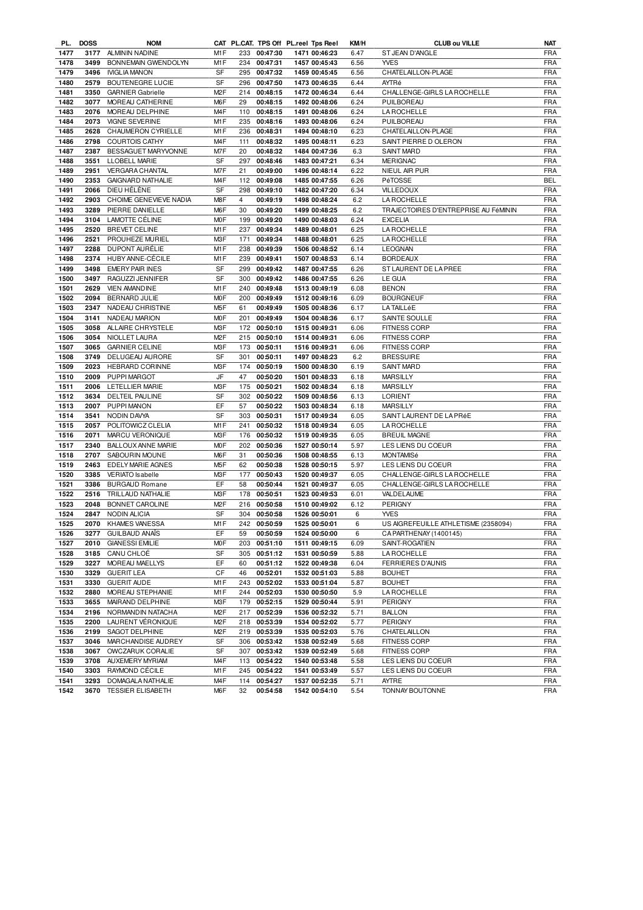| PL. | DOSS | NOM | CAT | PL.CAT. | TPS Off | PL.reel | Tps Reel | KM/H | CLUB ou VILLE | NAT |
|---|---|---|---|---|---|---|---|---|---|---|
| 1477 | 3177 | ALMININ NADINE | M1F | 233 | 00:47:30 | 1471 | 00:46:23 | 6.47 | ST JEAN D'ANGLE | FRA |
| 1478 | 3499 | BONNEMAIN GWENDOLYN | M1F | 234 | 00:47:31 | 1457 | 00:45:43 | 6.56 | YVES | FRA |
| 1479 | 3496 | IVIGLIA MANON | SF | 295 | 00:47:32 | 1459 | 00:45:45 | 6.56 | CHATELAILLON-PLAGE | FRA |
| 1480 | 2579 | BOUTENEGRE LUCIE | SF | 296 | 00:47:50 | 1473 | 00:46:35 | 6.44 | AYTRé | FRA |
| 1481 | 3350 | GARNIER Gabrielle | M2F | 214 | 00:48:15 | 1472 | 00:46:34 | 6.44 | CHALLENGE-GIRLS LA ROCHELLE | FRA |
| 1482 | 3077 | MOREAU CATHERINE | M6F | 29 | 00:48:15 | 1492 | 00:48:06 | 6.24 | PUILBOREAU | FRA |
| 1483 | 2076 | MOREAU DELPHINE | M4F | 110 | 00:48:15 | 1491 | 00:48:06 | 6.24 | LA ROCHELLE | FRA |
| 1484 | 2073 | VIGNE SEVERINE | M1F | 235 | 00:48:16 | 1493 | 00:48:06 | 6.24 | PUILBOREAU | FRA |
| 1485 | 2628 | CHAUMERON CYRIELLE | M1F | 236 | 00:48:31 | 1494 | 00:48:10 | 6.23 | CHATELAILLON-PLAGE | FRA |
| 1486 | 2798 | COURTOIS CATHY | M4F | 111 | 00:48:32 | 1495 | 00:48:11 | 6.23 | SAINT PIERRE D OLERON | FRA |
| 1487 | 2387 | BESSAGUET MARYVONNE | M7F | 20 | 00:48:32 | 1484 | 00:47:36 | 6.3 | SAINT MARD | FRA |
| 1488 | 3551 | LLOBELL MARIE | SF | 297 | 00:48:46 | 1483 | 00:47:21 | 6.34 | MERIGNAC | FRA |
| 1489 | 2951 | VERGARA CHANTAL | M7F | 21 | 00:49:00 | 1496 | 00:48:14 | 6.22 | NIEUL AIR PUR | FRA |
| 1490 | 2353 | GAIGNARD NATHALIE | M4F | 112 | 00:49:08 | 1485 | 00:47:55 | 6.26 | PéTOSSE | BEL |
| 1491 | 2066 | DIEU HÉLÈNE | SF | 298 | 00:49:10 | 1482 | 00:47:20 | 6.34 | VILLEDOUX | FRA |
| 1492 | 2903 | CHOIME GENEVIEVE NADIA | M8F | 4 | 00:49:19 | 1498 | 00:48:24 | 6.2 | LA ROCHELLE | FRA |
| 1493 | 3289 | PIERRE DANIELLE | M6F | 30 | 00:49:20 | 1499 | 00:48:25 | 6.2 | TRAJECTOIRES D'ENTREPRISE AU FéMININ | FRA |
| 1494 | 3104 | LAMOTTE CÉLINE | M0F | 199 | 00:49:20 | 1490 | 00:48:03 | 6.24 | EXCELIA | FRA |
| 1495 | 2520 | BREVET CELINE | M1F | 237 | 00:49:34 | 1489 | 00:48:01 | 6.25 | LA ROCHELLE | FRA |
| 1496 | 2521 | PROUHEZE MURIEL | M3F | 171 | 00:49:34 | 1488 | 00:48:01 | 6.25 | LA ROCHELLE | FRA |
| 1497 | 2288 | DUPONT AURÉLIE | M1F | 238 | 00:49:39 | 1506 | 00:48:52 | 6.14 | LEOGNAN | FRA |
| 1498 | 2374 | HUBY ANNE-CÉCILE | M1F | 239 | 00:49:41 | 1507 | 00:48:53 | 6.14 | BORDEAUX | FRA |
| 1499 | 3498 | EMERY PAIR INES | SF | 299 | 00:49:42 | 1487 | 00:47:55 | 6.26 | ST LAURENT DE LA PREE | FRA |
| 1500 | 3497 | RAGUZZI JENNIFER | SF | 300 | 00:49:42 | 1486 | 00:47:55 | 6.26 | LE GUA | FRA |
| 1501 | 2629 | VIEN AMANDINE | M1F | 240 | 00:49:48 | 1513 | 00:49:19 | 6.08 | BENON | FRA |
| 1502 | 2094 | BERNARD JULIE | M0F | 200 | 00:49:49 | 1512 | 00:49:16 | 6.09 | BOURGNEUF | FRA |
| 1503 | 2347 | NADEAU CHRISTINE | M5F | 61 | 00:49:49 | 1505 | 00:48:36 | 6.17 | LA TAILLéE | FRA |
| 1504 | 3141 | NADEAU MARION | M0F | 201 | 00:49:49 | 1504 | 00:48:36 | 6.17 | SAINTE SOULLE | FRA |
| 1505 | 3058 | ALLAIRE CHRYSTELE | M3F | 172 | 00:50:10 | 1515 | 00:49:31 | 6.06 | FITNESS CORP | FRA |
| 1506 | 3054 | NIOLLET LAURA | M2F | 215 | 00:50:10 | 1514 | 00:49:31 | 6.06 | FITNESS CORP | FRA |
| 1507 | 3065 | GARNIER CELINE | M3F | 173 | 00:50:11 | 1516 | 00:49:31 | 6.06 | FITNESS CORP | FRA |
| 1508 | 3749 | DELUGEAU AURORE | SF | 301 | 00:50:11 | 1497 | 00:48:23 | 6.2 | BRESSUIRE | FRA |
| 1509 | 2023 | HEBRARD CORINNE | M3F | 174 | 00:50:19 | 1500 | 00:48:30 | 6.19 | SAINT MARD | FRA |
| 1510 | 2009 | PUPPI MARGOT | JF | 47 | 00:50:20 | 1501 | 00:48:33 | 6.18 | MARSILLY | FRA |
| 1511 | 2006 | LETELLIER MARIE | M3F | 175 | 00:50:21 | 1502 | 00:48:34 | 6.18 | MARSILLY | FRA |
| 1512 | 3634 | DELTEIL PAULINE | SF | 302 | 00:50:22 | 1509 | 00:48:56 | 6.13 | LORIENT | FRA |
| 1513 | 2007 | PUPPI MANON | EF | 57 | 00:50:22 | 1503 | 00:48:34 | 6.18 | MARSILLY | FRA |
| 1514 | 3541 | NODIN DAVYA | SF | 303 | 00:50:31 | 1517 | 00:49:34 | 6.05 | SAINT LAURENT DE LA PRéE | FRA |
| 1515 | 2057 | POLITOWICZ CLELIA | M1F | 241 | 00:50:32 | 1518 | 00:49:34 | 6.05 | LA ROCHELLE | FRA |
| 1516 | 2071 | MARCU VERONIQUE | M3F | 176 | 00:50:32 | 1519 | 00:49:35 | 6.05 | BREUIL MAGNE | FRA |
| 1517 | 2340 | BALLOUX ANNE MARIE | M0F | 202 | 00:50:36 | 1527 | 00:50:14 | 5.97 | LES LIENS DU COEUR | FRA |
| 1518 | 2707 | SABOURIN MOUNE | M6F | 31 | 00:50:36 | 1508 | 00:48:55 | 6.13 | MONTAMISé | FRA |
| 1519 | 2463 | EDELY MARIE AGNES | M5F | 62 | 00:50:38 | 1528 | 00:50:15 | 5.97 | LES LIENS DU COEUR | FRA |
| 1520 | 3385 | VERIATO Isabelle | M3F | 177 | 00:50:43 | 1520 | 00:49:37 | 6.05 | CHALLENGE-GIRLS LA ROCHELLE | FRA |
| 1521 | 3386 | BURGAUD Romane | EF | 58 | 00:50:44 | 1521 | 00:49:37 | 6.05 | CHALLENGE-GIRLS LA ROCHELLE | FRA |
| 1522 | 2516 | TRILLAUD NATHALIE | M3F | 178 | 00:50:51 | 1523 | 00:49:53 | 6.01 | VALDELAUME | FRA |
| 1523 | 2048 | BONNET CAROLINE | M2F | 216 | 00:50:58 | 1510 | 00:49:02 | 6.12 | PERIGNY | FRA |
| 1524 | 2847 | NODIN ALICIA | SF | 304 | 00:50:58 | 1526 | 00:50:01 | 6 | YVES | FRA |
| 1525 | 2070 | KHAMES VANESSA | M1F | 242 | 00:50:59 | 1525 | 00:50:01 | 6 | US AIGREFEUILLE ATHLETISME (2358094) | FRA |
| 1526 | 3277 | GUILBAUD ANAÏS | EF | 59 | 00:50:59 | 1524 | 00:50:00 | 6 | CA PARTHENAY (1400145) | FRA |
| 1527 | 2010 | GIANESSI EMILIE | M0F | 203 | 00:51:10 | 1511 | 00:49:15 | 6.09 | SAINT-ROGATIEN | FRA |
| 1528 | 3185 | CANU CHLOÉ | SF | 305 | 00:51:12 | 1531 | 00:50:59 | 5.88 | LA ROCHELLE | FRA |
| 1529 | 3227 | MOREAU MAELLYS | EF | 60 | 00:51:12 | 1522 | 00:49:38 | 6.04 | FERRIERES D'AUNIS | FRA |
| 1530 | 3329 | GUERIT LEA | CF | 46 | 00:52:01 | 1532 | 00:51:03 | 5.88 | BOUHET | FRA |
| 1531 | 3330 | GUERIT AUDE | M1F | 243 | 00:52:02 | 1533 | 00:51:04 | 5.87 | BOUHET | FRA |
| 1532 | 2880 | MOREAU STEPHANIE | M1F | 244 | 00:52:03 | 1530 | 00:50:50 | 5.9 | LA ROCHELLE | FRA |
| 1533 | 3655 | MAIRAND DELPHINE | M3F | 179 | 00:52:15 | 1529 | 00:50:44 | 5.91 | PERIGNY | FRA |
| 1534 | 2196 | NORMANDIN NATACHA | M2F | 217 | 00:52:39 | 1536 | 00:52:32 | 5.71 | BALLON | FRA |
| 1535 | 2200 | LAURENT VÉRONIQUE | M2F | 218 | 00:53:39 | 1534 | 00:52:02 | 5.77 | PERIGNY | FRA |
| 1536 | 2199 | SAGOT DELPHINE | M2F | 219 | 00:53:39 | 1535 | 00:52:03 | 5.76 | CHATELAILLON | FRA |
| 1537 | 3046 | MARCHANDISE AUDREY | SF | 306 | 00:53:42 | 1538 | 00:52:49 | 5.68 | FITNESS CORP | FRA |
| 1538 | 3067 | OWCZARUK CORALIE | SF | 307 | 00:53:42 | 1539 | 00:52:49 | 5.68 | FITNESS CORP | FRA |
| 1539 | 3708 | AUXEMERY MYRIAM | M4F | 113 | 00:54:22 | 1540 | 00:53:48 | 5.58 | LES LIENS DU COEUR | FRA |
| 1540 | 3303 | RAYMOND CÉCILE | M1F | 245 | 00:54:22 | 1541 | 00:53:49 | 5.57 | LES LIENS DU COEUR | FRA |
| 1541 | 3293 | DOMAGALA NATHALIE | M4F | 114 | 00:54:27 | 1537 | 00:52:35 | 5.71 | AYTRE | FRA |
| 1542 | 3670 | TESSIER ELISABETH | M6F | 32 | 00:54:58 | 1542 | 00:54:10 | 5.54 | TONNAY BOUTONNE | FRA |